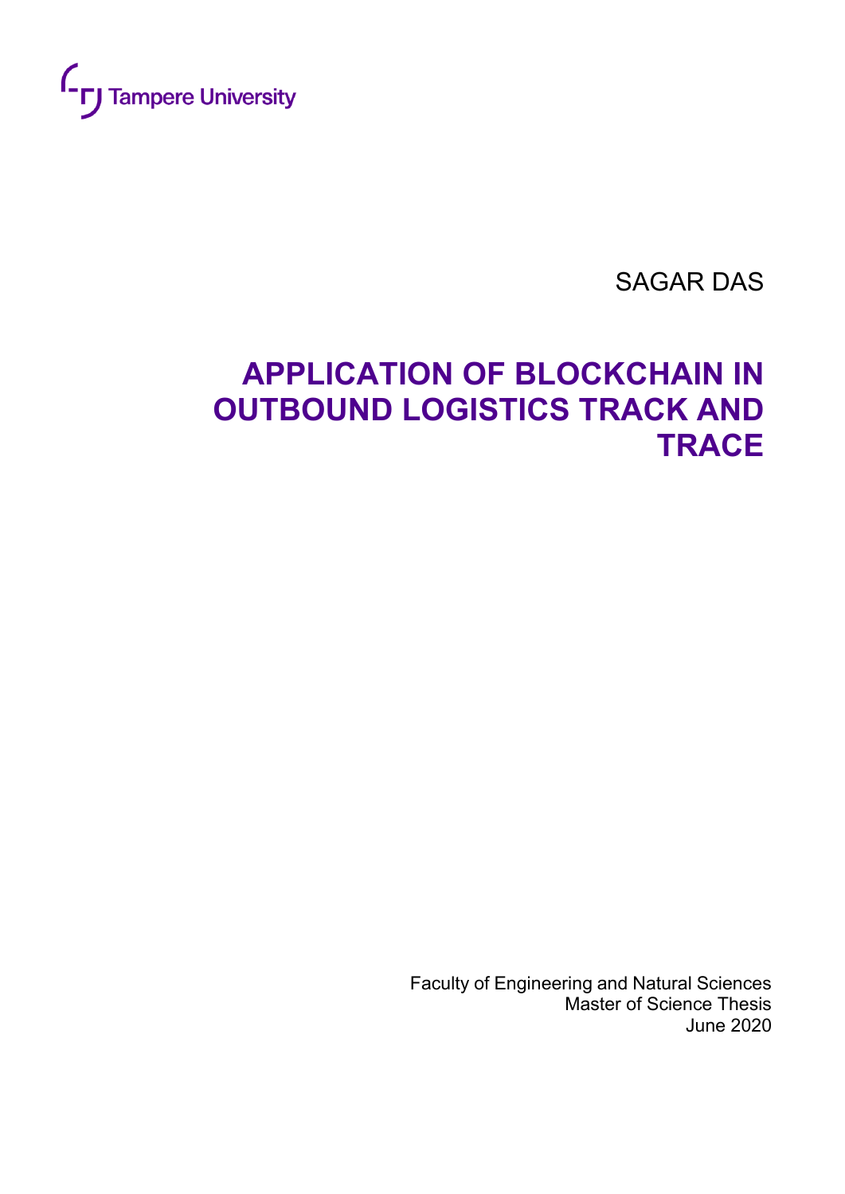Tampere University

SAGAR DAS

# APPLICATION OF BLOCKCHAIN IN OUTBOUND LOGISTICS TRACK AND TRACE

Faculty of Engineering and Natural Sciences
Master of Science Thesis
June 2020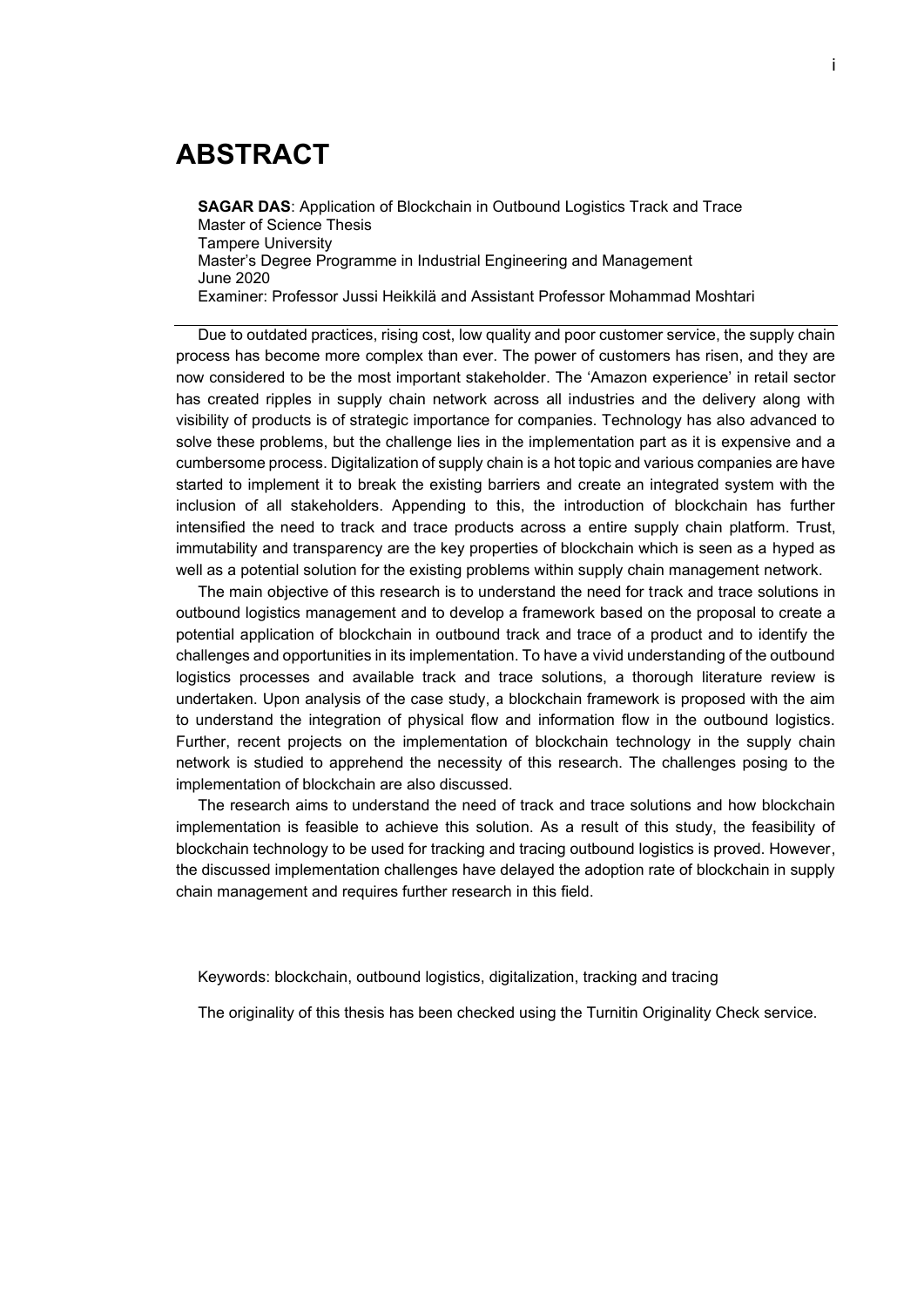# ABSTRACT

**SAGAR DAS**: Application of Blockchain in Outbound Logistics Track and Trace
Master of Science Thesis
Tampere University
Master's Degree Programme in Industrial Engineering and Management
June 2020
Examiner: Professor Jussi Heikkilä and Assistant Professor Mohammad Moshtari

---

Due to outdated practices, rising cost, low quality and poor customer service, the supply chain process has become more complex than ever. The power of customers has risen, and they are now considered to be the most important stakeholder. The 'Amazon experience' in retail sector has created ripples in supply chain network across all industries and the delivery along with visibility of products is of strategic importance for companies. Technology has also advanced to solve these problems, but the challenge lies in the implementation part as it is expensive and a cumbersome process. Digitalization of supply chain is a hot topic and various companies are have started to implement it to break the existing barriers and create an integrated system with the inclusion of all stakeholders. Appending to this, the introduction of blockchain has further intensified the need to track and trace products across a entire supply chain platform. Trust, immutability and transparency are the key properties of blockchain which is seen as a hyped as well as a potential solution for the existing problems within supply chain management network.

The main objective of this research is to understand the need for track and trace solutions in outbound logistics management and to develop a framework based on the proposal to create a potential application of blockchain in outbound track and trace of a product and to identify the challenges and opportunities in its implementation. To have a vivid understanding of the outbound logistics processes and available track and trace solutions, a thorough literature review is undertaken. Upon analysis of the case study, a blockchain framework is proposed with the aim to understand the integration of physical flow and information flow in the outbound logistics. Further, recent projects on the implementation of blockchain technology in the supply chain network is studied to apprehend the necessity of this research. The challenges posing to the implementation of blockchain are also discussed.

The research aims to understand the need of track and trace solutions and how blockchain implementation is feasible to achieve this solution. As a result of this study, the feasibility of blockchain technology to be used for tracking and tracing outbound logistics is proved. However, the discussed implementation challenges have delayed the adoption rate of blockchain in supply chain management and requires further research in this field.

Keywords: blockchain, outbound logistics, digitalization, tracking and tracing

The originality of this thesis has been checked using the Turnitin Originality Check service.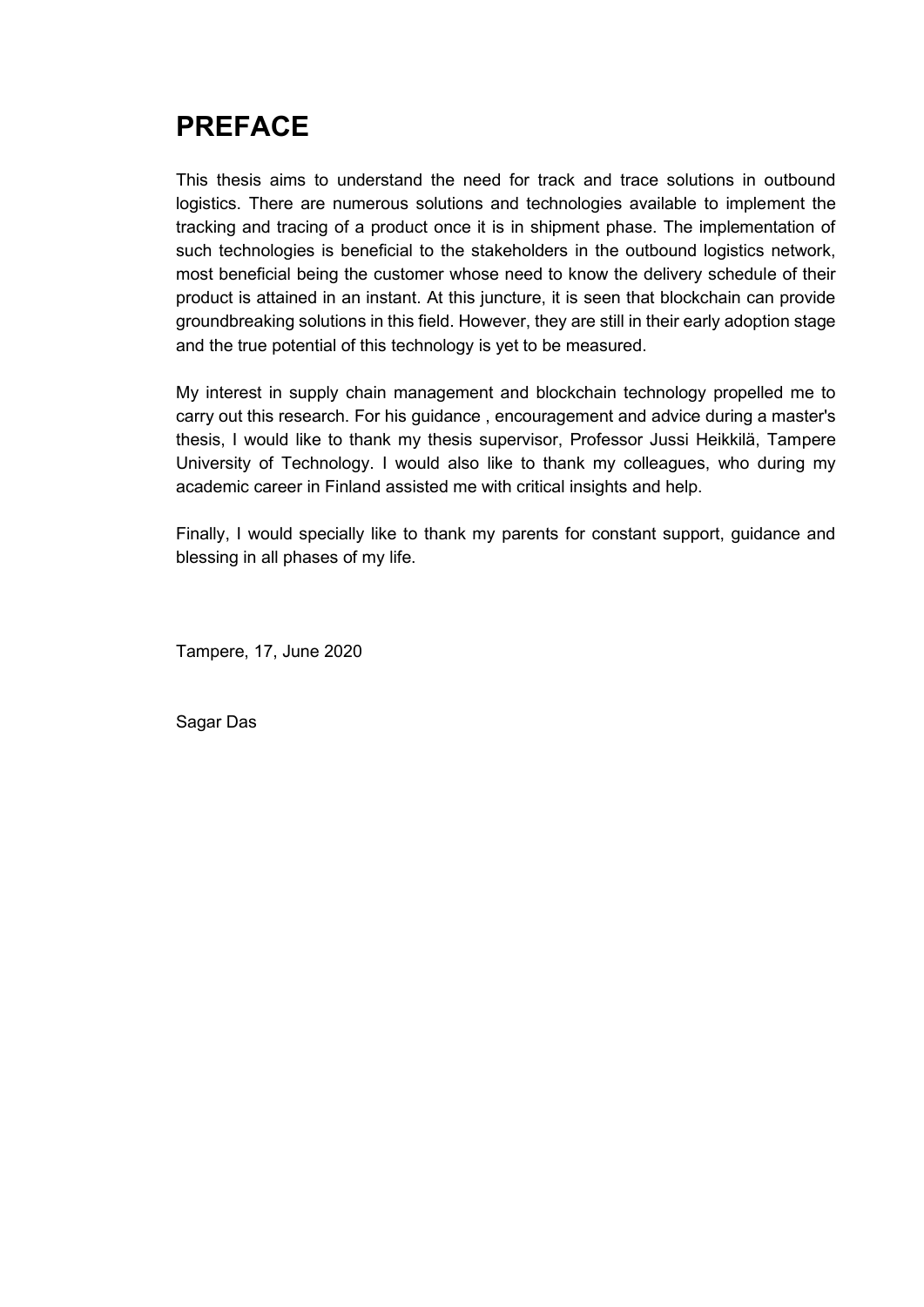# PREFACE

This thesis aims to understand the need for track and trace solutions in outbound logistics. There are numerous solutions and technologies available to implement the tracking and tracing of a product once it is in shipment phase. The implementation of such technologies is beneficial to the stakeholders in the outbound logistics network, most beneficial being the customer whose need to know the delivery schedule of their product is attained in an instant. At this juncture, it is seen that blockchain can provide groundbreaking solutions in this field. However, they are still in their early adoption stage and the true potential of this technology is yet to be measured.

My interest in supply chain management and blockchain technology propelled me to carry out this research. For his guidance , encouragement and advice during a master's thesis, I would like to thank my thesis supervisor, Professor Jussi Heikkilä, Tampere University of Technology. I would also like to thank my colleagues, who during my academic career in Finland assisted me with critical insights and help.

Finally, I would specially like to thank my parents for constant support, guidance and blessing in all phases of my life.

Tampere, 17, June 2020

Sagar Das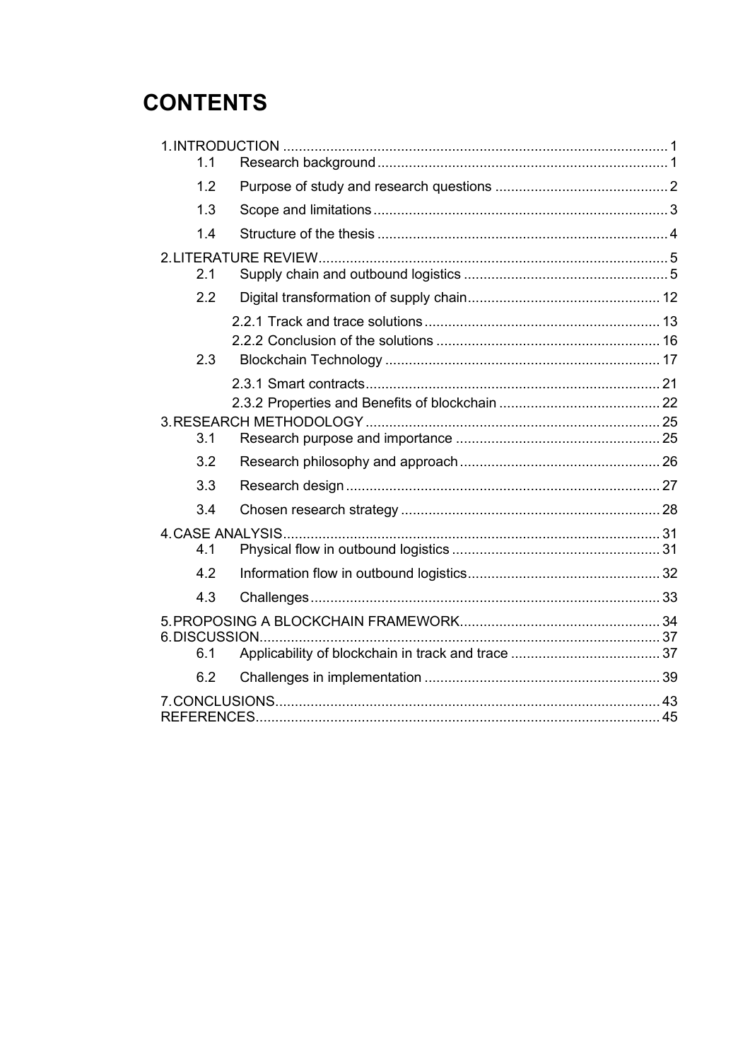# CONTENTS

1. INTRODUCTION ..................................................................................................1
   - 1.1 Research background ..........................................................................1
   - 1.2 Purpose of study and research questions ............................................2
   - 1.3 Scope and limitations ...........................................................................3
   - 1.4 Structure of the thesis ..........................................................................4
2. LITERATURE REVIEW.........................................................................................5
   - 2.1 Supply chain and outbound logistics ....................................................5
   - 2.2 Digital transformation of supply chain.................................................12
     - 2.2.1 Track and trace solutions ............................................................13
     - 2.2.2 Conclusion of the solutions .........................................................16
   - 2.3 Blockchain Technology ......................................................................17
     - 2.3.1 Smart contracts...........................................................................21
     - 2.3.2 Properties and Benefits of blockchain .........................................22
3. RESEARCH METHODOLOGY ...........................................................................25
   - 3.1 Research purpose and importance ....................................................25
   - 3.2 Research philosophy and approach ...................................................26
   - 3.3 Research design ................................................................................27
   - 3.4 Chosen research strategy ..................................................................28
4. CASE ANALYSIS................................................................................................31
   - 4.1 Physical flow in outbound logistics .....................................................31
   - 4.2 Information flow in outbound logistics.................................................32
   - 4.3 Challenges.........................................................................................33
5. PROPOSING A BLOCKCHAIN FRAMEWORK...................................................34
6. DISCUSSION......................................................................................................37
   - 6.1 Applicability of blockchain in track and trace ......................................37
   - 6.2 Challenges in implementation ............................................................39
7. CONCLUSIONS..................................................................................................43

REFERENCES.......................................................................................................45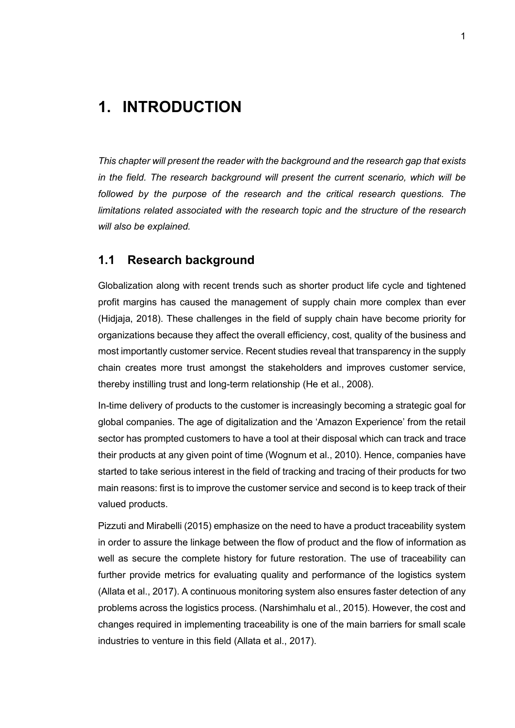# 1. INTRODUCTION

*This chapter will present the reader with the background and the research gap that exists in the field. The research background will present the current scenario, which will be followed by the purpose of the research and the critical research questions. The limitations related associated with the research topic and the structure of the research will also be explained.*

## 1.1 Research background

Globalization along with recent trends such as shorter product life cycle and tightened profit margins has caused the management of supply chain more complex than ever (Hidjaja, 2018). These challenges in the field of supply chain have become priority for organizations because they affect the overall efficiency, cost, quality of the business and most importantly customer service. Recent studies reveal that transparency in the supply chain creates more trust amongst the stakeholders and improves customer service, thereby instilling trust and long-term relationship (He et al., 2008).

In-time delivery of products to the customer is increasingly becoming a strategic goal for global companies. The age of digitalization and the 'Amazon Experience' from the retail sector has prompted customers to have a tool at their disposal which can track and trace their products at any given point of time (Wognum et al., 2010). Hence, companies have started to take serious interest in the field of tracking and tracing of their products for two main reasons: first is to improve the customer service and second is to keep track of their valued products.

Pizzuti and Mirabelli (2015) emphasize on the need to have a product traceability system in order to assure the linkage between the flow of product and the flow of information as well as secure the complete history for future restoration. The use of traceability can further provide metrics for evaluating quality and performance of the logistics system (Allata et al., 2017). A continuous monitoring system also ensures faster detection of any problems across the logistics process. (Narshimhalu et al., 2015). However, the cost and changes required in implementing traceability is one of the main barriers for small scale industries to venture in this field (Allata et al., 2017).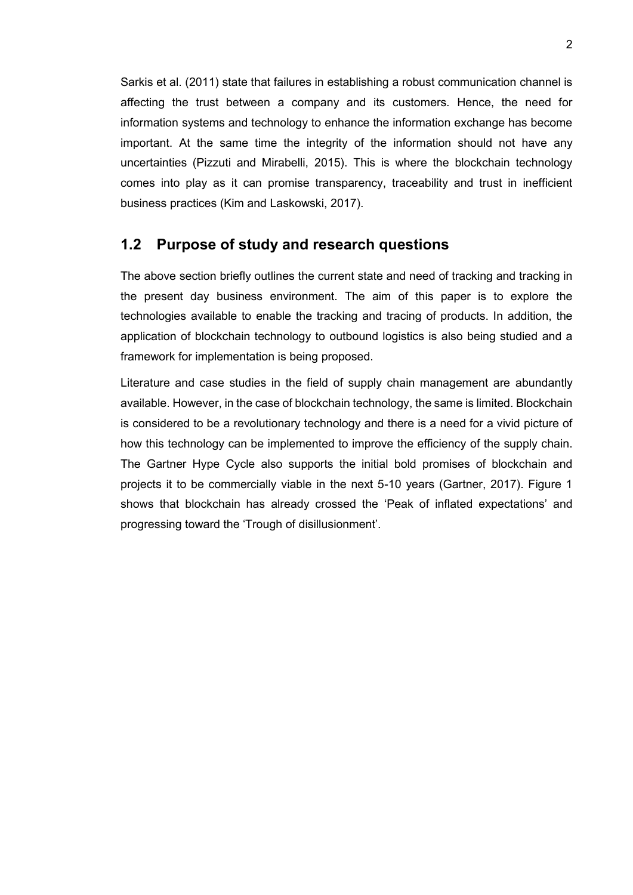Sarkis et al. (2011) state that failures in establishing a robust communication channel is affecting the trust between a company and its customers. Hence, the need for information systems and technology to enhance the information exchange has become important. At the same time the integrity of the information should not have any uncertainties (Pizzuti and Mirabelli, 2015). This is where the blockchain technology comes into play as it can promise transparency, traceability and trust in inefficient business practices (Kim and Laskowski, 2017).

## 1.2 Purpose of study and research questions

The above section briefly outlines the current state and need of tracking and tracking in the present day business environment. The aim of this paper is to explore the technologies available to enable the tracking and tracing of products. In addition, the application of blockchain technology to outbound logistics is also being studied and a framework for implementation is being proposed.

Literature and case studies in the field of supply chain management are abundantly available. However, in the case of blockchain technology, the same is limited. Blockchain is considered to be a revolutionary technology and there is a need for a vivid picture of how this technology can be implemented to improve the efficiency of the supply chain. The Gartner Hype Cycle also supports the initial bold promises of blockchain and projects it to be commercially viable in the next 5-10 years (Gartner, 2017). Figure 1 shows that blockchain has already crossed the 'Peak of inflated expectations' and progressing toward the 'Trough of disillusionment'.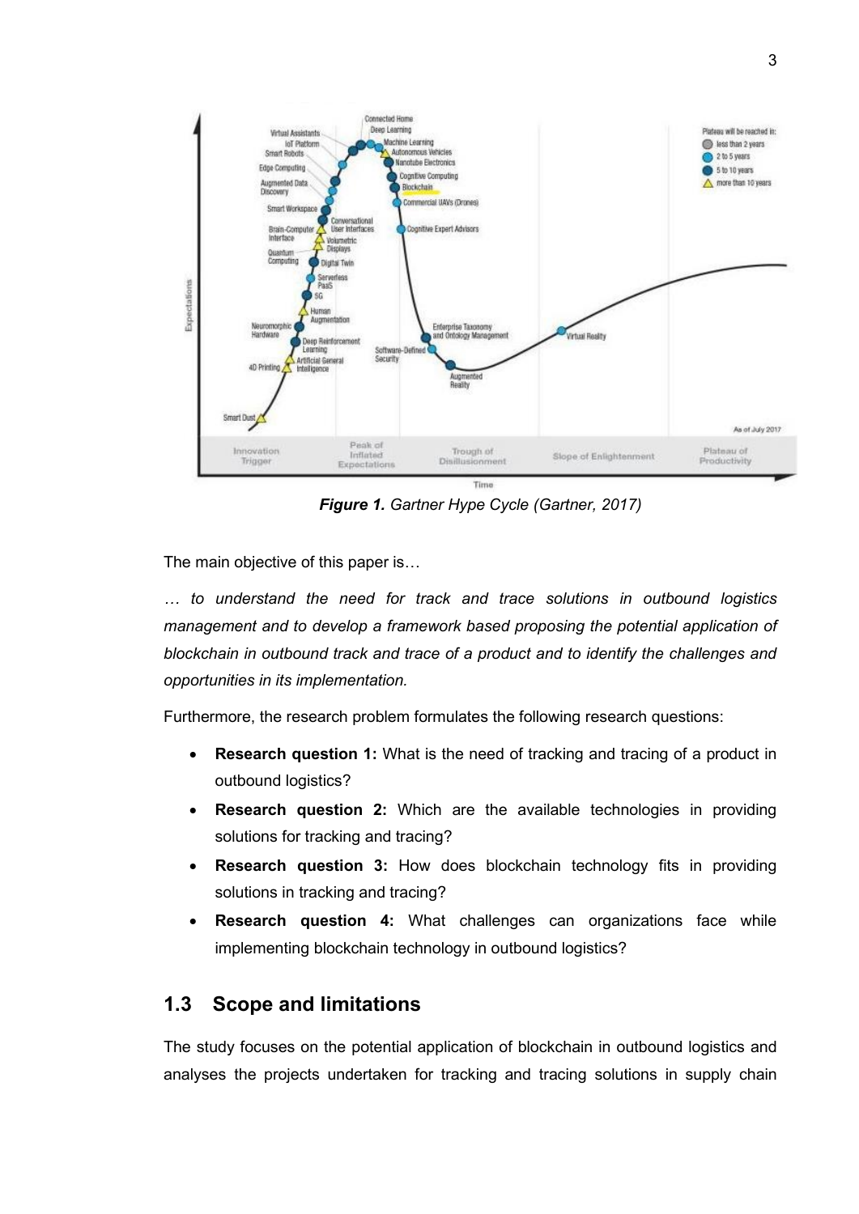**Figure 1.** *Gartner Hype Cycle (Gartner, 2017)*

The main objective of this paper is…

*… to understand the need for track and trace solutions in outbound logistics management and to develop a framework based proposing the potential application of blockchain in outbound track and trace of a product and to identify the challenges and opportunities in its implementation.*

Furthermore, the research problem formulates the following research questions:

- **Research question 1:** What is the need of tracking and tracing of a product in outbound logistics?
- **Research question 2:** Which are the available technologies in providing solutions for tracking and tracing?
- **Research question 3:** How does blockchain technology fits in providing solutions in tracking and tracing?
- **Research question 4:** What challenges can organizations face while implementing blockchain technology in outbound logistics?

## 1.3 Scope and limitations

The study focuses on the potential application of blockchain in outbound logistics and analyses the projects undertaken for tracking and tracing solutions in supply chain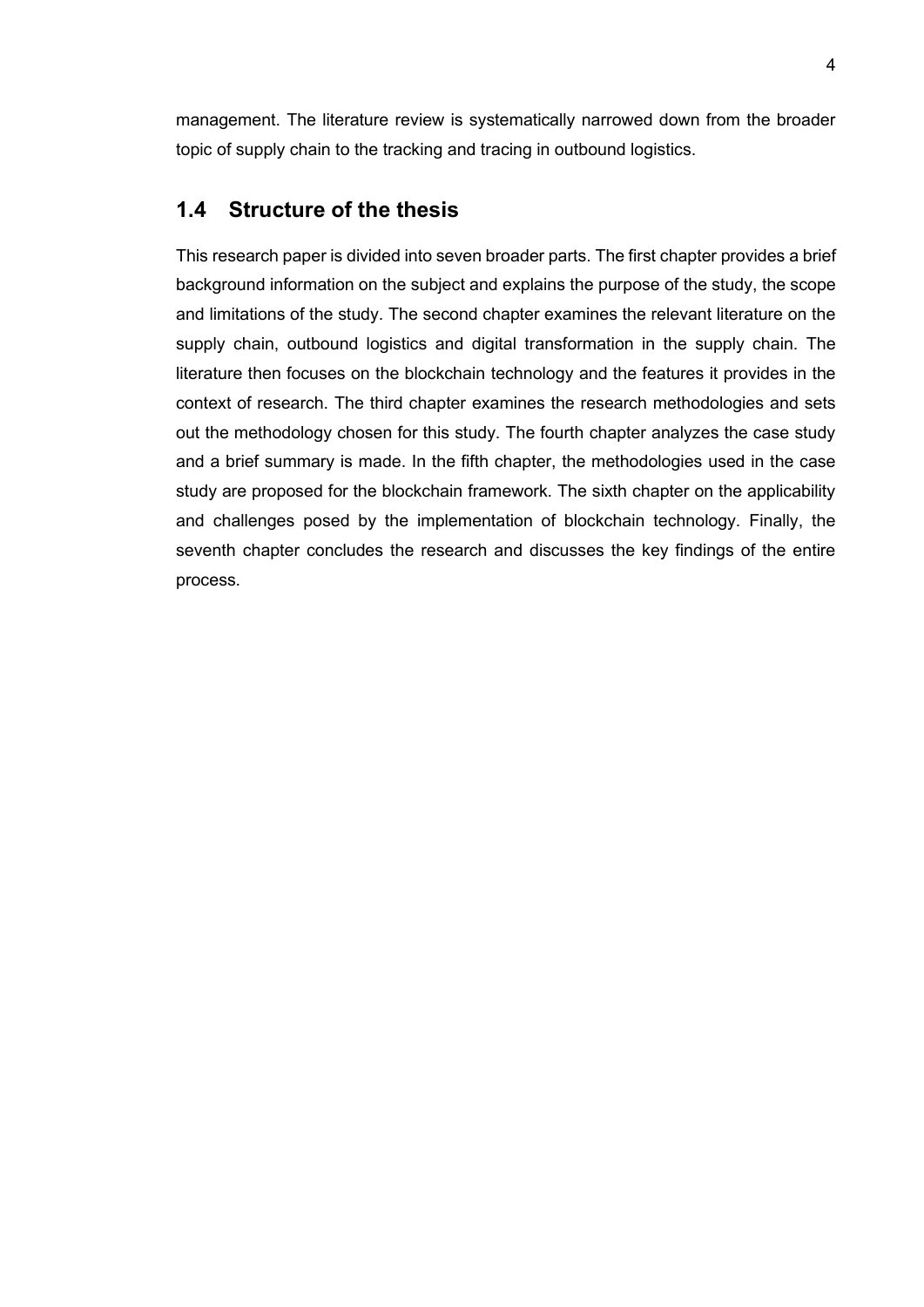management. The literature review is systematically narrowed down from the broader topic of supply chain to the tracking and tracing in outbound logistics.

## 1.4 Structure of the thesis

This research paper is divided into seven broader parts. The first chapter provides a brief background information on the subject and explains the purpose of the study, the scope and limitations of the study. The second chapter examines the relevant literature on the supply chain, outbound logistics and digital transformation in the supply chain. The literature then focuses on the blockchain technology and the features it provides in the context of research. The third chapter examines the research methodologies and sets out the methodology chosen for this study. The fourth chapter analyzes the case study and a brief summary is made. In the fifth chapter, the methodologies used in the case study are proposed for the blockchain framework. The sixth chapter on the applicability and challenges posed by the implementation of blockchain technology. Finally, the seventh chapter concludes the research and discusses the key findings of the entire process.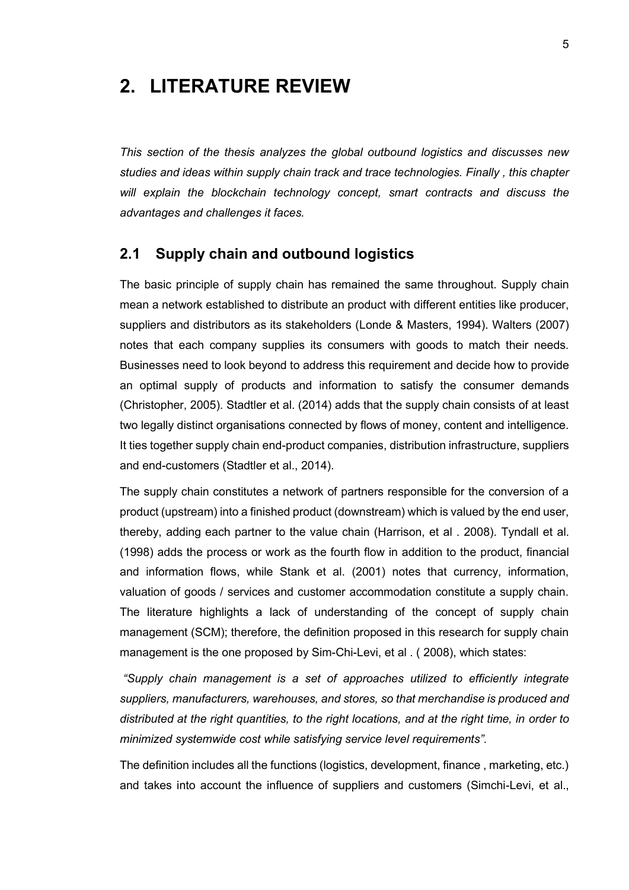# 2. LITERATURE REVIEW

*This section of the thesis analyzes the global outbound logistics and discusses new studies and ideas within supply chain track and trace technologies. Finally , this chapter will explain the blockchain technology concept, smart contracts and discuss the advantages and challenges it faces.*

## 2.1 Supply chain and outbound logistics

The basic principle of supply chain has remained the same throughout. Supply chain mean a network established to distribute an product with different entities like producer, suppliers and distributors as its stakeholders (Londe & Masters, 1994). Walters (2007) notes that each company supplies its consumers with goods to match their needs. Businesses need to look beyond to address this requirement and decide how to provide an optimal supply of products and information to satisfy the consumer demands (Christopher, 2005). Stadtler et al. (2014) adds that the supply chain consists of at least two legally distinct organisations connected by flows of money, content and intelligence. It ties together supply chain end-product companies, distribution infrastructure, suppliers and end-customers (Stadtler et al., 2014).

The supply chain constitutes a network of partners responsible for the conversion of a product (upstream) into a finished product (downstream) which is valued by the end user, thereby, adding each partner to the value chain (Harrison, et al . 2008). Tyndall et al. (1998) adds the process or work as the fourth flow in addition to the product, financial and information flows, while Stank et al. (2001) notes that currency, information, valuation of goods / services and customer accommodation constitute a supply chain. The literature highlights a lack of understanding of the concept of supply chain management (SCM); therefore, the definition proposed in this research for supply chain management is the one proposed by Sim-Chi-Levi, et al . ( 2008), which states:

*"Supply chain management is a set of approaches utilized to efficiently integrate suppliers, manufacturers, warehouses, and stores, so that merchandise is produced and distributed at the right quantities, to the right locations, and at the right time, in order to minimized systemwide cost while satisfying service level requirements".*

The definition includes all the functions (logistics, development, finance , marketing, etc.) and takes into account the influence of suppliers and customers (Simchi-Levi, et al.,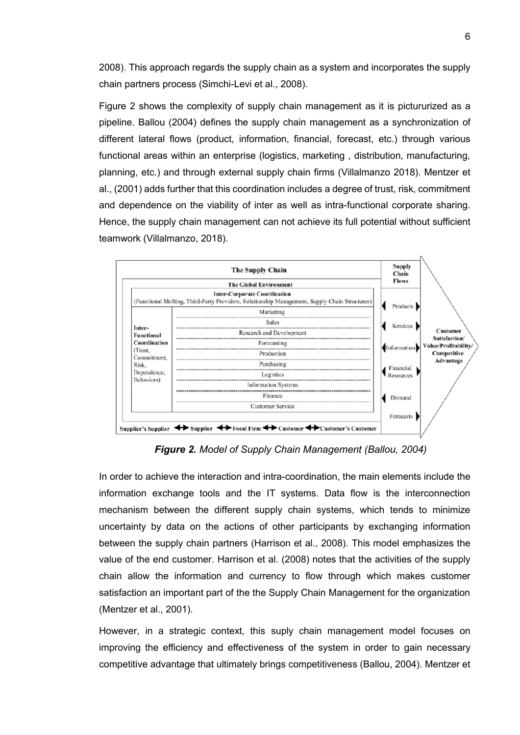2008). This approach regards the supply chain as a system and incorporates the supply chain partners process (Simchi-Levi et al., 2008).

Figure 2 shows the complexity of supply chain management as it is pictururized as a pipeline. Ballou (2004) defines the supply chain management as a synchronization of different lateral flows (product, information, financial, forecast, etc.) through various functional areas within an enterprise (logistics, marketing , distribution, manufacturing, planning, etc.) and through external supply chain firms (Villalmanzo 2018). Mentzer et al., (2001) adds further that this coordination includes a degree of trust, risk, commitment and dependence on the viability of inter as well as intra-functional corporate sharing. Hence, the supply chain management can not achieve its full potential without sufficient teamwork (Villalmanzo, 2018).

***Figure 2.*** *Model of Supply Chain Management (Ballou, 2004)*

In order to achieve the interaction and intra-coordination, the main elements include the information exchange tools and the IT systems. Data flow is the interconnection mechanism between the different supply chain systems, which tends to minimize uncertainty by data on the actions of other participants by exchanging information between the supply chain partners (Harrison et al., 2008). This model emphasizes the value of the end customer. Harrison et al. (2008) notes that the activities of the supply chain allow the information and currency to flow through which makes customer satisfaction an important part of the the Supply Chain Management for the organization (Mentzer et al., 2001).

However, in a strategic context, this suply chain management model focuses on improving the efficiency and effectiveness of the system in order to gain necessary competitive advantage that ultimately brings competitiveness (Ballou, 2004). Mentzer et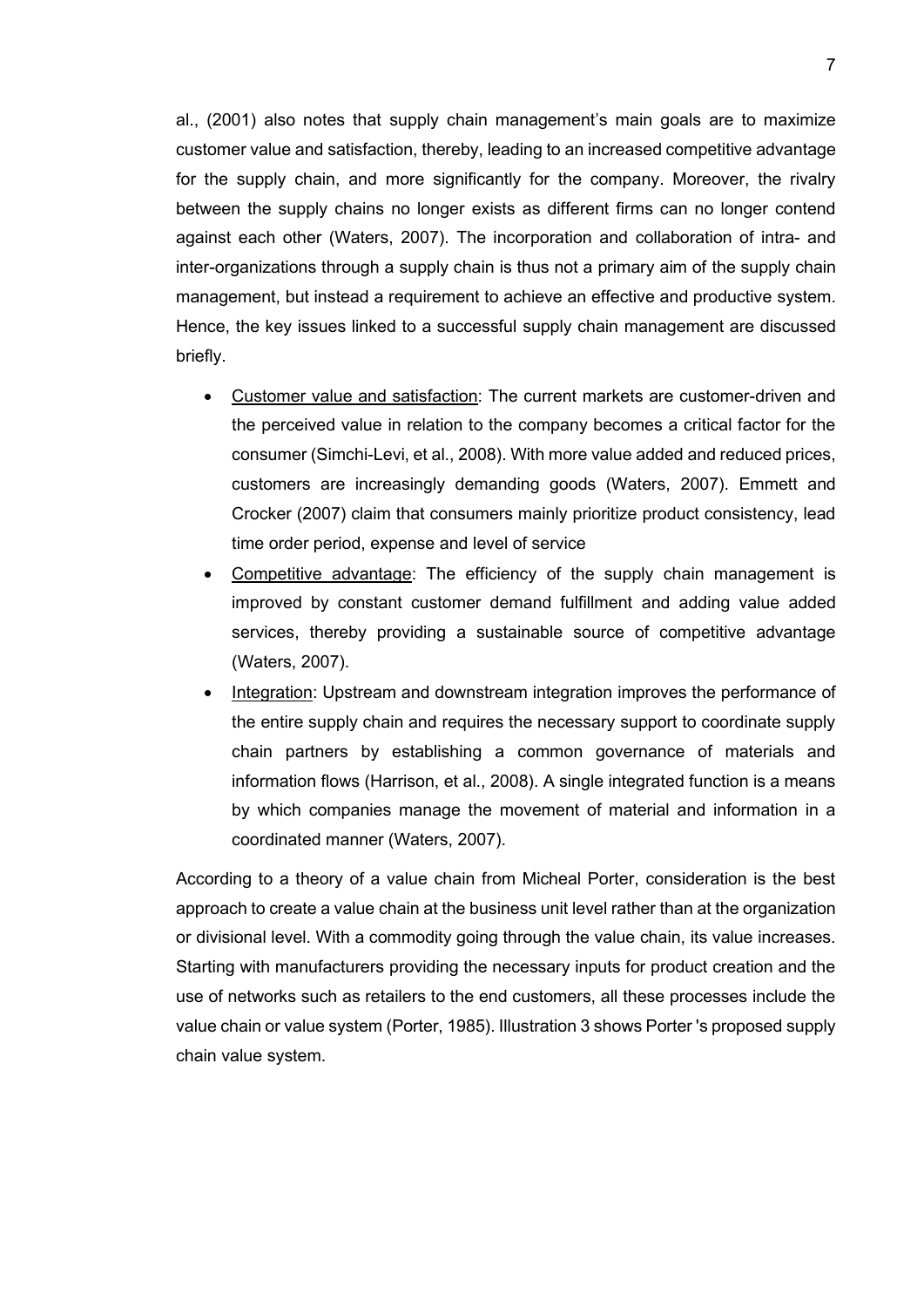al., (2001) also notes that supply chain management's main goals are to maximize customer value and satisfaction, thereby, leading to an increased competitive advantage for the supply chain, and more significantly for the company. Moreover, the rivalry between the supply chains no longer exists as different firms can no longer contend against each other (Waters, 2007). The incorporation and collaboration of intra- and inter-organizations through a supply chain is thus not a primary aim of the supply chain management, but instead a requirement to achieve an effective and productive system. Hence, the key issues linked to a successful supply chain management are discussed briefly.

- <u>Customer value and satisfaction</u>: The current markets are customer-driven and the perceived value in relation to the company becomes a critical factor for the consumer (Simchi-Levi, et al., 2008). With more value added and reduced prices, customers are increasingly demanding goods (Waters, 2007). Emmett and Crocker (2007) claim that consumers mainly prioritize product consistency, lead time order period, expense and level of service
- <u>Competitive advantage</u>: The efficiency of the supply chain management is improved by constant customer demand fulfillment and adding value added services, thereby providing a sustainable source of competitive advantage (Waters, 2007).
- <u>Integration</u>: Upstream and downstream integration improves the performance of the entire supply chain and requires the necessary support to coordinate supply chain partners by establishing a common governance of materials and information flows (Harrison, et al., 2008). A single integrated function is a means by which companies manage the movement of material and information in a coordinated manner (Waters, 2007).

According to a theory of a value chain from Micheal Porter, consideration is the best approach to create a value chain at the business unit level rather than at the organization or divisional level. With a commodity going through the value chain, its value increases. Starting with manufacturers providing the necessary inputs for product creation and the use of networks such as retailers to the end customers, all these processes include the value chain or value system (Porter, 1985). Illustration 3 shows Porter 's proposed supply chain value system.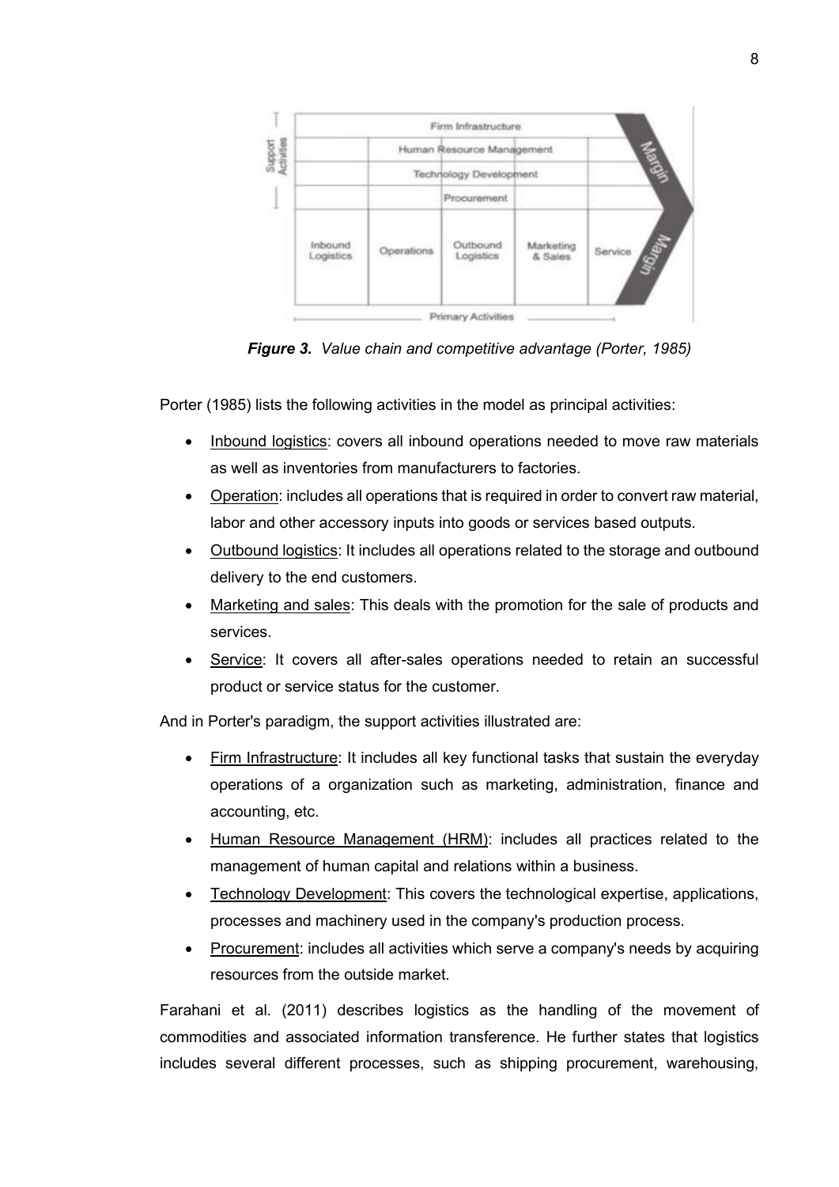*Figure 3. Value chain and competitive advantage (Porter, 1985)*

Porter (1985) lists the following activities in the model as principal activities:

- Inbound logistics: covers all inbound operations needed to move raw materials as well as inventories from manufacturers to factories.
- Operation: includes all operations that is required in order to convert raw material, labor and other accessory inputs into goods or services based outputs.
- Outbound logistics: It includes all operations related to the storage and outbound delivery to the end customers.
- Marketing and sales: This deals with the promotion for the sale of products and services.
- Service: It covers all after-sales operations needed to retain an successful product or service status for the customer.

And in Porter's paradigm, the support activities illustrated are:

- Firm Infrastructure: It includes all key functional tasks that sustain the everyday operations of a organization such as marketing, administration, finance and accounting, etc.
- Human Resource Management (HRM): includes all practices related to the management of human capital and relations within a business.
- Technology Development: This covers the technological expertise, applications, processes and machinery used in the company's production process.
- Procurement: includes all activities which serve a company's needs by acquiring resources from the outside market.

Farahani et al. (2011) describes logistics as the handling of the movement of commodities and associated information transference. He further states that logistics includes several different processes, such as shipping procurement, warehousing,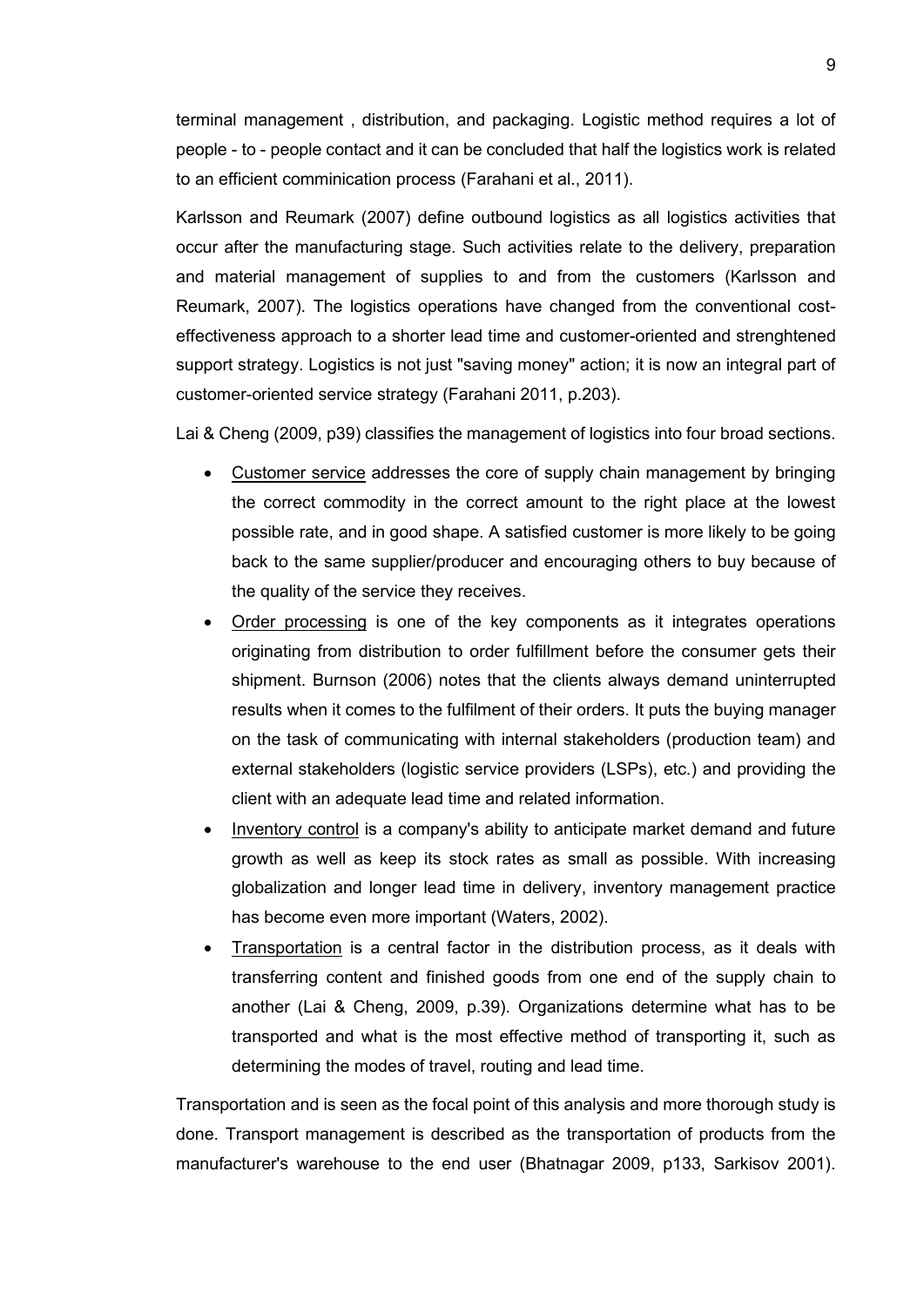terminal management , distribution, and packaging. Logistic method requires a lot of people - to - people contact and it can be concluded that half the logistics work is related to an efficient comminication process (Farahani et al., 2011).

Karlsson and Reumark (2007) define outbound logistics as all logistics activities that occur after the manufacturing stage. Such activities relate to the delivery, preparation and material management of supplies to and from the customers (Karlsson and Reumark, 2007). The logistics operations have changed from the conventional cost-effectiveness approach to a shorter lead time and customer-oriented and strenghtened support strategy. Logistics is not just "saving money" action; it is now an integral part of customer-oriented service strategy (Farahani 2011, p.203).

Lai & Cheng (2009, p39) classifies the management of logistics into four broad sections.

- <u>Customer service</u> addresses the core of supply chain management by bringing the correct commodity in the correct amount to the right place at the lowest possible rate, and in good shape. A satisfied customer is more likely to be going back to the same supplier/producer and encouraging others to buy because of the quality of the service they receives.
- <u>Order processing</u> is one of the key components as it integrates operations originating from distribution to order fulfillment before the consumer gets their shipment. Burnson (2006) notes that the clients always demand uninterrupted results when it comes to the fulfilment of their orders. It puts the buying manager on the task of communicating with internal stakeholders (production team) and external stakeholders (logistic service providers (LSPs), etc.) and providing the client with an adequate lead time and related information.
- <u>Inventory control</u> is a company's ability to anticipate market demand and future growth as well as keep its stock rates as small as possible. With increasing globalization and longer lead time in delivery, inventory management practice has become even more important (Waters, 2002).
- <u>Transportation</u> is a central factor in the distribution process, as it deals with transferring content and finished goods from one end of the supply chain to another (Lai & Cheng, 2009, p.39). Organizations determine what has to be transported and what is the most effective method of transporting it, such as determining the modes of travel, routing and lead time.

Transportation and is seen as the focal point of this analysis and more thorough study is done. Transport management is described as the transportation of products from the manufacturer's warehouse to the end user (Bhatnagar 2009, p133, Sarkisov 2001).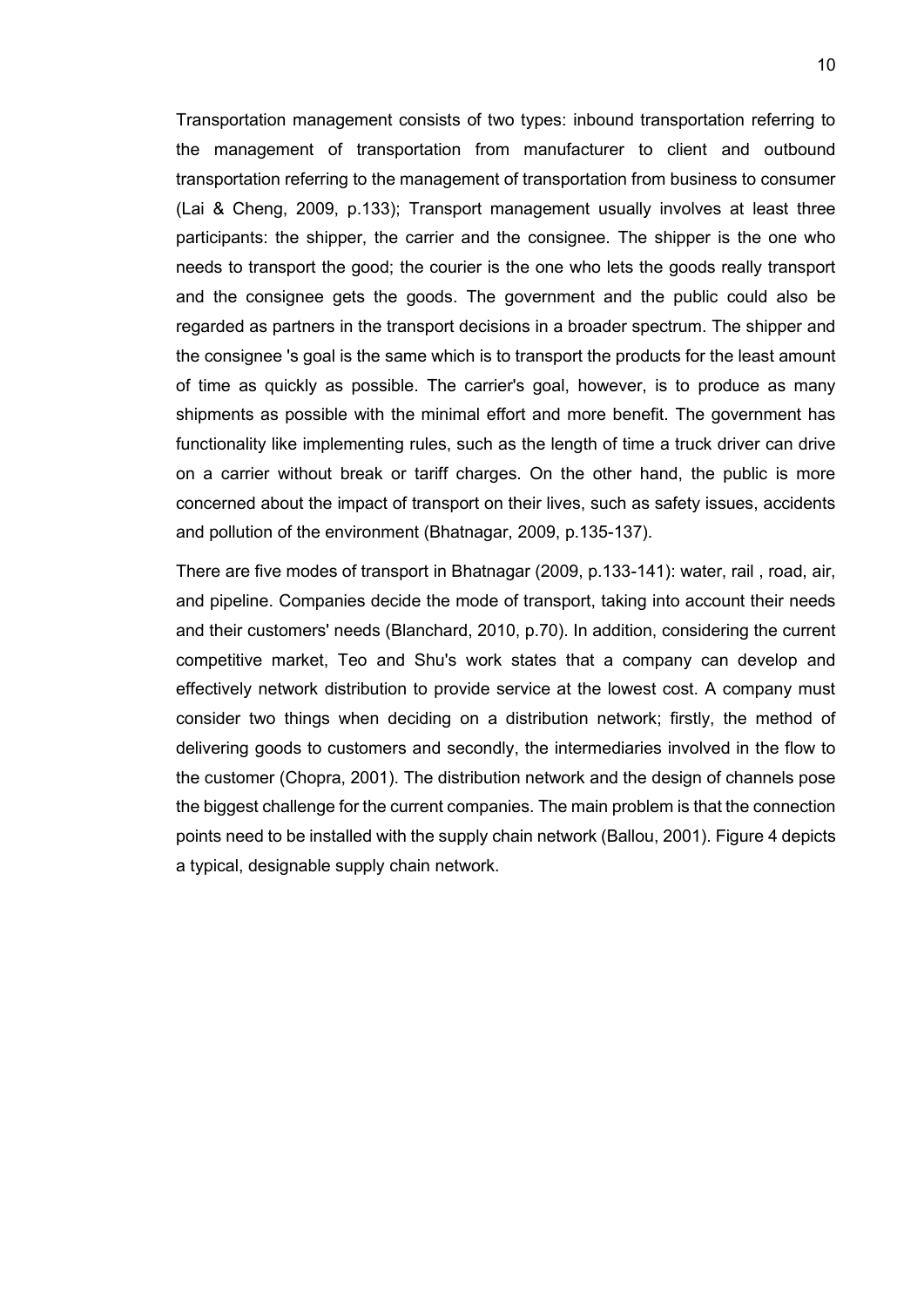Transportation management consists of two types: inbound transportation referring to the management of transportation from manufacturer to client and outbound transportation referring to the management of transportation from business to consumer (Lai & Cheng, 2009, p.133); Transport management usually involves at least three participants: the shipper, the carrier and the consignee. The shipper is the one who needs to transport the good; the courier is the one who lets the goods really transport and the consignee gets the goods. The government and the public could also be regarded as partners in the transport decisions in a broader spectrum. The shipper and the consignee 's goal is the same which is to transport the products for the least amount of time as quickly as possible. The carrier's goal, however, is to produce as many shipments as possible with the minimal effort and more benefit. The government has functionality like implementing rules, such as the length of time a truck driver can drive on a carrier without break or tariff charges. On the other hand, the public is more concerned about the impact of transport on their lives, such as safety issues, accidents and pollution of the environment (Bhatnagar, 2009, p.135-137).

There are five modes of transport in Bhatnagar (2009, p.133-141): water, rail , road, air, and pipeline. Companies decide the mode of transport, taking into account their needs and their customers' needs (Blanchard, 2010, p.70). In addition, considering the current competitive market, Teo and Shu's work states that a company can develop and effectively network distribution to provide service at the lowest cost. A company must consider two things when deciding on a distribution network; firstly, the method of delivering goods to customers and secondly, the intermediaries involved in the flow to the customer (Chopra, 2001). The distribution network and the design of channels pose the biggest challenge for the current companies. The main problem is that the connection points need to be installed with the supply chain network (Ballou, 2001). Figure 4 depicts a typical, designable supply chain network.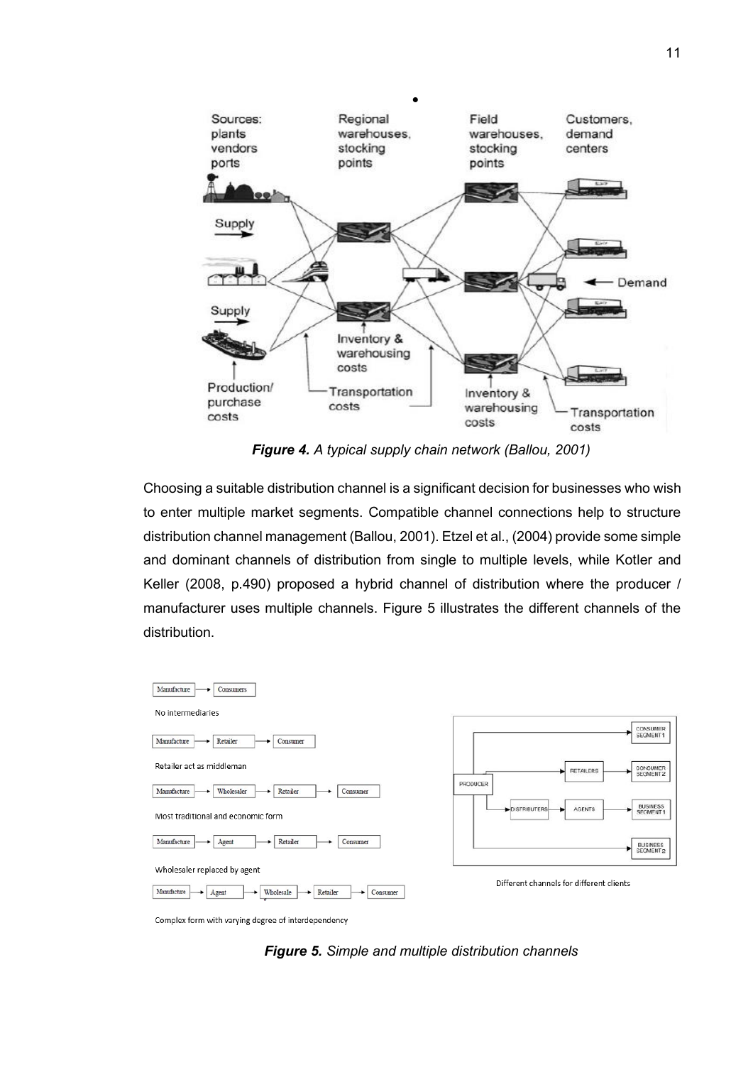*Figure 4. A typical supply chain network (Ballou, 2001)*

Choosing a suitable distribution channel is a significant decision for businesses who wish to enter multiple market segments. Compatible channel connections help to structure distribution channel management (Ballou, 2001). Etzel et al., (2004) provide some simple and dominant channels of distribution from single to multiple levels, while Kotler and Keller (2008, p.490) proposed a hybrid channel of distribution where the producer / manufacturer uses multiple channels. Figure 5 illustrates the different channels of the distribution.

*Figure 5. Simple and multiple distribution channels*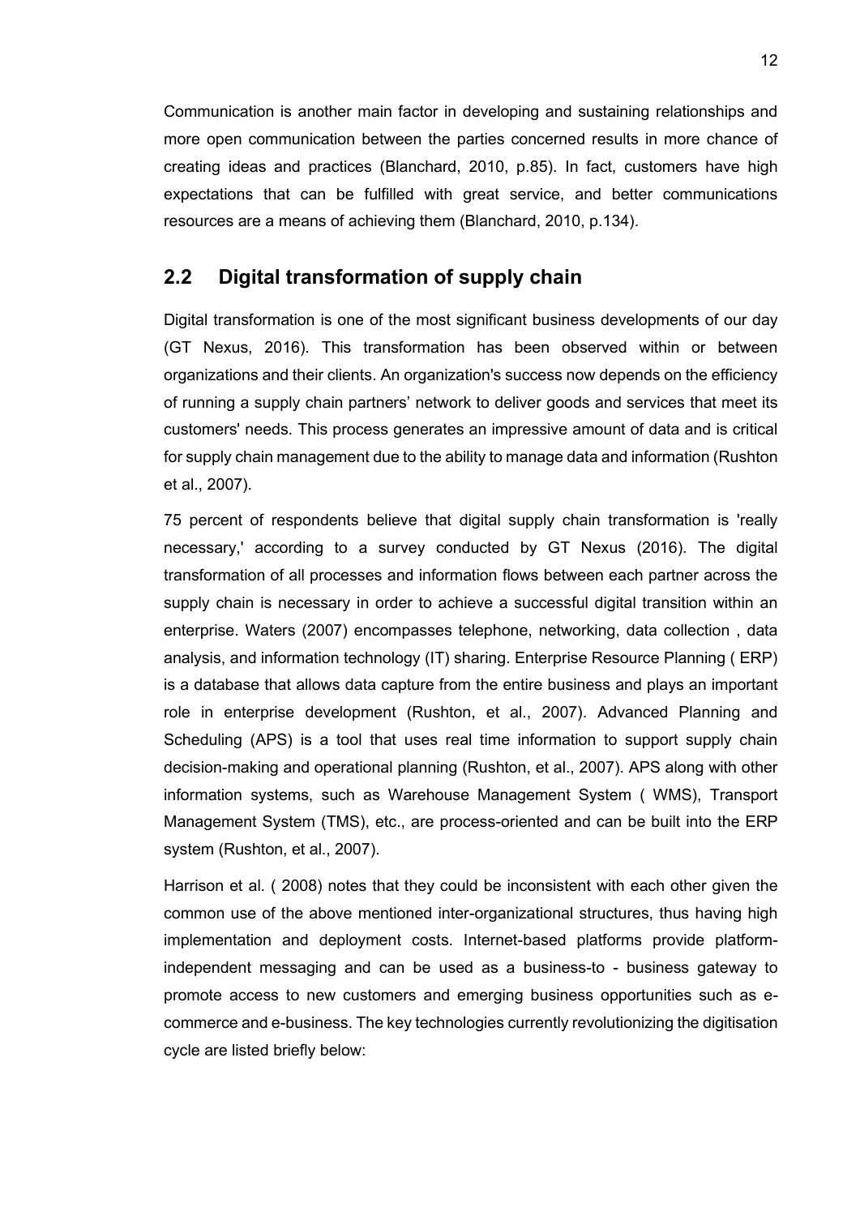Communication is another main factor in developing and sustaining relationships and more open communication between the parties concerned results in more chance of creating ideas and practices (Blanchard, 2010, p.85). In fact, customers have high expectations that can be fulfilled with great service, and better communications resources are a means of achieving them (Blanchard, 2010, p.134).

## 2.2 Digital transformation of supply chain

Digital transformation is one of the most significant business developments of our day (GT Nexus, 2016). This transformation has been observed within or between organizations and their clients. An organization's success now depends on the efficiency of running a supply chain partners' network to deliver goods and services that meet its customers' needs. This process generates an impressive amount of data and is critical for supply chain management due to the ability to manage data and information (Rushton et al., 2007).

75 percent of respondents believe that digital supply chain transformation is 'really necessary,' according to a survey conducted by GT Nexus (2016). The digital transformation of all processes and information flows between each partner across the supply chain is necessary in order to achieve a successful digital transition within an enterprise. Waters (2007) encompasses telephone, networking, data collection , data analysis, and information technology (IT) sharing. Enterprise Resource Planning ( ERP) is a database that allows data capture from the entire business and plays an important role in enterprise development (Rushton, et al., 2007). Advanced Planning and Scheduling (APS) is a tool that uses real time information to support supply chain decision-making and operational planning (Rushton, et al., 2007). APS along with other information systems, such as Warehouse Management System ( WMS), Transport Management System (TMS), etc., are process-oriented and can be built into the ERP system (Rushton, et al., 2007).

Harrison et al. ( 2008) notes that they could be inconsistent with each other given the common use of the above mentioned inter-organizational structures, thus having high implementation and deployment costs. Internet-based platforms provide platform-independent messaging and can be used as a business-to - business gateway to promote access to new customers and emerging business opportunities such as e-commerce and e-business. The key technologies currently revolutionizing the digitisation cycle are listed briefly below: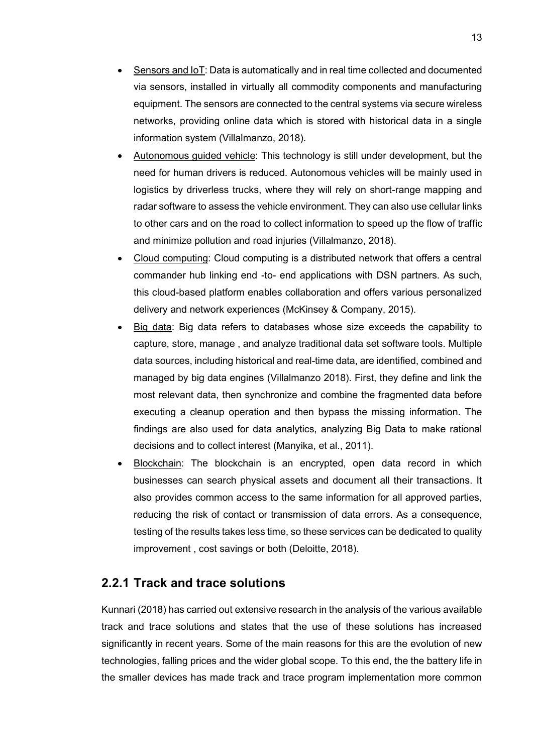- Sensors and IoT: Data is automatically and in real time collected and documented via sensors, installed in virtually all commodity components and manufacturing equipment. The sensors are connected to the central systems via secure wireless networks, providing online data which is stored with historical data in a single information system (Villalmanzo, 2018).
- Autonomous guided vehicle: This technology is still under development, but the need for human drivers is reduced. Autonomous vehicles will be mainly used in logistics by driverless trucks, where they will rely on short-range mapping and radar software to assess the vehicle environment. They can also use cellular links to other cars and on the road to collect information to speed up the flow of traffic and minimize pollution and road injuries (Villalmanzo, 2018).
- Cloud computing: Cloud computing is a distributed network that offers a central commander hub linking end -to- end applications with DSN partners. As such, this cloud-based platform enables collaboration and offers various personalized delivery and network experiences (McKinsey & Company, 2015).
- Big data: Big data refers to databases whose size exceeds the capability to capture, store, manage , and analyze traditional data set software tools. Multiple data sources, including historical and real-time data, are identified, combined and managed by big data engines (Villalmanzo 2018). First, they define and link the most relevant data, then synchronize and combine the fragmented data before executing a cleanup operation and then bypass the missing information. The findings are also used for data analytics, analyzing Big Data to make rational decisions and to collect interest (Manyika, et al., 2011).
- Blockchain: The blockchain is an encrypted, open data record in which businesses can search physical assets and document all their transactions. It also provides common access to the same information for all approved parties, reducing the risk of contact or transmission of data errors. As a consequence, testing of the results takes less time, so these services can be dedicated to quality improvement , cost savings or both (Deloitte, 2018).

### 2.2.1 Track and trace solutions

Kunnari (2018) has carried out extensive research in the analysis of the various available track and trace solutions and states that the use of these solutions has increased significantly in recent years. Some of the main reasons for this are the evolution of new technologies, falling prices and the wider global scope. To this end, the the battery life in the smaller devices has made track and trace program implementation more common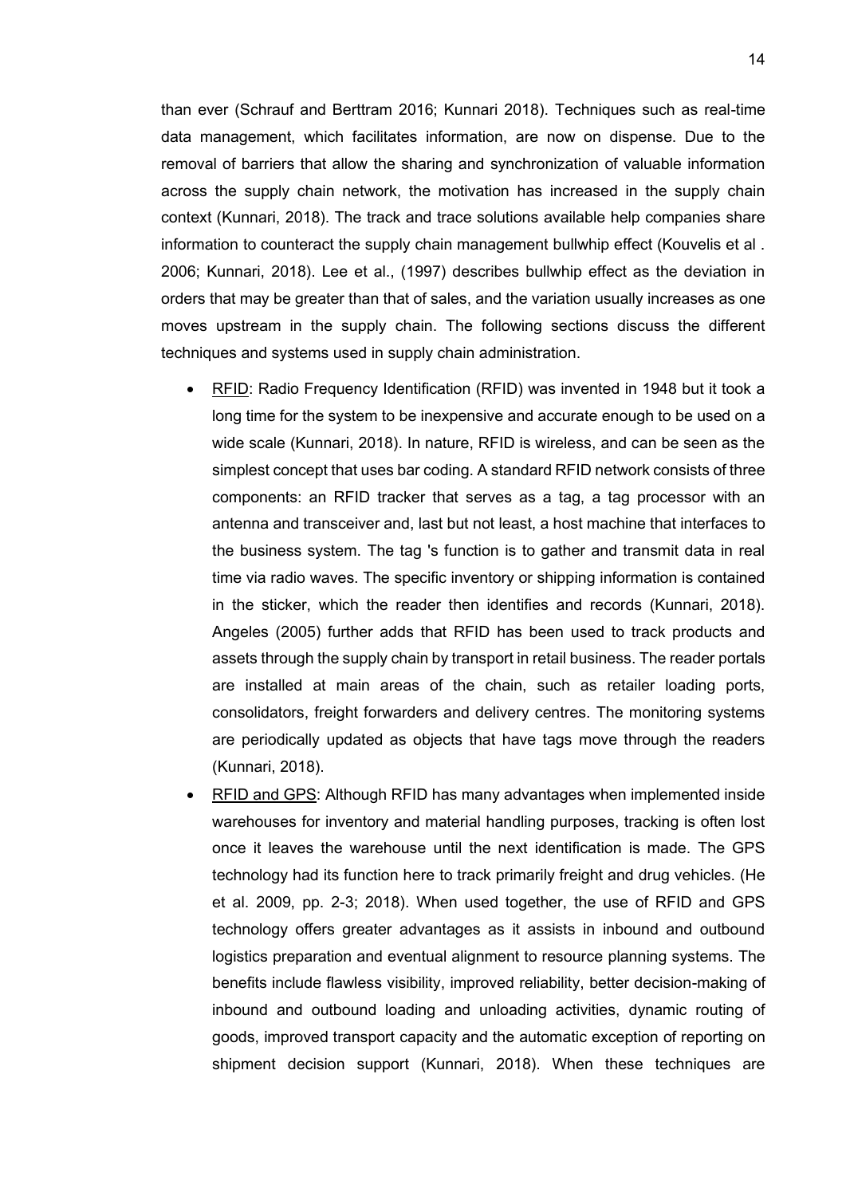than ever (Schrauf and Berttram 2016; Kunnari 2018). Techniques such as real-time data management, which facilitates information, are now on dispense. Due to the removal of barriers that allow the sharing and synchronization of valuable information across the supply chain network, the motivation has increased in the supply chain context (Kunnari, 2018). The track and trace solutions available help companies share information to counteract the supply chain management bullwhip effect (Kouvelis et al . 2006; Kunnari, 2018). Lee et al., (1997) describes bullwhip effect as the deviation in orders that may be greater than that of sales, and the variation usually increases as one moves upstream in the supply chain. The following sections discuss the different techniques and systems used in supply chain administration.

- <u>RFID</u>: Radio Frequency Identification (RFID) was invented in 1948 but it took a long time for the system to be inexpensive and accurate enough to be used on a wide scale (Kunnari, 2018). In nature, RFID is wireless, and can be seen as the simplest concept that uses bar coding. A standard RFID network consists of three components: an RFID tracker that serves as a tag, a tag processor with an antenna and transceiver and, last but not least, a host machine that interfaces to the business system. The tag 's function is to gather and transmit data in real time via radio waves. The specific inventory or shipping information is contained in the sticker, which the reader then identifies and records (Kunnari, 2018). Angeles (2005) further adds that RFID has been used to track products and assets through the supply chain by transport in retail business. The reader portals are installed at main areas of the chain, such as retailer loading ports, consolidators, freight forwarders and delivery centres. The monitoring systems are periodically updated as objects that have tags move through the readers (Kunnari, 2018).
- <u>RFID and GPS</u>: Although RFID has many advantages when implemented inside warehouses for inventory and material handling purposes, tracking is often lost once it leaves the warehouse until the next identification is made. The GPS technology had its function here to track primarily freight and drug vehicles. (He et al. 2009, pp. 2-3; 2018). When used together, the use of RFID and GPS technology offers greater advantages as it assists in inbound and outbound logistics preparation and eventual alignment to resource planning systems. The benefits include flawless visibility, improved reliability, better decision-making of inbound and outbound loading and unloading activities, dynamic routing of goods, improved transport capacity and the automatic exception of reporting on shipment decision support (Kunnari, 2018). When these techniques are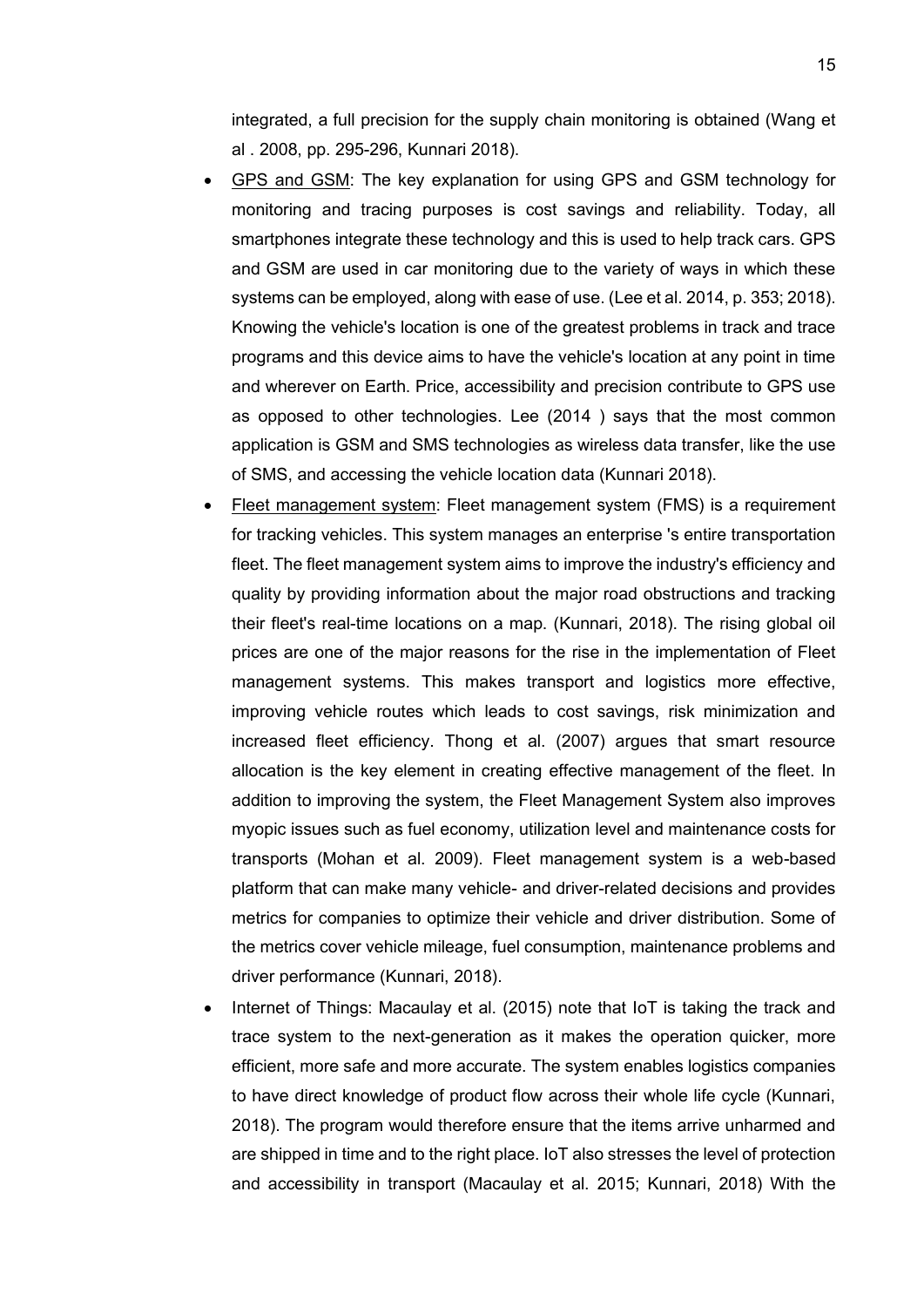integrated, a full precision for the supply chain monitoring is obtained (Wang et al . 2008, pp. 295-296, Kunnari 2018).

- <u>GPS and GSM</u>: The key explanation for using GPS and GSM technology for monitoring and tracing purposes is cost savings and reliability. Today, all smartphones integrate these technology and this is used to help track cars. GPS and GSM are used in car monitoring due to the variety of ways in which these systems can be employed, along with ease of use. (Lee et al. 2014, p. 353; 2018). Knowing the vehicle's location is one of the greatest problems in track and trace programs and this device aims to have the vehicle's location at any point in time and wherever on Earth. Price, accessibility and precision contribute to GPS use as opposed to other technologies. Lee (2014 ) says that the most common application is GSM and SMS technologies as wireless data transfer, like the use of SMS, and accessing the vehicle location data (Kunnari 2018).
- <u>Fleet management system</u>: Fleet management system (FMS) is a requirement for tracking vehicles. This system manages an enterprise 's entire transportation fleet. The fleet management system aims to improve the industry's efficiency and quality by providing information about the major road obstructions and tracking their fleet's real-time locations on a map. (Kunnari, 2018). The rising global oil prices are one of the major reasons for the rise in the implementation of Fleet management systems. This makes transport and logistics more effective, improving vehicle routes which leads to cost savings, risk minimization and increased fleet efficiency. Thong et al. (2007) argues that smart resource allocation is the key element in creating effective management of the fleet. In addition to improving the system, the Fleet Management System also improves myopic issues such as fuel economy, utilization level and maintenance costs for transports (Mohan et al. 2009). Fleet management system is a web-based platform that can make many vehicle- and driver-related decisions and provides metrics for companies to optimize their vehicle and driver distribution. Some of the metrics cover vehicle mileage, fuel consumption, maintenance problems and driver performance (Kunnari, 2018).
- Internet of Things: Macaulay et al. (2015) note that IoT is taking the track and trace system to the next-generation as it makes the operation quicker, more efficient, more safe and more accurate. The system enables logistics companies to have direct knowledge of product flow across their whole life cycle (Kunnari, 2018). The program would therefore ensure that the items arrive unharmed and are shipped in time and to the right place. IoT also stresses the level of protection and accessibility in transport (Macaulay et al. 2015; Kunnari, 2018) With the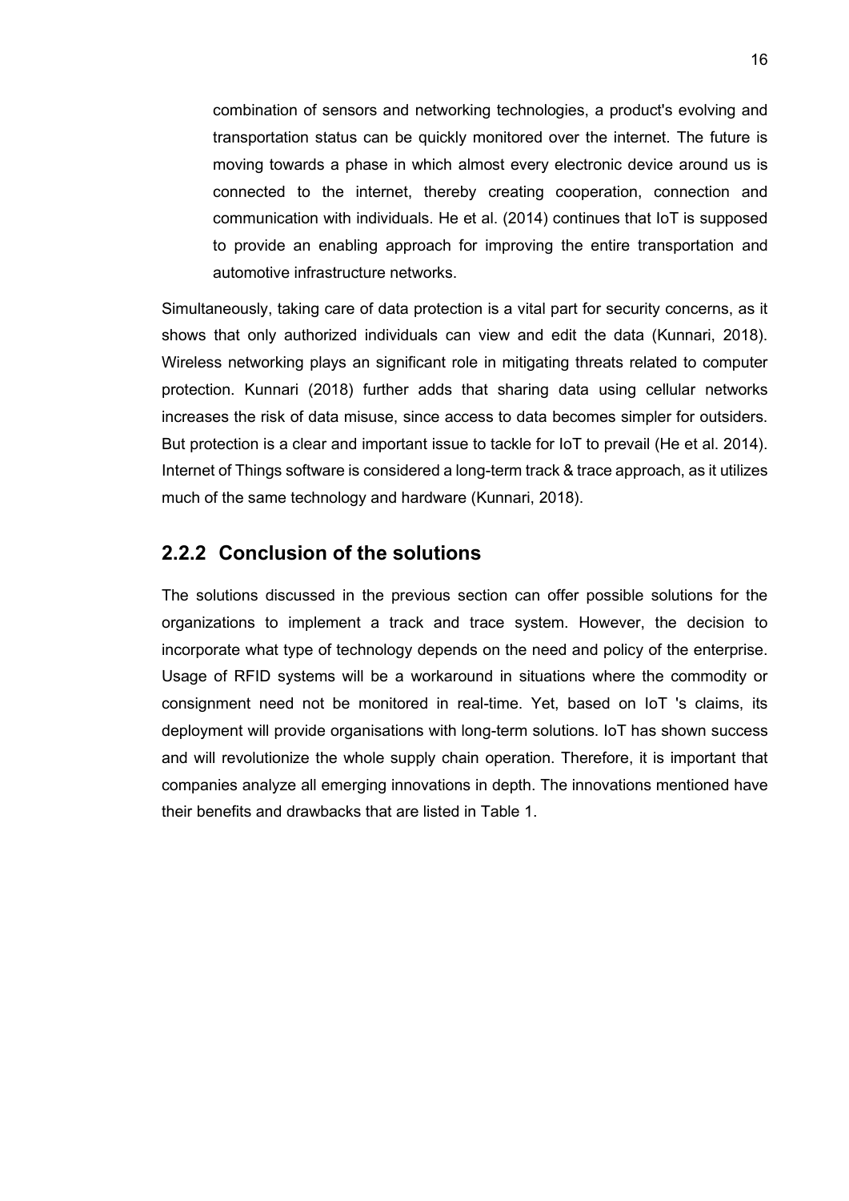> combination of sensors and networking technologies, a product's evolving and transportation status can be quickly monitored over the internet. The future is moving towards a phase in which almost every electronic device around us is connected to the internet, thereby creating cooperation, connection and communication with individuals. He et al. (2014) continues that IoT is supposed to provide an enabling approach for improving the entire transportation and automotive infrastructure networks.

Simultaneously, taking care of data protection is a vital part for security concerns, as it shows that only authorized individuals can view and edit the data (Kunnari, 2018). Wireless networking plays an significant role in mitigating threats related to computer protection. Kunnari (2018) further adds that sharing data using cellular networks increases the risk of data misuse, since access to data becomes simpler for outsiders. But protection is a clear and important issue to tackle for IoT to prevail (He et al. 2014). Internet of Things software is considered a long-term track & trace approach, as it utilizes much of the same technology and hardware (Kunnari, 2018).

### 2.2.2 Conclusion of the solutions

The solutions discussed in the previous section can offer possible solutions for the organizations to implement a track and trace system. However, the decision to incorporate what type of technology depends on the need and policy of the enterprise. Usage of RFID systems will be a workaround in situations where the commodity or consignment need not be monitored in real-time. Yet, based on IoT 's claims, its deployment will provide organisations with long-term solutions. IoT has shown success and will revolutionize the whole supply chain operation. Therefore, it is important that companies analyze all emerging innovations in depth. The innovations mentioned have their benefits and drawbacks that are listed in Table 1.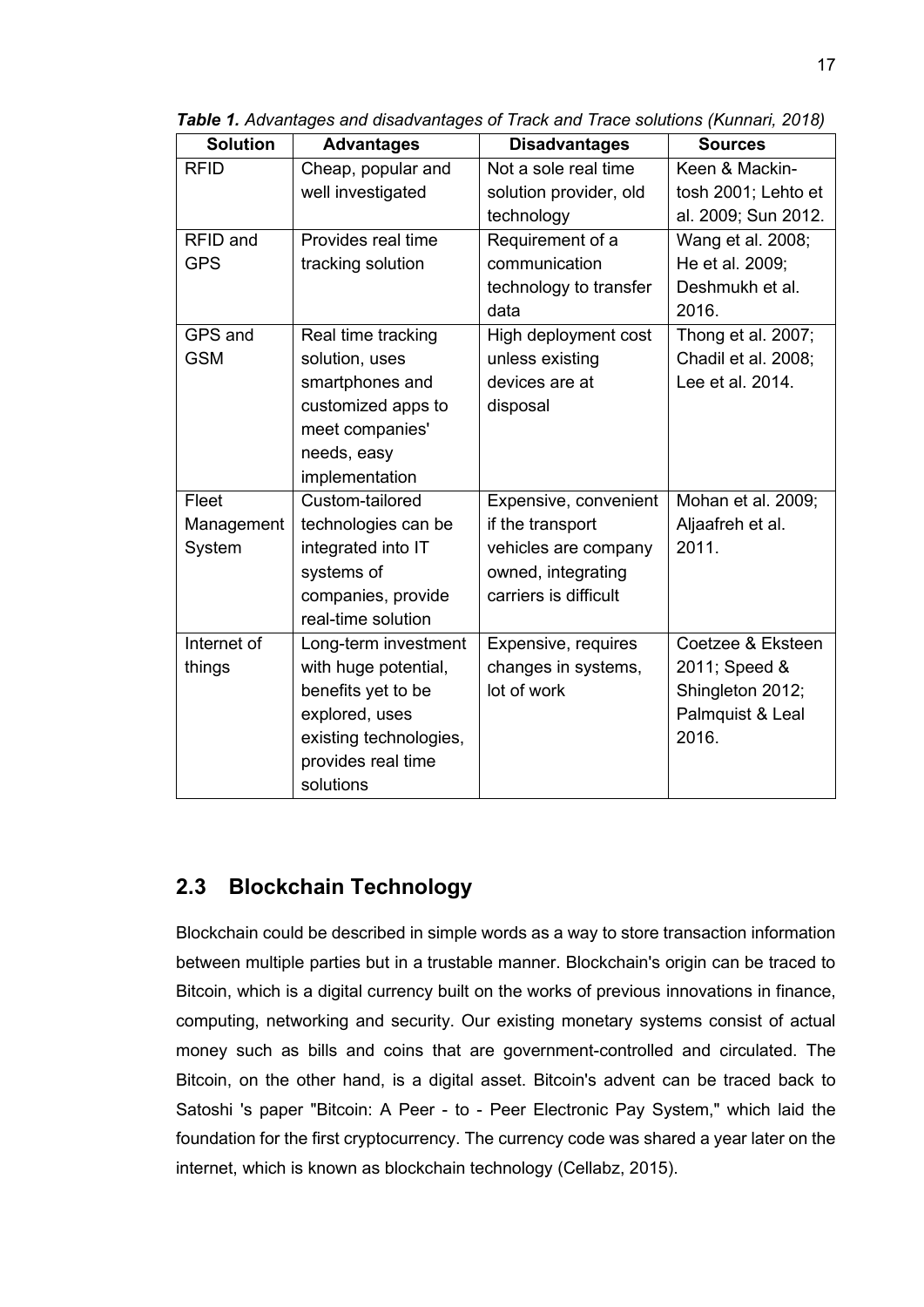***Table 1.*** *Advantages and disadvantages of Track and Trace solutions (Kunnari, 2018)*

| Solution | Advantages | Disadvantages | Sources |
|---|---|---|---|
| RFID | Cheap, popular and well investigated | Not a sole real time solution provider, old technology | Keen & Mackin-tosh 2001; Lehto et al. 2009; Sun 2012. |
| RFID and GPS | Provides real time tracking solution | Requirement of a communication technology to transfer data | Wang et al. 2008; He et al. 2009; Deshmukh et al. 2016. |
| GPS and GSM | Real time tracking solution, uses smartphones and customized apps to meet companies' needs, easy implementation | High deployment cost unless existing devices are at disposal | Thong et al. 2007; Chadil et al. 2008; Lee et al. 2014. |
| Fleet Management System | Custom-tailored technologies can be integrated into IT systems of companies, provide real-time solution | Expensive, convenient if the transport vehicles are company owned, integrating carriers is difficult | Mohan et al. 2009; Aljaafreh et al. 2011. |
| Internet of things | Long-term investment with huge potential, benefits yet to be explored, uses existing technologies, provides real time solutions | Expensive, requires changes in systems, lot of work | Coetzee & Eksteen 2011; Speed & Shingleton 2012; Palmquist & Leal 2016. |

## 2.3 Blockchain Technology

Blockchain could be described in simple words as a way to store transaction information between multiple parties but in a trustable manner. Blockchain's origin can be traced to Bitcoin, which is a digital currency built on the works of previous innovations in finance, computing, networking and security. Our existing monetary systems consist of actual money such as bills and coins that are government-controlled and circulated. The Bitcoin, on the other hand, is a digital asset. Bitcoin's advent can be traced back to Satoshi 's paper "Bitcoin: A Peer - to - Peer Electronic Pay System," which laid the foundation for the first cryptocurrency. The currency code was shared a year later on the internet, which is known as blockchain technology (Cellabz, 2015).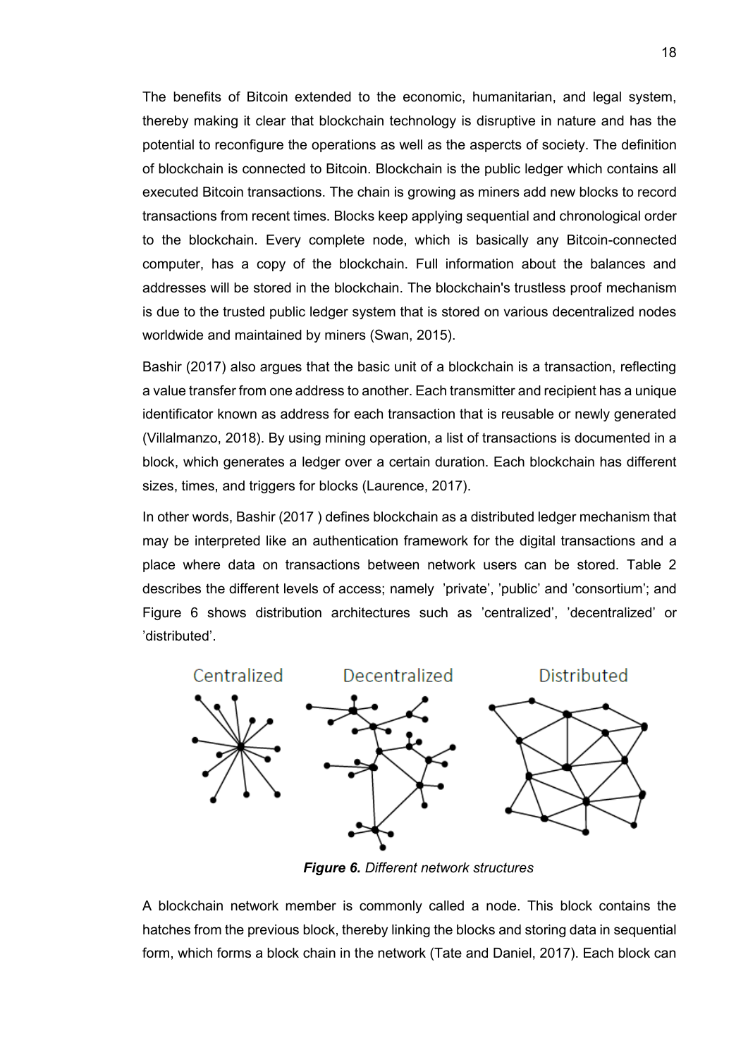The benefits of Bitcoin extended to the economic, humanitarian, and legal system, thereby making it clear that blockchain technology is disruptive in nature and has the potential to reconfigure the operations as well as the asperets of society. The definition of blockchain is connected to Bitcoin. Blockchain is the public ledger which contains all executed Bitcoin transactions. The chain is growing as miners add new blocks to record transactions from recent times. Blocks keep applying sequential and chronological order to the blockchain. Every complete node, which is basically any Bitcoin-connected computer, has a copy of the blockchain. Full information about the balances and addresses will be stored in the blockchain. The blockchain's trustless proof mechanism is due to the trusted public ledger system that is stored on various decentralized nodes worldwide and maintained by miners (Swan, 2015).

Bashir (2017) also argues that the basic unit of a blockchain is a transaction, reflecting a value transfer from one address to another. Each transmitter and recipient has a unique identificator known as address for each transaction that is reusable or newly generated (Villalmanzo, 2018). By using mining operation, a list of transactions is documented in a block, which generates a ledger over a certain duration. Each blockchain has different sizes, times, and triggers for blocks (Laurence, 2017).

In other words, Bashir (2017 ) defines blockchain as a distributed ledger mechanism that may be interpreted like an authentication framework for the digital transactions and a place where data on transactions between network users can be stored. Table 2 describes the different levels of access; namely 'private', 'public' and 'consortium'; and Figure 6 shows distribution architectures such as 'centralized', 'decentralized' or 'distributed'.

***Figure 6.*** *Different network structures*

A blockchain network member is commonly called a node. This block contains the hatches from the previous block, thereby linking the blocks and storing data in sequential form, which forms a block chain in the network (Tate and Daniel, 2017). Each block can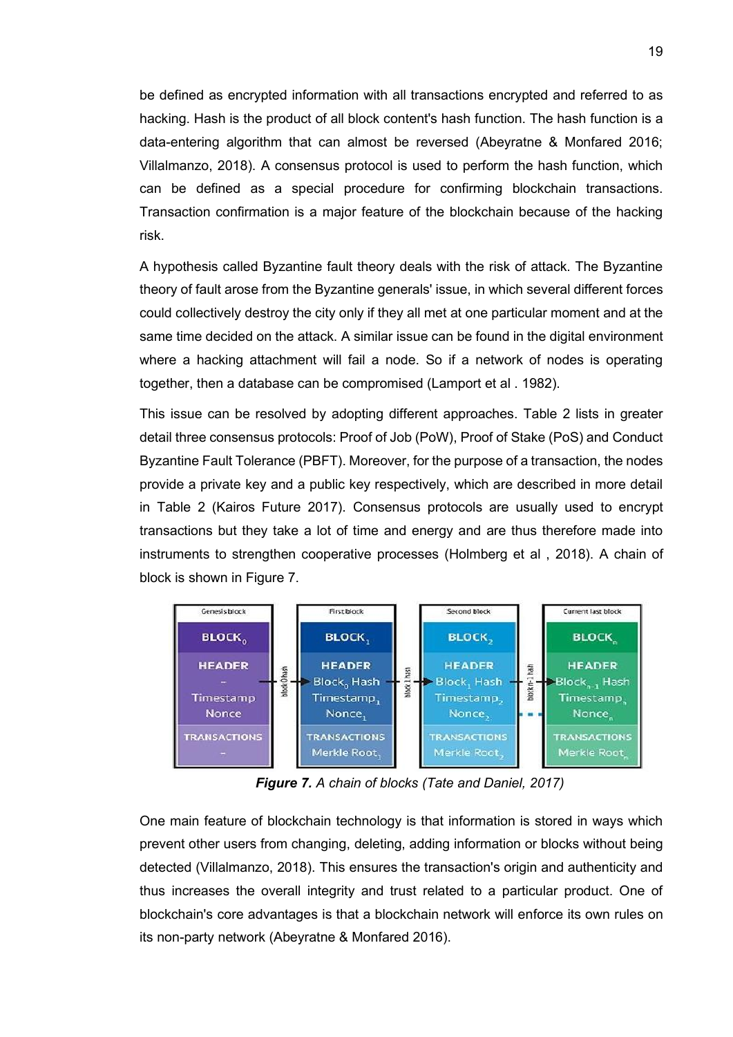be defined as encrypted information with all transactions encrypted and referred to as hacking. Hash is the product of all block content's hash function. The hash function is a data-entering algorithm that can almost be reversed (Abeyratne & Monfared 2016; Villalmanzo, 2018). A consensus protocol is used to perform the hash function, which can be defined as a special procedure for confirming blockchain transactions. Transaction confirmation is a major feature of the blockchain because of the hacking risk.

A hypothesis called Byzantine fault theory deals with the risk of attack. The Byzantine theory of fault arose from the Byzantine generals' issue, in which several different forces could collectively destroy the city only if they all met at one particular moment and at the same time decided on the attack. A similar issue can be found in the digital environment where a hacking attachment will fail a node. So if a network of nodes is operating together, then a database can be compromised (Lamport et al . 1982).

This issue can be resolved by adopting different approaches. Table 2 lists in greater detail three consensus protocols: Proof of Job (PoW), Proof of Stake (PoS) and Conduct Byzantine Fault Tolerance (PBFT). Moreover, for the purpose of a transaction, the nodes provide a private key and a public key respectively, which are described in more detail in Table 2 (Kairos Future 2017). Consensus protocols are usually used to encrypt transactions but they take a lot of time and energy and are thus therefore made into instruments to strengthen cooperative processes (Holmberg et al , 2018). A chain of block is shown in Figure 7.

***Figure 7.*** *A chain of blocks (Tate and Daniel, 2017)*

One main feature of blockchain technology is that information is stored in ways which prevent other users from changing, deleting, adding information or blocks without being detected (Villalmanzo, 2018). This ensures the transaction's origin and authenticity and thus increases the overall integrity and trust related to a particular product. One of blockchain's core advantages is that a blockchain network will enforce its own rules on its non-party network (Abeyratne & Monfared 2016).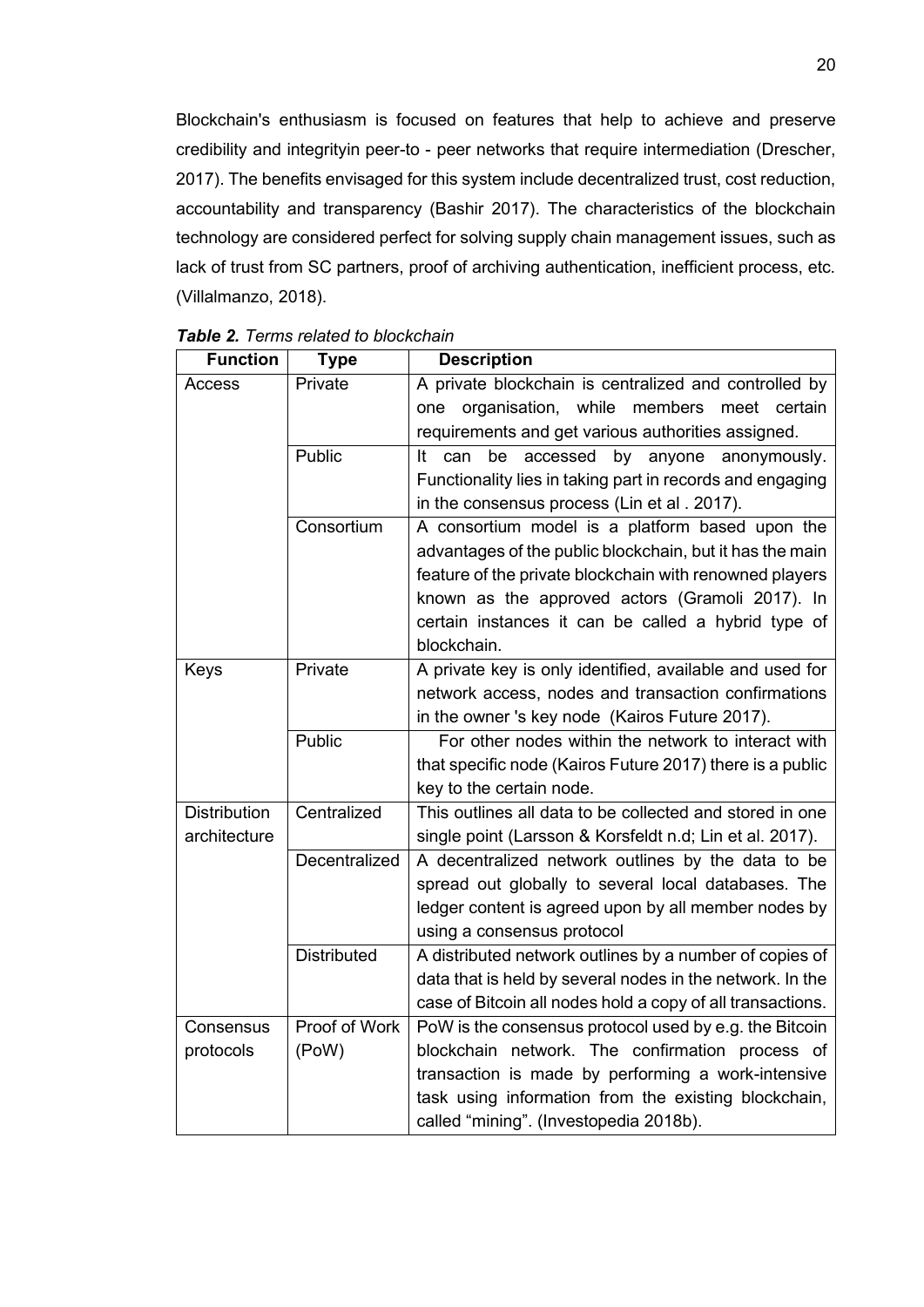Blockchain's enthusiasm is focused on features that help to achieve and preserve credibility and integrityin peer-to - peer networks that require intermediation (Drescher, 2017). The benefits envisaged for this system include decentralized trust, cost reduction, accountability and transparency (Bashir 2017). The characteristics of the blockchain technology are considered perfect for solving supply chain management issues, such as lack of trust from SC partners, proof of archiving authentication, inefficient process, etc. (Villalmanzo, 2018).

***Table 2.*** *Terms related to blockchain*

| Function | Type | Description |
|---|---|---|
| Access | Private | A private blockchain is centralized and controlled by one organisation, while members meet certain requirements and get various authorities assigned. |
| | Public | It can be accessed by anyone anonymously. Functionality lies in taking part in records and engaging in the consensus process (Lin et al . 2017). |
| | Consortium | A consortium model is a platform based upon the advantages of the public blockchain, but it has the main feature of the private blockchain with renowned players known as the approved actors (Gramoli 2017). In certain instances it can be called a hybrid type of blockchain. |
| Keys | Private | A private key is only identified, available and used for network access, nodes and transaction confirmations in the owner 's key node (Kairos Future 2017). |
| | Public | For other nodes within the network to interact with that specific node (Kairos Future 2017) there is a public key to the certain node. |
| Distribution architecture | Centralized | This outlines all data to be collected and stored in one single point (Larsson & Korsfeldt n.d; Lin et al. 2017). |
| | Decentralized | A decentralized network outlines by the data to be spread out globally to several local databases. The ledger content is agreed upon by all member nodes by using a consensus protocol |
| | Distributed | A distributed network outlines by a number of copies of data that is held by several nodes in the network. In the case of Bitcoin all nodes hold a copy of all transactions. |
| Consensus protocols | Proof of Work (PoW) | PoW is the consensus protocol used by e.g. the Bitcoin blockchain network. The confirmation process of transaction is made by performing a work-intensive task using information from the existing blockchain, called "mining". (Investopedia 2018b). |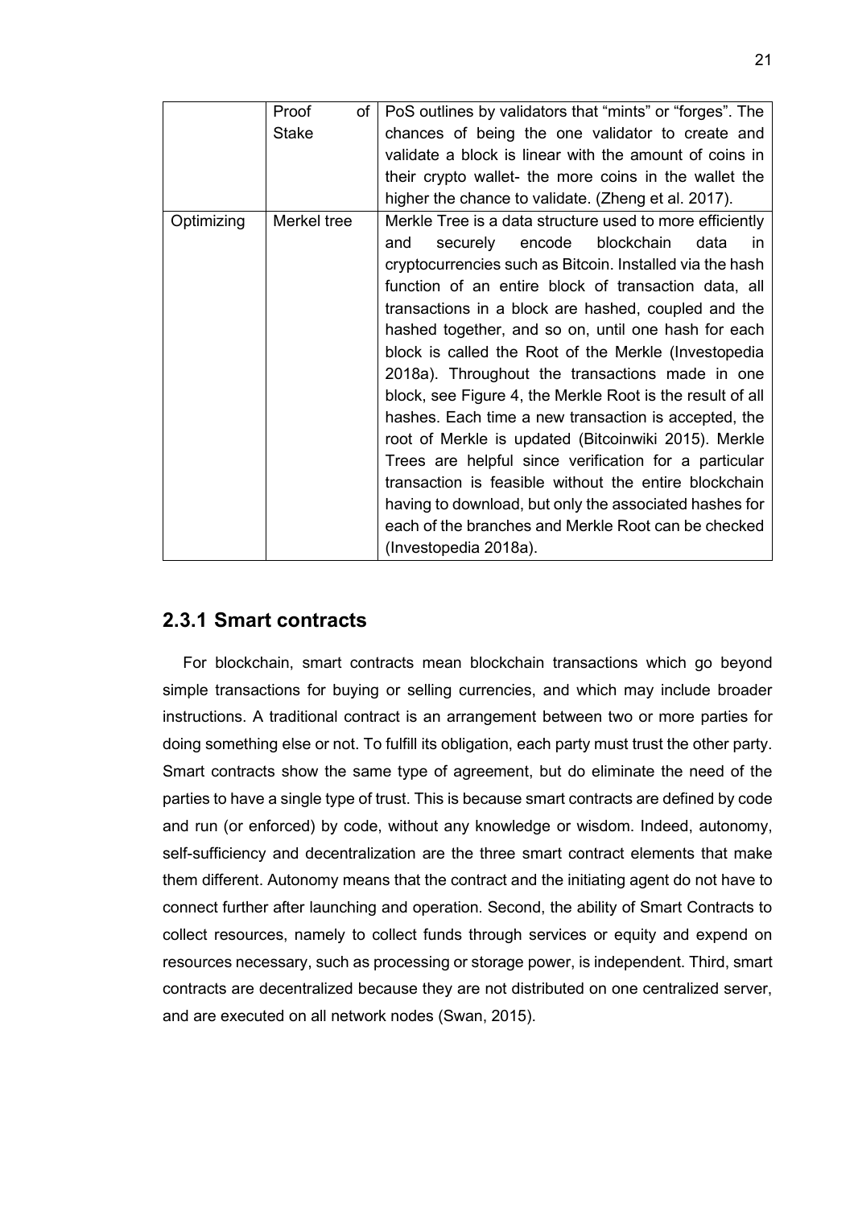| | | |
|---|---|---|
| | Proof of Stake | PoS outlines by validators that "mints" or "forges". The chances of being the one validator to create and validate a block is linear with the amount of coins in their crypto wallet- the more coins in the wallet the higher the chance to validate. (Zheng et al. 2017). |
| Optimizing | Merkel tree | Merkle Tree is a data structure used to more efficiently and securely encode blockchain data in cryptocurrencies such as Bitcoin. Installed via the hash function of an entire block of transaction data, all transactions in a block are hashed, coupled and the hashed together, and so on, until one hash for each block is called the Root of the Merkle (Investopedia 2018a). Throughout the transactions made in one block, see Figure 4, the Merkle Root is the result of all hashes. Each time a new transaction is accepted, the root of Merkle is updated (Bitcoinwiki 2015). Merkle Trees are helpful since verification for a particular transaction is feasible without the entire blockchain having to download, but only the associated hashes for each of the branches and Merkle Root can be checked (Investopedia 2018a). |

### 2.3.1 Smart contracts

For blockchain, smart contracts mean blockchain transactions which go beyond simple transactions for buying or selling currencies, and which may include broader instructions. A traditional contract is an arrangement between two or more parties for doing something else or not. To fulfill its obligation, each party must trust the other party. Smart contracts show the same type of agreement, but do eliminate the need of the parties to have a single type of trust. This is because smart contracts are defined by code and run (or enforced) by code, without any knowledge or wisdom. Indeed, autonomy, self-sufficiency and decentralization are the three smart contract elements that make them different. Autonomy means that the contract and the initiating agent do not have to connect further after launching and operation. Second, the ability of Smart Contracts to collect resources, namely to collect funds through services or equity and expend on resources necessary, such as processing or storage power, is independent. Third, smart contracts are decentralized because they are not distributed on one centralized server, and are executed on all network nodes (Swan, 2015).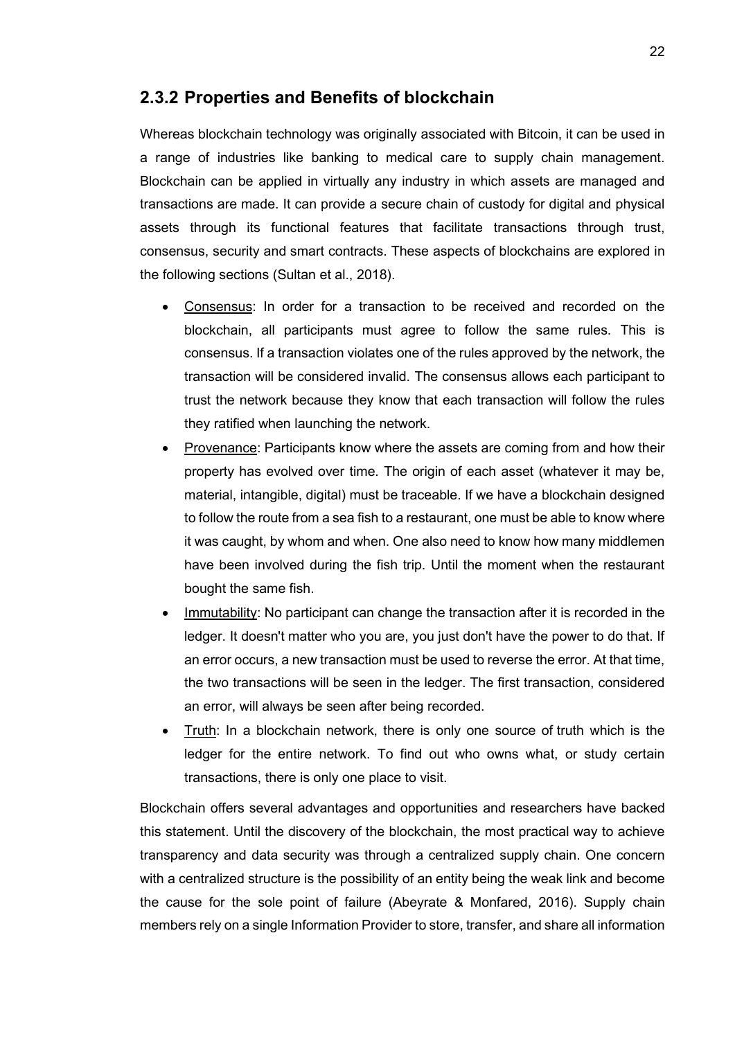### 2.3.2 Properties and Benefits of blockchain

Whereas blockchain technology was originally associated with Bitcoin, it can be used in a range of industries like banking to medical care to supply chain management. Blockchain can be applied in virtually any industry in which assets are managed and transactions are made. It can provide a secure chain of custody for digital and physical assets through its functional features that facilitate transactions through trust, consensus, security and smart contracts. These aspects of blockchains are explored in the following sections (Sultan et al., 2018).

- Consensus: In order for a transaction to be received and recorded on the blockchain, all participants must agree to follow the same rules. This is consensus. If a transaction violates one of the rules approved by the network, the transaction will be considered invalid. The consensus allows each participant to trust the network because they know that each transaction will follow the rules they ratified when launching the network.
- Provenance: Participants know where the assets are coming from and how their property has evolved over time. The origin of each asset (whatever it may be, material, intangible, digital) must be traceable. If we have a blockchain designed to follow the route from a sea fish to a restaurant, one must be able to know where it was caught, by whom and when. One also need to know how many middlemen have been involved during the fish trip. Until the moment when the restaurant bought the same fish.
- Immutability: No participant can change the transaction after it is recorded in the ledger. It doesn't matter who you are, you just don't have the power to do that. If an error occurs, a new transaction must be used to reverse the error. At that time, the two transactions will be seen in the ledger. The first transaction, considered an error, will always be seen after being recorded.
- Truth: In a blockchain network, there is only one source of truth which is the ledger for the entire network. To find out who owns what, or study certain transactions, there is only one place to visit.

Blockchain offers several advantages and opportunities and researchers have backed this statement. Until the discovery of the blockchain, the most practical way to achieve transparency and data security was through a centralized supply chain. One concern with a centralized structure is the possibility of an entity being the weak link and become the cause for the sole point of failure (Abeyrate & Monfared, 2016). Supply chain members rely on a single Information Provider to store, transfer, and share all information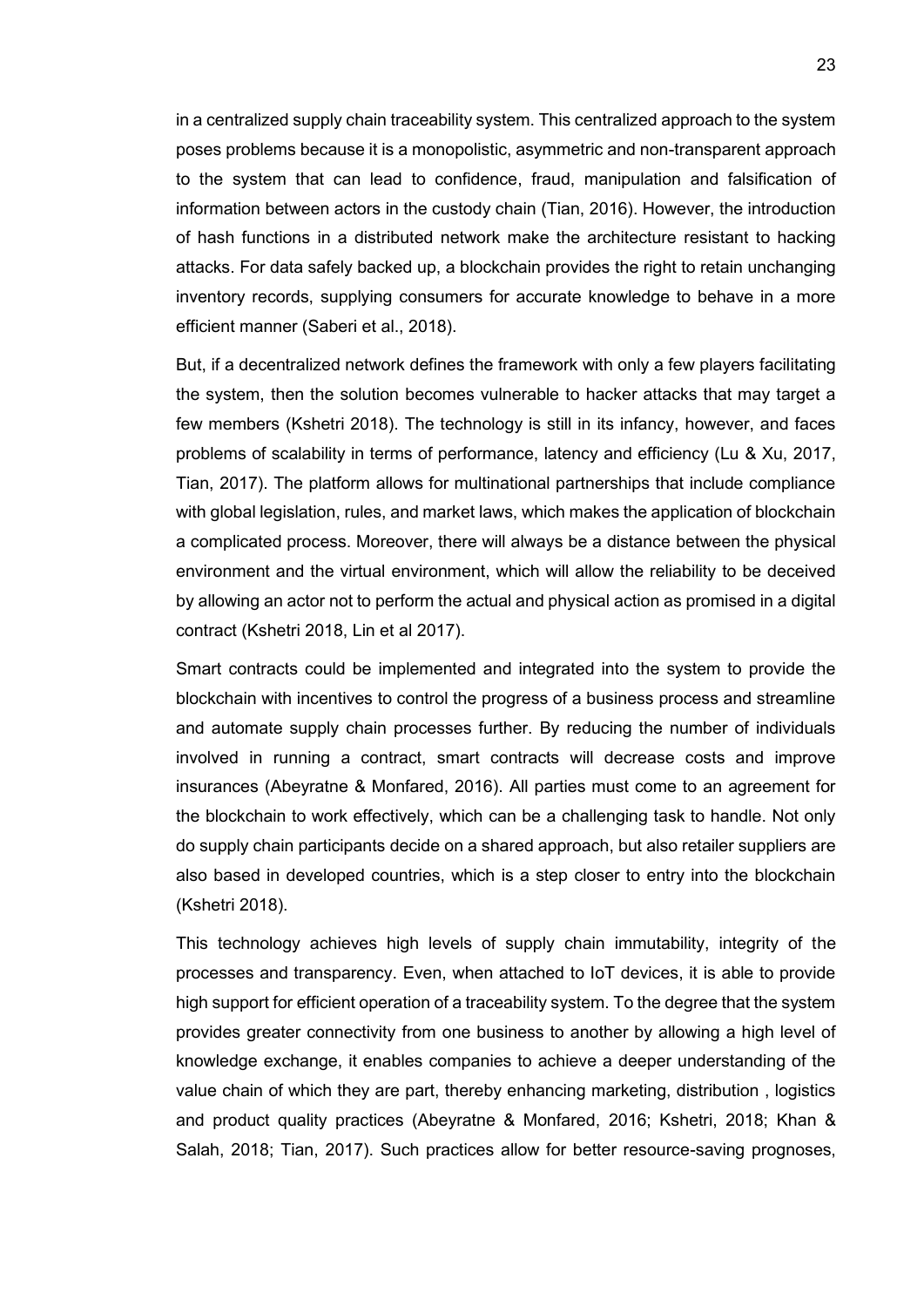in a centralized supply chain traceability system. This centralized approach to the system poses problems because it is a monopolistic, asymmetric and non-transparent approach to the system that can lead to confidence, fraud, manipulation and falsification of information between actors in the custody chain (Tian, 2016). However, the introduction of hash functions in a distributed network make the architecture resistant to hacking attacks. For data safely backed up, a blockchain provides the right to retain unchanging inventory records, supplying consumers for accurate knowledge to behave in a more efficient manner (Saberi et al., 2018).

But, if a decentralized network defines the framework with only a few players facilitating the system, then the solution becomes vulnerable to hacker attacks that may target a few members (Kshetri 2018). The technology is still in its infancy, however, and faces problems of scalability in terms of performance, latency and efficiency (Lu & Xu, 2017, Tian, 2017). The platform allows for multinational partnerships that include compliance with global legislation, rules, and market laws, which makes the application of blockchain a complicated process. Moreover, there will always be a distance between the physical environment and the virtual environment, which will allow the reliability to be deceived by allowing an actor not to perform the actual and physical action as promised in a digital contract (Kshetri 2018, Lin et al 2017).

Smart contracts could be implemented and integrated into the system to provide the blockchain with incentives to control the progress of a business process and streamline and automate supply chain processes further. By reducing the number of individuals involved in running a contract, smart contracts will decrease costs and improve insurances (Abeyratne & Monfared, 2016). All parties must come to an agreement for the blockchain to work effectively, which can be a challenging task to handle. Not only do supply chain participants decide on a shared approach, but also retailer suppliers are also based in developed countries, which is a step closer to entry into the blockchain (Kshetri 2018).

This technology achieves high levels of supply chain immutability, integrity of the processes and transparency. Even, when attached to IoT devices, it is able to provide high support for efficient operation of a traceability system. To the degree that the system provides greater connectivity from one business to another by allowing a high level of knowledge exchange, it enables companies to achieve a deeper understanding of the value chain of which they are part, thereby enhancing marketing, distribution , logistics and product quality practices (Abeyratne & Monfared, 2016; Kshetri, 2018; Khan & Salah, 2018; Tian, 2017). Such practices allow for better resource-saving prognoses,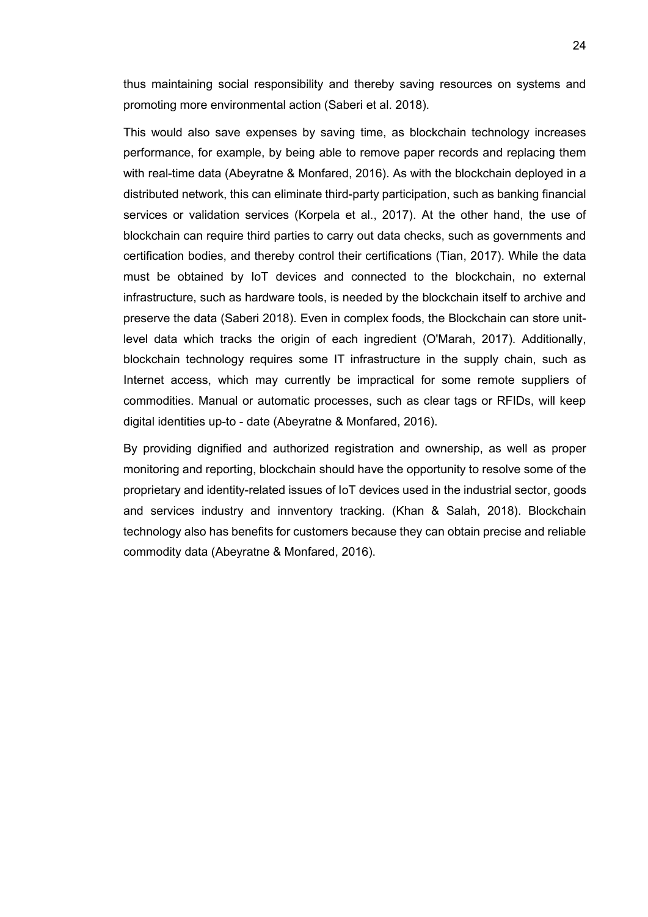thus maintaining social responsibility and thereby saving resources on systems and promoting more environmental action (Saberi et al. 2018).

This would also save expenses by saving time, as blockchain technology increases performance, for example, by being able to remove paper records and replacing them with real-time data (Abeyratne & Monfared, 2016). As with the blockchain deployed in a distributed network, this can eliminate third-party participation, such as banking financial services or validation services (Korpela et al., 2017). At the other hand, the use of blockchain can require third parties to carry out data checks, such as governments and certification bodies, and thereby control their certifications (Tian, 2017). While the data must be obtained by IoT devices and connected to the blockchain, no external infrastructure, such as hardware tools, is needed by the blockchain itself to archive and preserve the data (Saberi 2018). Even in complex foods, the Blockchain can store unit-level data which tracks the origin of each ingredient (O'Marah, 2017). Additionally, blockchain technology requires some IT infrastructure in the supply chain, such as Internet access, which may currently be impractical for some remote suppliers of commodities. Manual or automatic processes, such as clear tags or RFIDs, will keep digital identities up-to - date (Abeyratne & Monfared, 2016).

By providing dignified and authorized registration and ownership, as well as proper monitoring and reporting, blockchain should have the opportunity to resolve some of the proprietary and identity-related issues of IoT devices used in the industrial sector, goods and services industry and innventory tracking. (Khan & Salah, 2018). Blockchain technology also has benefits for customers because they can obtain precise and reliable commodity data (Abeyratne & Monfared, 2016).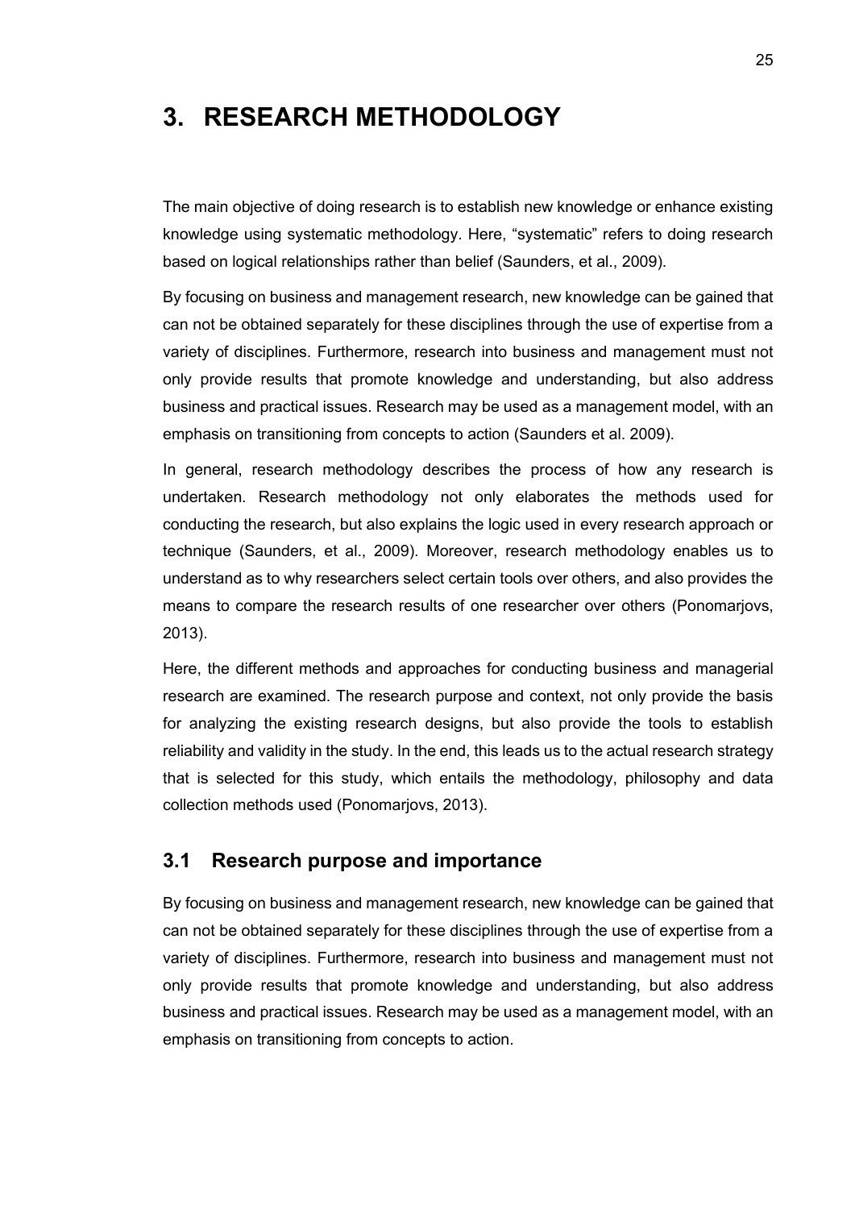# 3. RESEARCH METHODOLOGY

The main objective of doing research is to establish new knowledge or enhance existing knowledge using systematic methodology. Here, "systematic" refers to doing research based on logical relationships rather than belief (Saunders, et al., 2009).

By focusing on business and management research, new knowledge can be gained that can not be obtained separately for these disciplines through the use of expertise from a variety of disciplines. Furthermore, research into business and management must not only provide results that promote knowledge and understanding, but also address business and practical issues. Research may be used as a management model, with an emphasis on transitioning from concepts to action (Saunders et al. 2009).

In general, research methodology describes the process of how any research is undertaken. Research methodology not only elaborates the methods used for conducting the research, but also explains the logic used in every research approach or technique (Saunders, et al., 2009). Moreover, research methodology enables us to understand as to why researchers select certain tools over others, and also provides the means to compare the research results of one researcher over others (Ponomarjovs, 2013).

Here, the different methods and approaches for conducting business and managerial research are examined. The research purpose and context, not only provide the basis for analyzing the existing research designs, but also provide the tools to establish reliability and validity in the study. In the end, this leads us to the actual research strategy that is selected for this study, which entails the methodology, philosophy and data collection methods used (Ponomarjovs, 2013).

## 3.1 Research purpose and importance

By focusing on business and management research, new knowledge can be gained that can not be obtained separately for these disciplines through the use of expertise from a variety of disciplines. Furthermore, research into business and management must not only provide results that promote knowledge and understanding, but also address business and practical issues. Research may be used as a management model, with an emphasis on transitioning from concepts to action.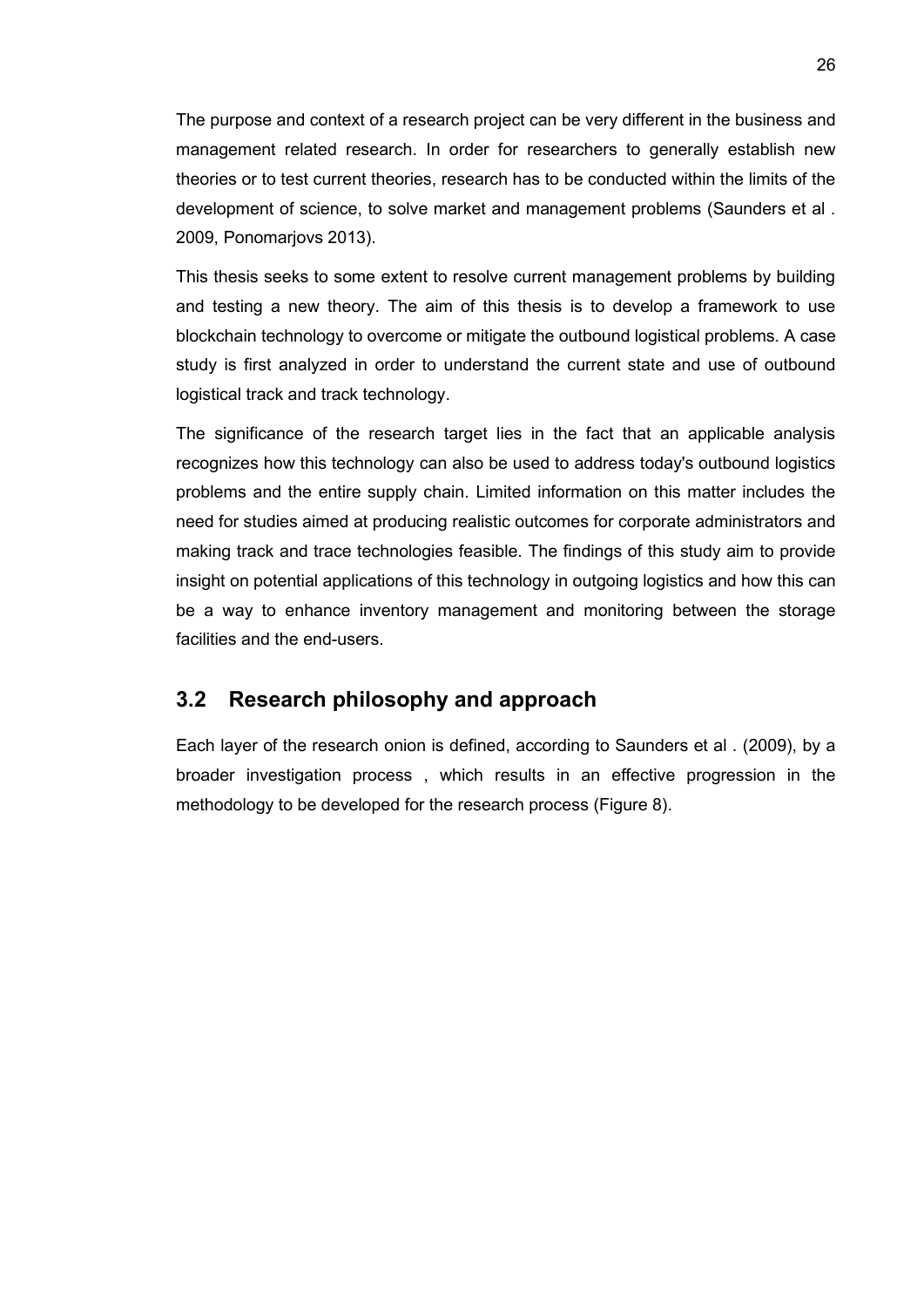The purpose and context of a research project can be very different in the business and management related research. In order for researchers to generally establish new theories or to test current theories, research has to be conducted within the limits of the development of science, to solve market and management problems (Saunders et al . 2009, Ponomarjovs 2013).

This thesis seeks to some extent to resolve current management problems by building and testing a new theory. The aim of this thesis is to develop a framework to use blockchain technology to overcome or mitigate the outbound logistical problems. A case study is first analyzed in order to understand the current state and use of outbound logistical track and track technology.

The significance of the research target lies in the fact that an applicable analysis recognizes how this technology can also be used to address today's outbound logistics problems and the entire supply chain. Limited information on this matter includes the need for studies aimed at producing realistic outcomes for corporate administrators and making track and trace technologies feasible. The findings of this study aim to provide insight on potential applications of this technology in outgoing logistics and how this can be a way to enhance inventory management and monitoring between the storage facilities and the end-users.

## 3.2 Research philosophy and approach

Each layer of the research onion is defined, according to Saunders et al . (2009), by a broader investigation process , which results in an effective progression in the methodology to be developed for the research process (Figure 8).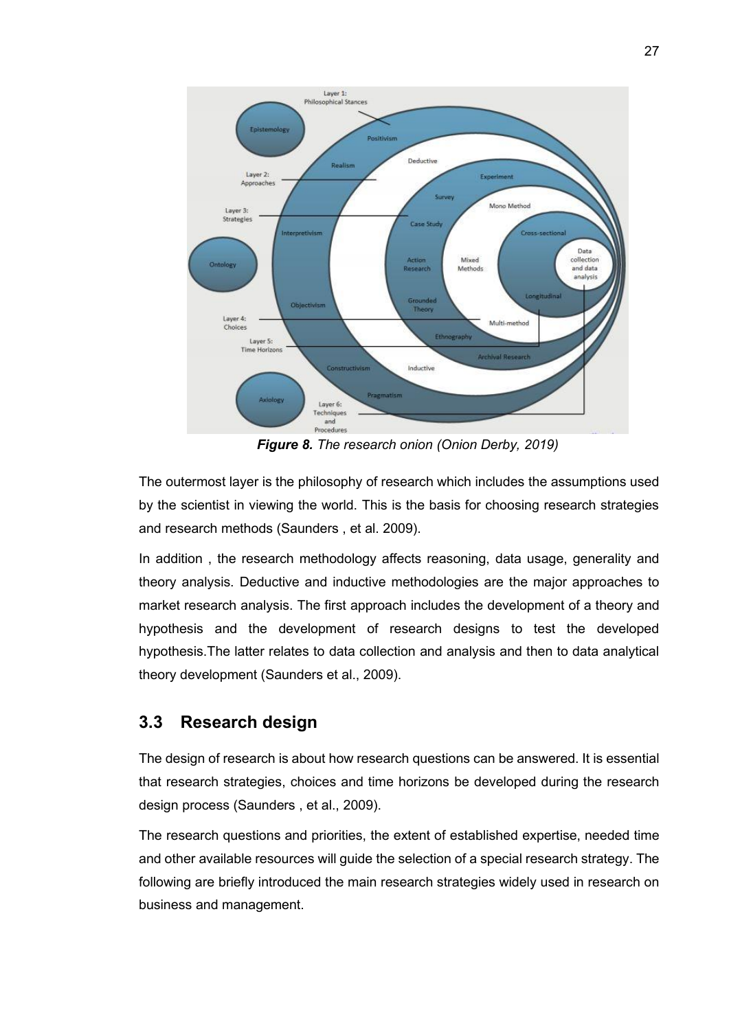*__Figure 8.__ The research onion (Onion Derby, 2019)*

The outermost layer is the philosophy of research which includes the assumptions used by the scientist in viewing the world. This is the basis for choosing research strategies and research methods (Saunders , et al. 2009).

In addition , the research methodology affects reasoning, data usage, generality and theory analysis. Deductive and inductive methodologies are the major approaches to market research analysis. The first approach includes the development of a theory and hypothesis and the development of research designs to test the developed hypothesis.The latter relates to data collection and analysis and then to data analytical theory development (Saunders et al., 2009).

## 3.3 Research design

The design of research is about how research questions can be answered. It is essential that research strategies, choices and time horizons be developed during the research design process (Saunders , et al., 2009).

The research questions and priorities, the extent of established expertise, needed time and other available resources will guide the selection of a special research strategy. The following are briefly introduced the main research strategies widely used in research on business and management.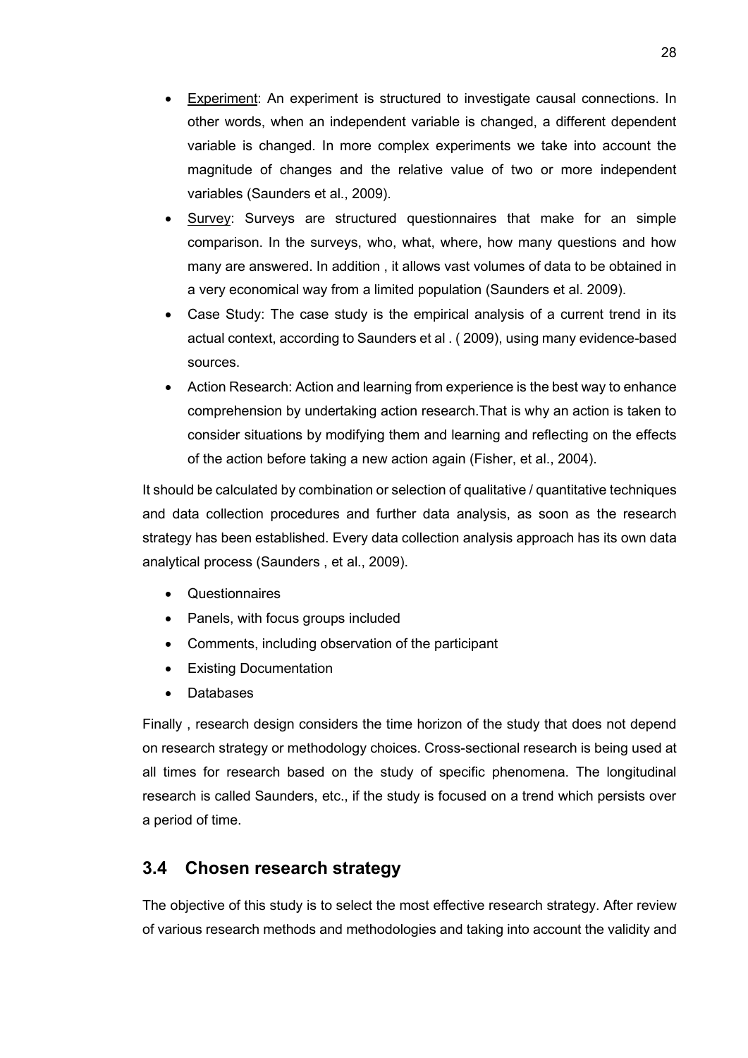- Experiment: An experiment is structured to investigate causal connections. In other words, when an independent variable is changed, a different dependent variable is changed. In more complex experiments we take into account the magnitude of changes and the relative value of two or more independent variables (Saunders et al., 2009).
- Survey: Surveys are structured questionnaires that make for an simple comparison. In the surveys, who, what, where, how many questions and how many are answered. In addition , it allows vast volumes of data to be obtained in a very economical way from a limited population (Saunders et al. 2009).
- Case Study: The case study is the empirical analysis of a current trend in its actual context, according to Saunders et al . ( 2009), using many evidence-based sources.
- Action Research: Action and learning from experience is the best way to enhance comprehension by undertaking action research.That is why an action is taken to consider situations by modifying them and learning and reflecting on the effects of the action before taking a new action again (Fisher, et al., 2004).

It should be calculated by combination or selection of qualitative / quantitative techniques and data collection procedures and further data analysis, as soon as the research strategy has been established. Every data collection analysis approach has its own data analytical process (Saunders , et al., 2009).

- Questionnaires
- Panels, with focus groups included
- Comments, including observation of the participant
- Existing Documentation
- Databases

Finally , research design considers the time horizon of the study that does not depend on research strategy or methodology choices. Cross-sectional research is being used at all times for research based on the study of specific phenomena. The longitudinal research is called Saunders, etc., if the study is focused on a trend which persists over a period of time.

## 3.4 Chosen research strategy

The objective of this study is to select the most effective research strategy. After review of various research methods and methodologies and taking into account the validity and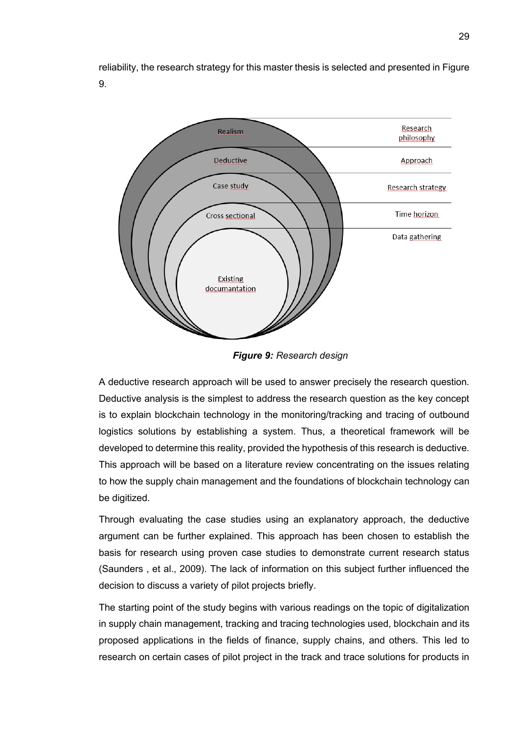reliability, the research strategy for this master thesis is selected and presented in Figure 9.

| Layer | Research design |
| --- | --- |
| Research philosophy | Realism |
| Approach | Deductive |
| Research strategy | Case study |
| Time horizon | Cross sectional |
| Data gathering | Existing documantation |

***Figure 9:*** *Research design*

A deductive research approach will be used to answer precisely the research question. Deductive analysis is the simplest to address the research question as the key concept is to explain blockchain technology in the monitoring/tracking and tracing of outbound logistics solutions by establishing a system. Thus, a theoretical framework will be developed to determine this reality, provided the hypothesis of this research is deductive. This approach will be based on a literature review concentrating on the issues relating to how the supply chain management and the foundations of blockchain technology can be digitized.

Through evaluating the case studies using an explanatory approach, the deductive argument can be further explained. This approach has been chosen to establish the basis for research using proven case studies to demonstrate current research status (Saunders , et al., 2009). The lack of information on this subject further influenced the decision to discuss a variety of pilot projects briefly.

The starting point of the study begins with various readings on the topic of digitalization in supply chain management, tracking and tracing technologies used, blockchain and its proposed applications in the fields of finance, supply chains, and others. This led to research on certain cases of pilot project in the track and trace solutions for products in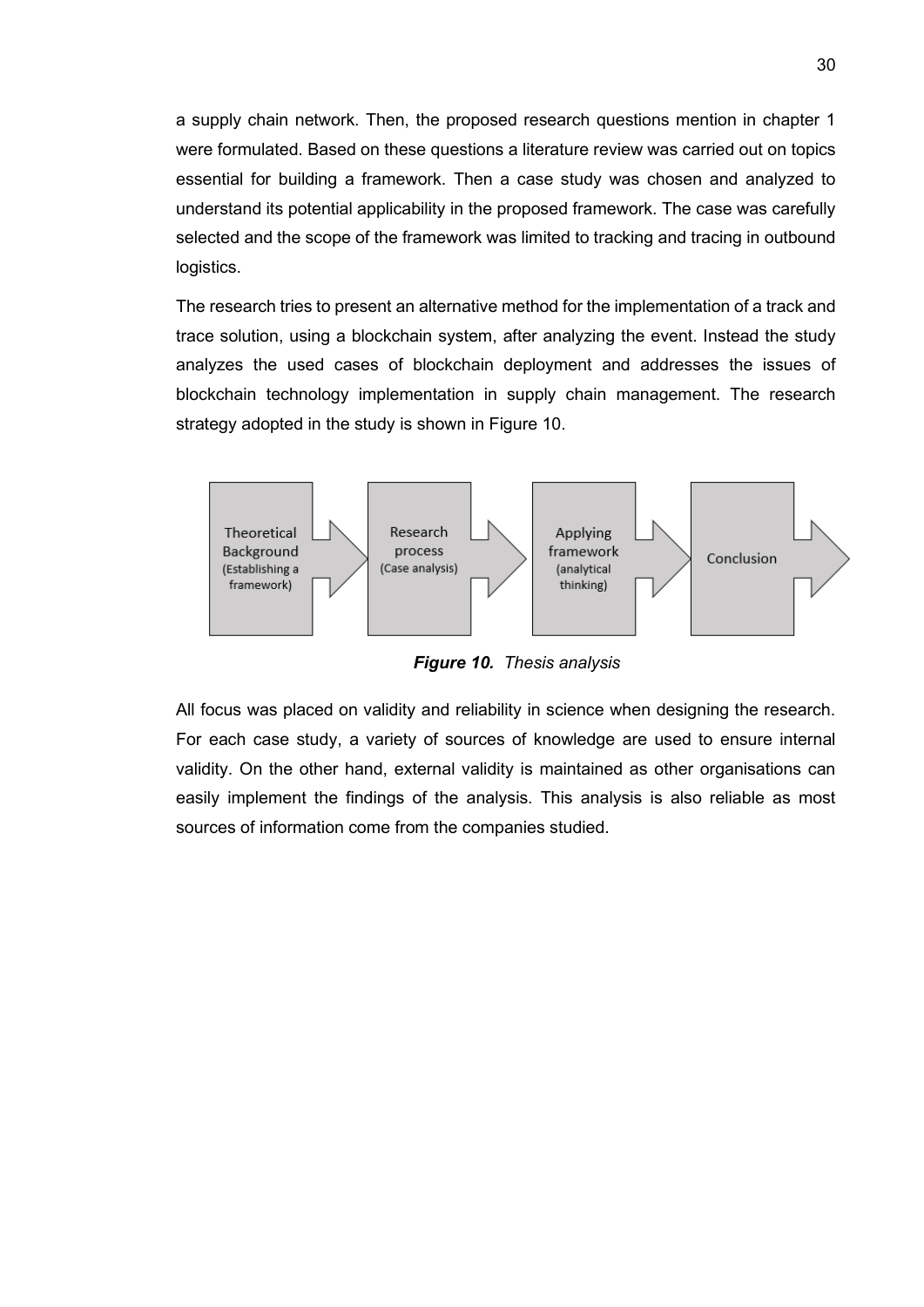a supply chain network. Then, the proposed research questions mention in chapter 1 were formulated. Based on these questions a literature review was carried out on topics essential for building a framework. Then a case study was chosen and analyzed to understand its potential applicability in the proposed framework. The case was carefully selected and the scope of the framework was limited to tracking and tracing in outbound logistics.

The research tries to present an alternative method for the implementation of a track and trace solution, using a blockchain system, after analyzing the event. Instead the study analyzes the used cases of blockchain deployment and addresses the issues of blockchain technology implementation in supply chain management. The research strategy adopted in the study is shown in Figure 10.

Theoretical Background (Establishing a framework) → Research process (Case analysis) → Applying framework (analytical thinking) → Conclusion

***Figure 10.*** *Thesis analysis*

All focus was placed on validity and reliability in science when designing the research. For each case study, a variety of sources of knowledge are used to ensure internal validity. On the other hand, external validity is maintained as other organisations can easily implement the findings of the analysis. This analysis is also reliable as most sources of information come from the companies studied.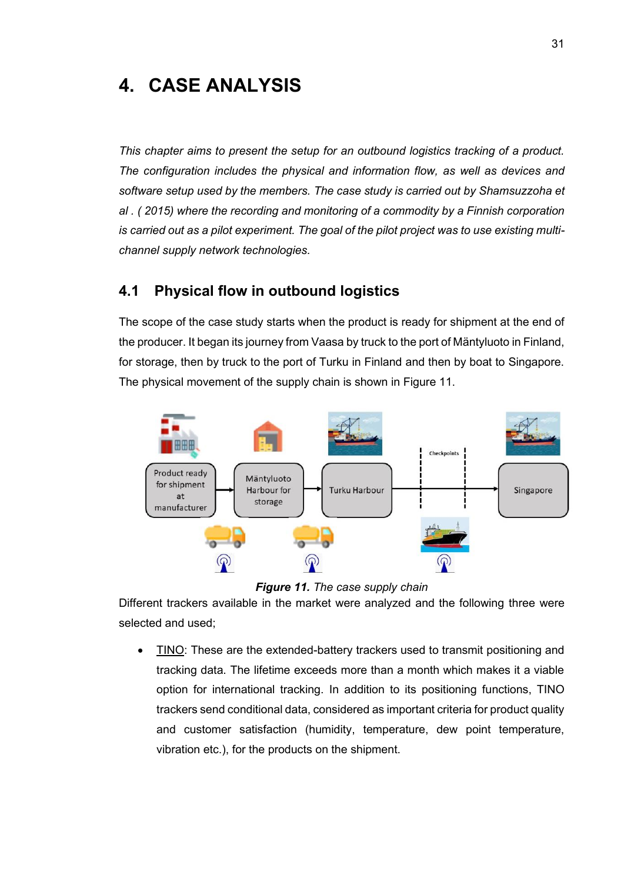# 4. CASE ANALYSIS

*This chapter aims to present the setup for an outbound logistics tracking of a product. The configuration includes the physical and information flow, as well as devices and software setup used by the members. The case study is carried out by Shamsuzzoha et al . ( 2015) where the recording and monitoring of a commodity by a Finnish corporation is carried out as a pilot experiment. The goal of the pilot project was to use existing multi-channel supply network technologies.*

## 4.1 Physical flow in outbound logistics

The scope of the case study starts when the product is ready for shipment at the end of the producer. It began its journey from Vaasa by truck to the port of Mäntyluoto in Finland, for storage, then by truck to the port of Turku in Finland and then by boat to Singapore. The physical movement of the supply chain is shown in Figure 11.

***Figure 11.*** *The case supply chain*

Different trackers available in the market were analyzed and the following three were selected and used;

- <u>TINO</u>: These are the extended-battery trackers used to transmit positioning and tracking data. The lifetime exceeds more than a month which makes it a viable option for international tracking. In addition to its positioning functions, TINO trackers send conditional data, considered as important criteria for product quality and customer satisfaction (humidity, temperature, dew point temperature, vibration etc.), for the products on the shipment.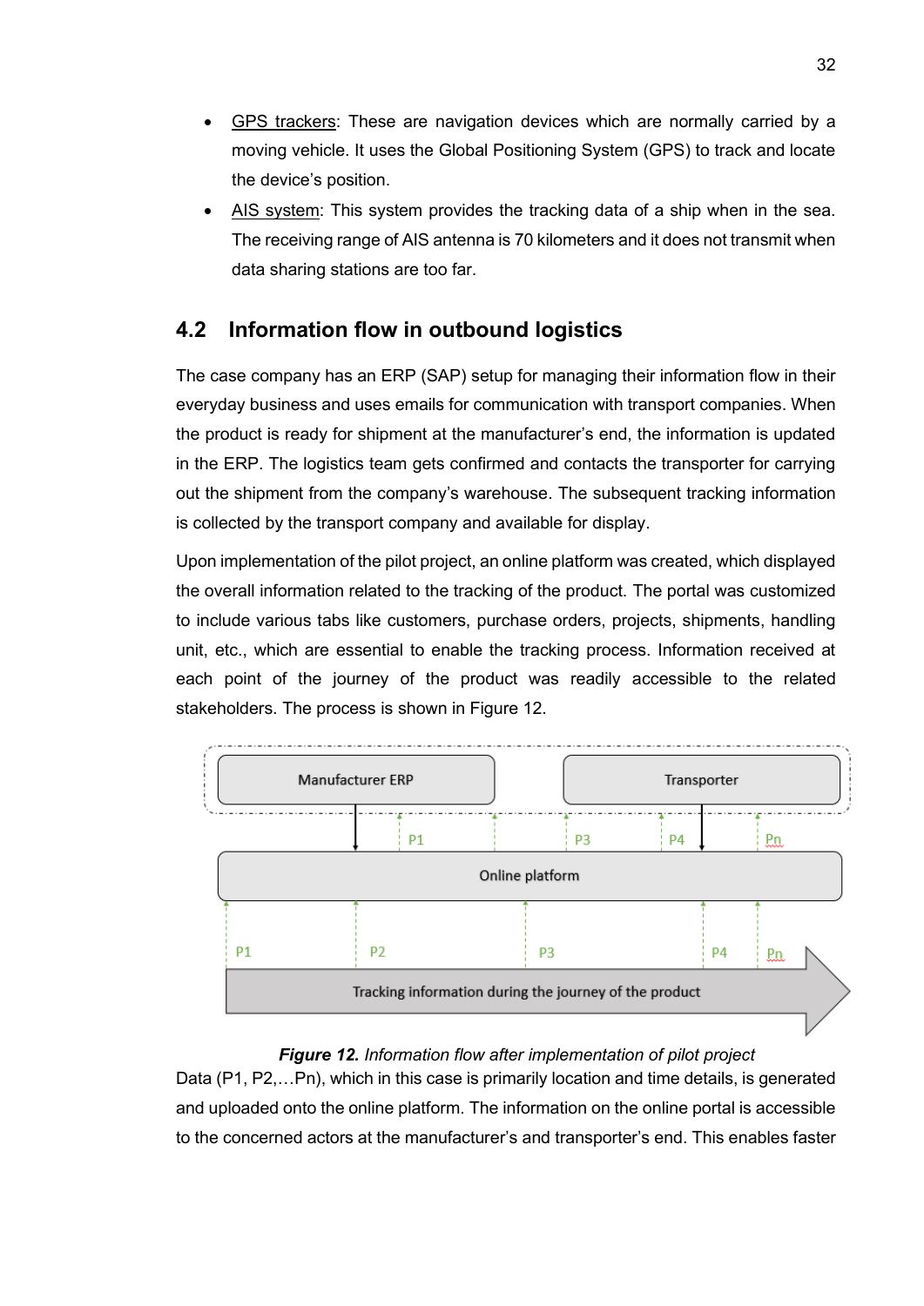- GPS trackers: These are navigation devices which are normally carried by a moving vehicle. It uses the Global Positioning System (GPS) to track and locate the device's position.
- AIS system: This system provides the tracking data of a ship when in the sea. The receiving range of AIS antenna is 70 kilometers and it does not transmit when data sharing stations are too far.

## 4.2 Information flow in outbound logistics

The case company has an ERP (SAP) setup for managing their information flow in their everyday business and uses emails for communication with transport companies. When the product is ready for shipment at the manufacturer's end, the information is updated in the ERP. The logistics team gets confirmed and contacts the transporter for carrying out the shipment from the company's warehouse. The subsequent tracking information is collected by the transport company and available for display.

Upon implementation of the pilot project, an online platform was created, which displayed the overall information related to the tracking of the product. The portal was customized to include various tabs like customers, purchase orders, projects, shipments, handling unit, etc., which are essential to enable the tracking process. Information received at each point of the journey of the product was readily accessible to the related stakeholders. The process is shown in Figure 12.

Manufacturer ERP

Transporter

P1 P3 P4 Pn

Online platform

P1 P2 P3 P4 Pn

Tracking information during the journey of the product

***Figure 12.*** *Information flow after implementation of pilot project*

Data (P1, P2,…Pn), which in this case is primarily location and time details, is generated and uploaded onto the online platform. The information on the online portal is accessible to the concerned actors at the manufacturer's and transporter's end. This enables faster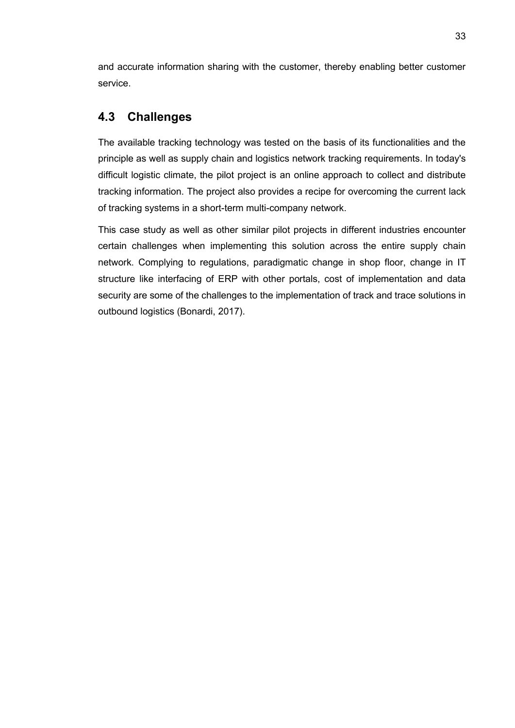and accurate information sharing with the customer, thereby enabling better customer service.

## 4.3 Challenges

The available tracking technology was tested on the basis of its functionalities and the principle as well as supply chain and logistics network tracking requirements. In today's difficult logistic climate, the pilot project is an online approach to collect and distribute tracking information. The project also provides a recipe for overcoming the current lack of tracking systems in a short-term multi-company network.

This case study as well as other similar pilot projects in different industries encounter certain challenges when implementing this solution across the entire supply chain network. Complying to regulations, paradigmatic change in shop floor, change in IT structure like interfacing of ERP with other portals, cost of implementation and data security are some of the challenges to the implementation of track and trace solutions in outbound logistics (Bonardi, 2017).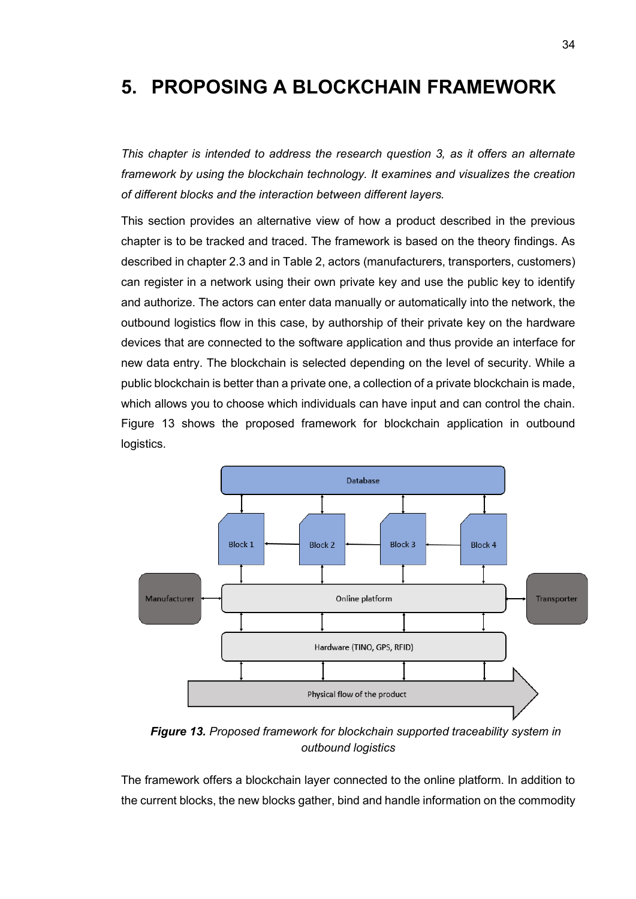# 5. PROPOSING A BLOCKCHAIN FRAMEWORK

*This chapter is intended to address the research question 3, as it offers an alternate framework by using the blockchain technology. It examines and visualizes the creation of different blocks and the interaction between different layers.*

This section provides an alternative view of how a product described in the previous chapter is to be tracked and traced. The framework is based on the theory findings. As described in chapter 2.3 and in Table 2, actors (manufacturers, transporters, customers) can register in a network using their own private key and use the public key to identify and authorize. The actors can enter data manually or automatically into the network, the outbound logistics flow in this case, by authorship of their private key on the hardware devices that are connected to the software application and thus provide an interface for new data entry. The blockchain is selected depending on the level of security. While a public blockchain is better than a private one, a collection of a private blockchain is made, which allows you to choose which individuals can have input and can control the chain. Figure 13 shows the proposed framework for blockchain application in outbound logistics.

***Figure 13.*** *Proposed framework for blockchain supported traceability system in outbound logistics*

The framework offers a blockchain layer connected to the online platform. In addition to the current blocks, the new blocks gather, bind and handle information on the commodity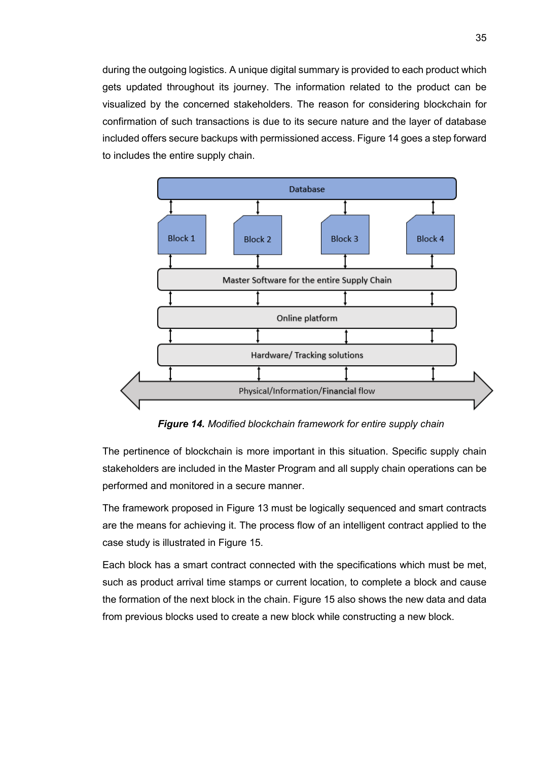during the outgoing logistics. A unique digital summary is provided to each product which gets updated throughout its journey. The information related to the product can be visualized by the concerned stakeholders. The reason for considering blockchain for confirmation of such transactions is due to its secure nature and the layer of database included offers secure backups with permissioned access. Figure 14 goes a step forward to includes the entire supply chain.

***Figure 14.*** *Modified blockchain framework for entire supply chain*

The pertinence of blockchain is more important in this situation. Specific supply chain stakeholders are included in the Master Program and all supply chain operations can be performed and monitored in a secure manner.

The framework proposed in Figure 13 must be logically sequenced and smart contracts are the means for achieving it. The process flow of an intelligent contract applied to the case study is illustrated in Figure 15.

Each block has a smart contract connected with the specifications which must be met, such as product arrival time stamps or current location, to complete a block and cause the formation of the next block in the chain. Figure 15 also shows the new data and data from previous blocks used to create a new block while constructing a new block.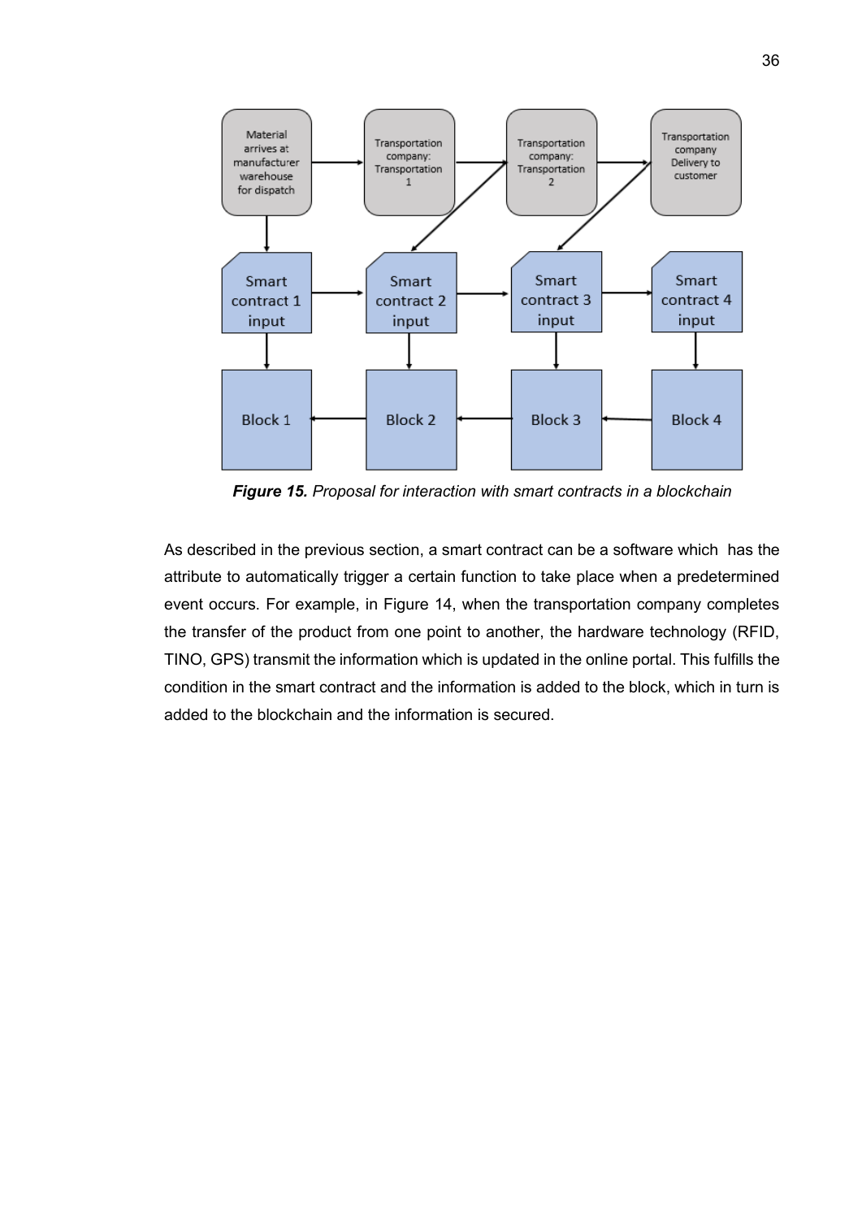**Figure 15.** *Proposal for interaction with smart contracts in a blockchain*

As described in the previous section, a smart contract can be a software which has the attribute to automatically trigger a certain function to take place when a predetermined event occurs. For example, in Figure 14, when the transportation company completes the transfer of the product from one point to another, the hardware technology (RFID, TINO, GPS) transmit the information which is updated in the online portal. This fulfills the condition in the smart contract and the information is added to the block, which in turn is added to the blockchain and the information is secured.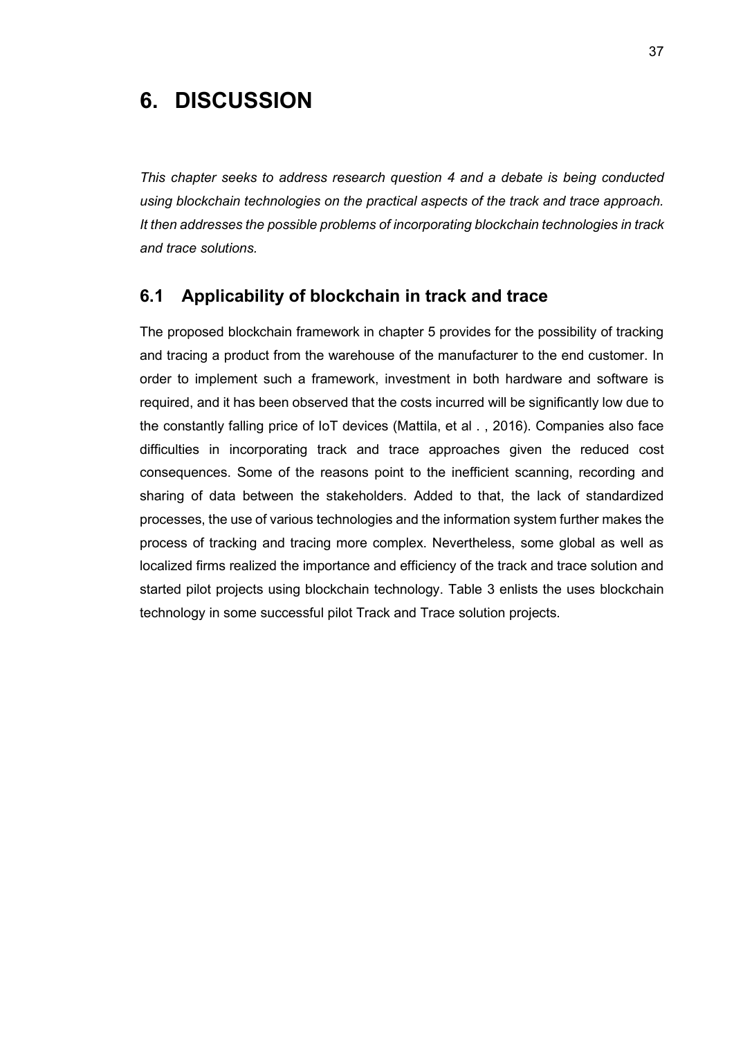# 6. DISCUSSION

*This chapter seeks to address research question 4 and a debate is being conducted using blockchain technologies on the practical aspects of the track and trace approach. It then addresses the possible problems of incorporating blockchain technologies in track and trace solutions.*

## 6.1 Applicability of blockchain in track and trace

The proposed blockchain framework in chapter 5 provides for the possibility of tracking and tracing a product from the warehouse of the manufacturer to the end customer. In order to implement such a framework, investment in both hardware and software is required, and it has been observed that the costs incurred will be significantly low due to the constantly falling price of IoT devices (Mattila, et al . , 2016). Companies also face difficulties in incorporating track and trace approaches given the reduced cost consequences. Some of the reasons point to the inefficient scanning, recording and sharing of data between the stakeholders. Added to that, the lack of standardized processes, the use of various technologies and the information system further makes the process of tracking and tracing more complex. Nevertheless, some global as well as localized firms realized the importance and efficiency of the track and trace solution and started pilot projects using blockchain technology. Table 3 enlists the uses blockchain technology in some successful pilot Track and Trace solution projects.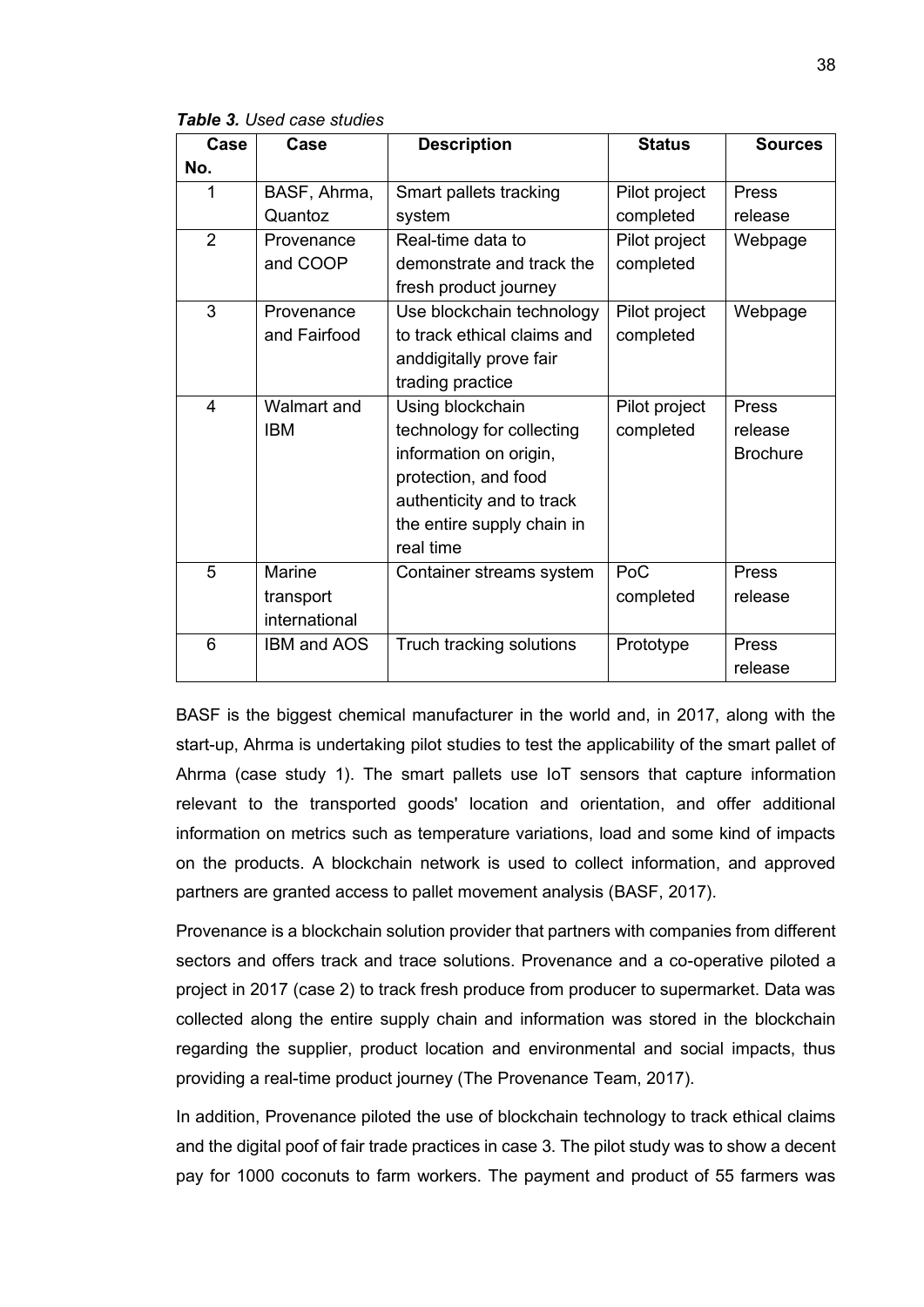***Table 3.*** *Used case studies*

| Case No. | Case | Description | Status | Sources |
|---|---|---|---|---|
| 1 | BASF, Ahrma, Quantoz | Smart pallets tracking system | Pilot project completed | Press release |
| 2 | Provenance and COOP | Real-time data to demonstrate and track the fresh product journey | Pilot project completed | Webpage |
| 3 | Provenance and Fairfood | Use blockchain technology to track ethical claims and anddigitally prove fair trading practice | Pilot project completed | Webpage |
| 4 | Walmart and IBM | Using blockchain technology for collecting information on origin, protection, and food authenticity and to track the entire supply chain in real time | Pilot project completed | Press release Brochure |
| 5 | Marine transport international | Container streams system | PoC completed | Press release |
| 6 | IBM and AOS | Truch tracking solutions | Prototype | Press release |

BASF is the biggest chemical manufacturer in the world and, in 2017, along with the start-up, Ahrma is undertaking pilot studies to test the applicability of the smart pallet of Ahrma (case study 1). The smart pallets use IoT sensors that capture information relevant to the transported goods' location and orientation, and offer additional information on metrics such as temperature variations, load and some kind of impacts on the products. A blockchain network is used to collect information, and approved partners are granted access to pallet movement analysis (BASF, 2017).

Provenance is a blockchain solution provider that partners with companies from different sectors and offers track and trace solutions. Provenance and a co-operative piloted a project in 2017 (case 2) to track fresh produce from producer to supermarket. Data was collected along the entire supply chain and information was stored in the blockchain regarding the supplier, product location and environmental and social impacts, thus providing a real-time product journey (The Provenance Team, 2017).

In addition, Provenance piloted the use of blockchain technology to track ethical claims and the digital poof of fair trade practices in case 3. The pilot study was to show a decent pay for 1000 coconuts to farm workers. The payment and product of 55 farmers was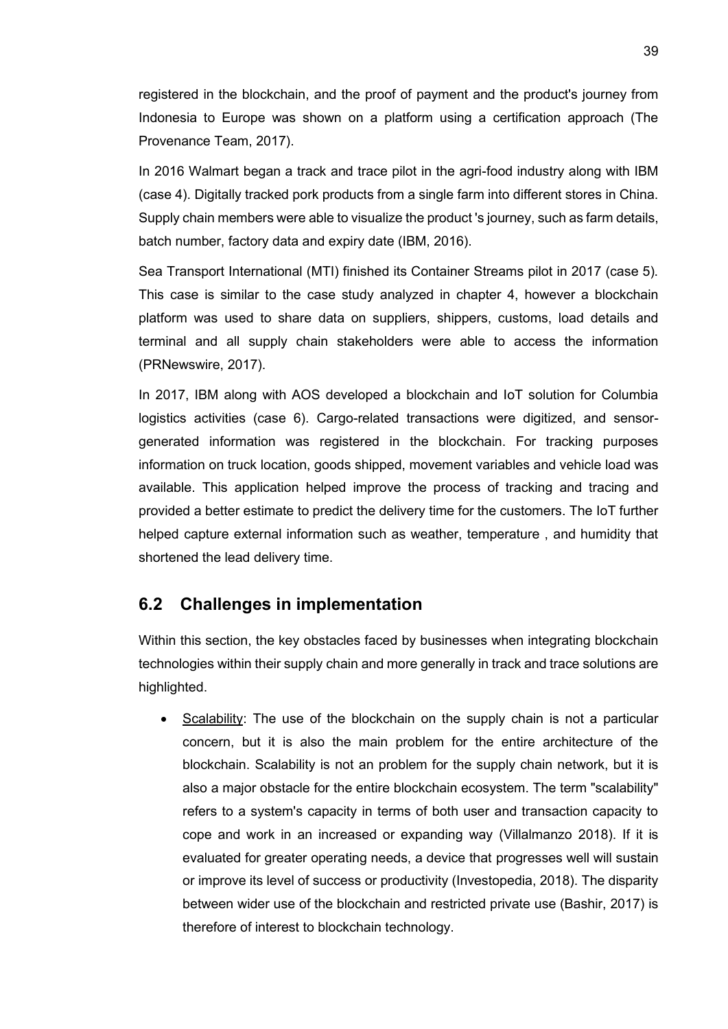registered in the blockchain, and the proof of payment and the product's journey from Indonesia to Europe was shown on a platform using a certification approach (The Provenance Team, 2017).

In 2016 Walmart began a track and trace pilot in the agri-food industry along with IBM (case 4). Digitally tracked pork products from a single farm into different stores in China. Supply chain members were able to visualize the product 's journey, such as farm details, batch number, factory data and expiry date (IBM, 2016).

Sea Transport International (MTI) finished its Container Streams pilot in 2017 (case 5). This case is similar to the case study analyzed in chapter 4, however a blockchain platform was used to share data on suppliers, shippers, customs, load details and terminal and all supply chain stakeholders were able to access the information (PRNewswire, 2017).

In 2017, IBM along with AOS developed a blockchain and IoT solution for Columbia logistics activities (case 6). Cargo-related transactions were digitized, and sensor-generated information was registered in the blockchain. For tracking purposes information on truck location, goods shipped, movement variables and vehicle load was available. This application helped improve the process of tracking and tracing and provided a better estimate to predict the delivery time for the customers. The IoT further helped capture external information such as weather, temperature , and humidity that shortened the lead delivery time.

## 6.2 Challenges in implementation

Within this section, the key obstacles faced by businesses when integrating blockchain technologies within their supply chain and more generally in track and trace solutions are highlighted.

- Scalability: The use of the blockchain on the supply chain is not a particular concern, but it is also the main problem for the entire architecture of the blockchain. Scalability is not an problem for the supply chain network, but it is also a major obstacle for the entire blockchain ecosystem. The term "scalability" refers to a system's capacity in terms of both user and transaction capacity to cope and work in an increased or expanding way (Villalmanzo 2018). If it is evaluated for greater operating needs, a device that progresses well will sustain or improve its level of success or productivity (Investopedia, 2018). The disparity between wider use of the blockchain and restricted private use (Bashir, 2017) is therefore of interest to blockchain technology.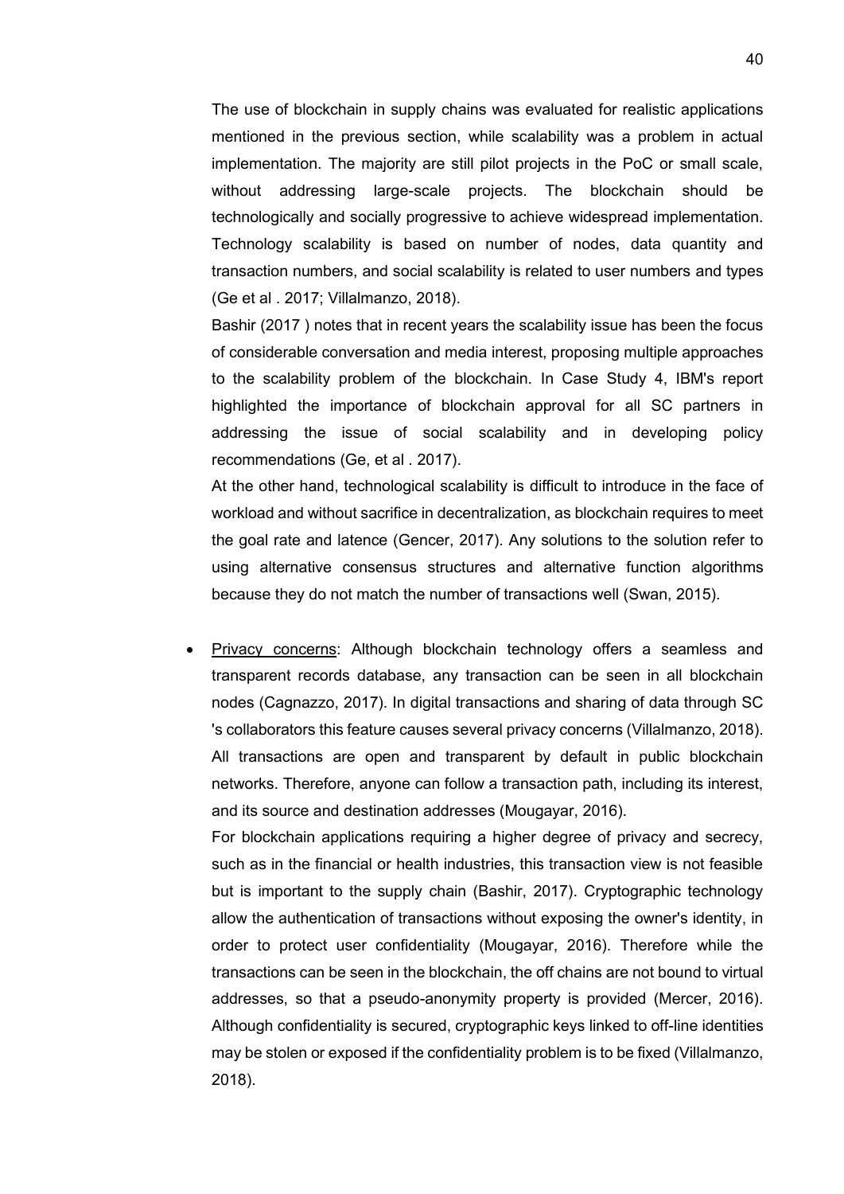The use of blockchain in supply chains was evaluated for realistic applications mentioned in the previous section, while scalability was a problem in actual implementation. The majority are still pilot projects in the PoC or small scale, without addressing large-scale projects. The blockchain should be technologically and socially progressive to achieve widespread implementation. Technology scalability is based on number of nodes, data quantity and transaction numbers, and social scalability is related to user numbers and types (Ge et al . 2017; Villalmanzo, 2018).

Bashir (2017 ) notes that in recent years the scalability issue has been the focus of considerable conversation and media interest, proposing multiple approaches to the scalability problem of the blockchain. In Case Study 4, IBM's report highlighted the importance of blockchain approval for all SC partners in addressing the issue of social scalability and in developing policy recommendations (Ge, et al . 2017).

At the other hand, technological scalability is difficult to introduce in the face of workload and without sacrifice in decentralization, as blockchain requires to meet the goal rate and latence (Gencer, 2017). Any solutions to the solution refer to using alternative consensus structures and alternative function algorithms because they do not match the number of transactions well (Swan, 2015).

- <u>Privacy concerns</u>: Although blockchain technology offers a seamless and transparent records database, any transaction can be seen in all blockchain nodes (Cagnazzo, 2017). In digital transactions and sharing of data through SC 's collaborators this feature causes several privacy concerns (Villalmanzo, 2018). All transactions are open and transparent by default in public blockchain networks. Therefore, anyone can follow a transaction path, including its interest, and its source and destination addresses (Mougayar, 2016).

  For blockchain applications requiring a higher degree of privacy and secrecy, such as in the financial or health industries, this transaction view is not feasible but is important to the supply chain (Bashir, 2017). Cryptographic technology allow the authentication of transactions without exposing the owner's identity, in order to protect user confidentiality (Mougayar, 2016). Therefore while the transactions can be seen in the blockchain, the off chains are not bound to virtual addresses, so that a pseudo-anonymity property is provided (Mercer, 2016). Although confidentiality is secured, cryptographic keys linked to off-line identities may be stolen or exposed if the confidentiality problem is to be fixed (Villalmanzo, 2018).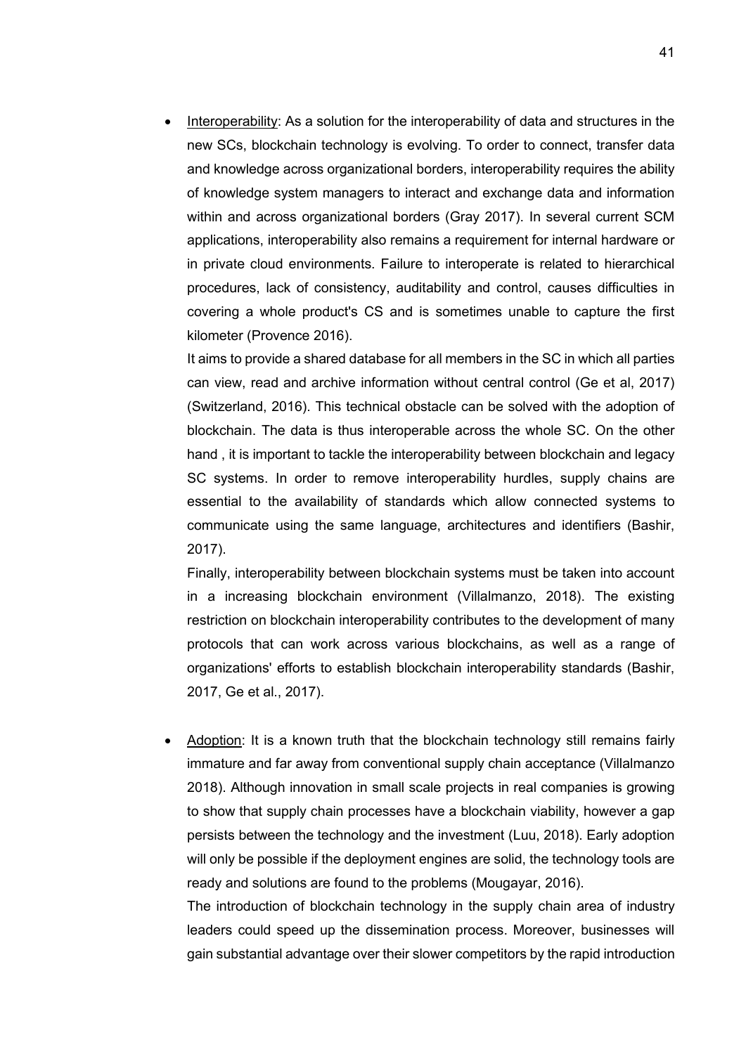- <u>Interoperability</u>: As a solution for the interoperability of data and structures in the new SCs, blockchain technology is evolving. To order to connect, transfer data and knowledge across organizational borders, interoperability requires the ability of knowledge system managers to interact and exchange data and information within and across organizational borders (Gray 2017). In several current SCM applications, interoperability also remains a requirement for internal hardware or in private cloud environments. Failure to interoperate is related to hierarchical procedures, lack of consistency, auditability and control, causes difficulties in covering a whole product's CS and is sometimes unable to capture the first kilometer (Provence 2016).

  It aims to provide a shared database for all members in the SC in which all parties can view, read and archive information without central control (Ge et al, 2017) (Switzerland, 2016). This technical obstacle can be solved with the adoption of blockchain. The data is thus interoperable across the whole SC. On the other hand , it is important to tackle the interoperability between blockchain and legacy SC systems. In order to remove interoperability hurdles, supply chains are essential to the availability of standards which allow connected systems to communicate using the same language, architectures and identifiers (Bashir, 2017).

  Finally, interoperability between blockchain systems must be taken into account in a increasing blockchain environment (Villalmanzo, 2018). The existing restriction on blockchain interoperability contributes to the development of many protocols that can work across various blockchains, as well as a range of organizations' efforts to establish blockchain interoperability standards (Bashir, 2017, Ge et al., 2017).

- <u>Adoption</u>: It is a known truth that the blockchain technology still remains fairly immature and far away from conventional supply chain acceptance (Villalmanzo 2018). Although innovation in small scale projects in real companies is growing to show that supply chain processes have a blockchain viability, however a gap persists between the technology and the investment (Luu, 2018). Early adoption will only be possible if the deployment engines are solid, the technology tools are ready and solutions are found to the problems (Mougayar, 2016).

  The introduction of blockchain technology in the supply chain area of industry leaders could speed up the dissemination process. Moreover, businesses will gain substantial advantage over their slower competitors by the rapid introduction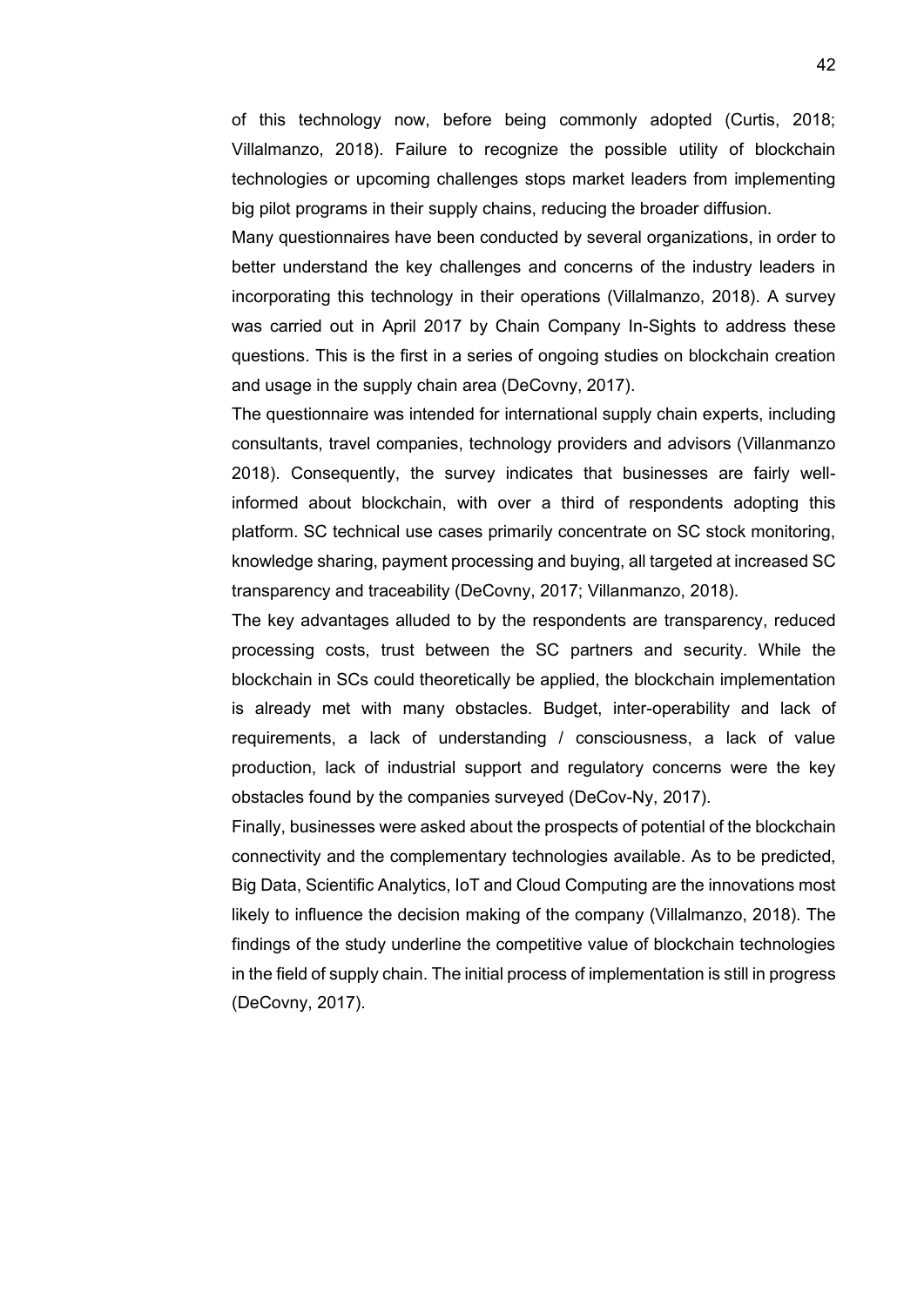of this technology now, before being commonly adopted (Curtis, 2018; Villalmanzo, 2018). Failure to recognize the possible utility of blockchain technologies or upcoming challenges stops market leaders from implementing big pilot programs in their supply chains, reducing the broader diffusion.

Many questionnaires have been conducted by several organizations, in order to better understand the key challenges and concerns of the industry leaders in incorporating this technology in their operations (Villalmanzo, 2018). A survey was carried out in April 2017 by Chain Company In-Sights to address these questions. This is the first in a series of ongoing studies on blockchain creation and usage in the supply chain area (DeCovny, 2017).

The questionnaire was intended for international supply chain experts, including consultants, travel companies, technology providers and advisors (Villanmanzo 2018). Consequently, the survey indicates that businesses are fairly well-informed about blockchain, with over a third of respondents adopting this platform. SC technical use cases primarily concentrate on SC stock monitoring, knowledge sharing, payment processing and buying, all targeted at increased SC transparency and traceability (DeCovny, 2017; Villanmanzo, 2018).

The key advantages alluded to by the respondents are transparency, reduced processing costs, trust between the SC partners and security. While the blockchain in SCs could theoretically be applied, the blockchain implementation is already met with many obstacles. Budget, inter-operability and lack of requirements, a lack of understanding / consciousness, a lack of value production, lack of industrial support and regulatory concerns were the key obstacles found by the companies surveyed (DeCov-Ny, 2017).

Finally, businesses were asked about the prospects of potential of the blockchain connectivity and the complementary technologies available. As to be predicted, Big Data, Scientific Analytics, IoT and Cloud Computing are the innovations most likely to influence the decision making of the company (Villalmanzo, 2018). The findings of the study underline the competitive value of blockchain technologies in the field of supply chain. The initial process of implementation is still in progress (DeCovny, 2017).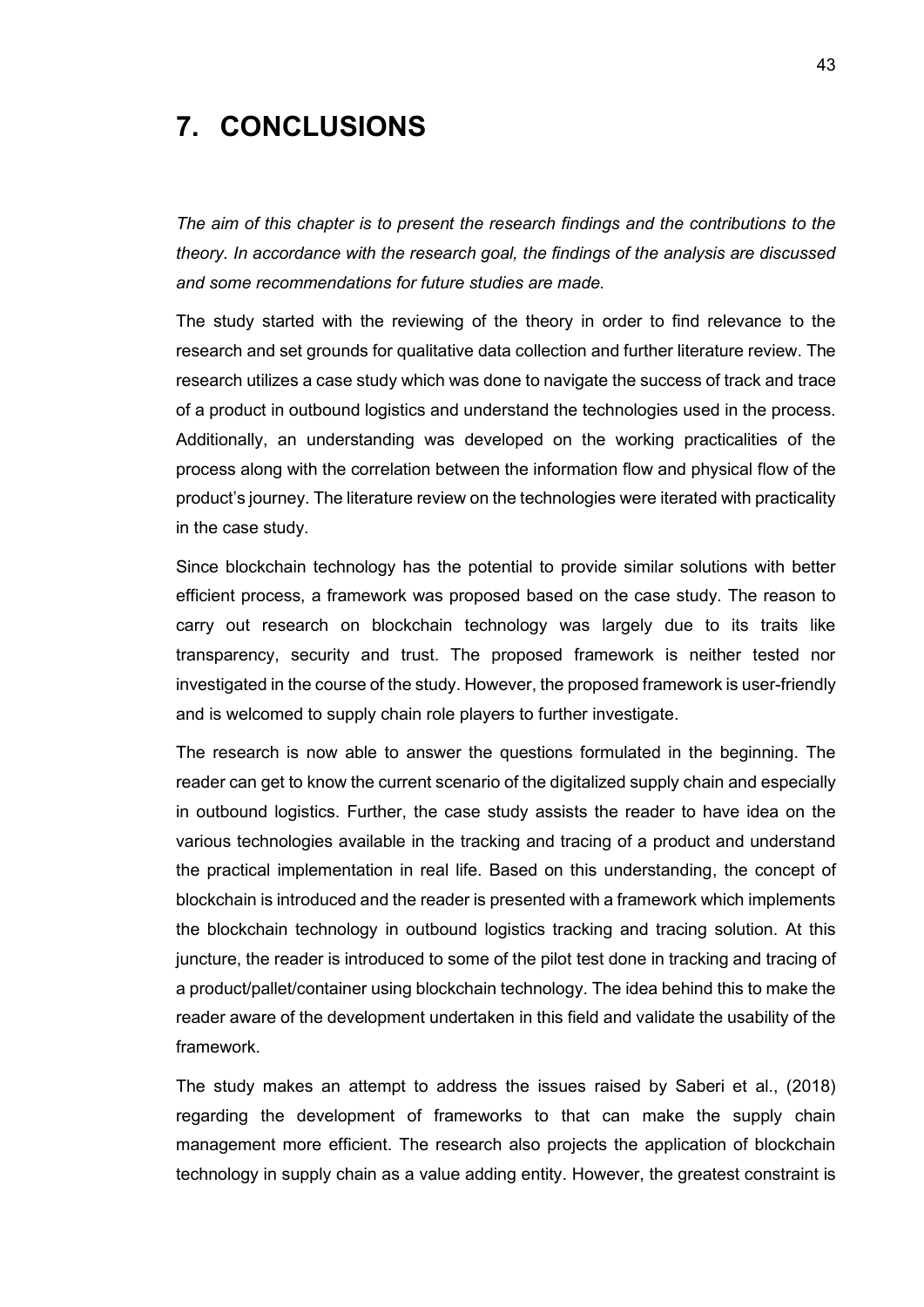# 7. CONCLUSIONS

*The aim of this chapter is to present the research findings and the contributions to the theory. In accordance with the research goal, the findings of the analysis are discussed and some recommendations for future studies are made.*

The study started with the reviewing of the theory in order to find relevance to the research and set grounds for qualitative data collection and further literature review. The research utilizes a case study which was done to navigate the success of track and trace of a product in outbound logistics and understand the technologies used in the process. Additionally, an understanding was developed on the working practicalities of the process along with the correlation between the information flow and physical flow of the product's journey. The literature review on the technologies were iterated with practicality in the case study.

Since blockchain technology has the potential to provide similar solutions with better efficient process, a framework was proposed based on the case study. The reason to carry out research on blockchain technology was largely due to its traits like transparency, security and trust. The proposed framework is neither tested nor investigated in the course of the study. However, the proposed framework is user-friendly and is welcomed to supply chain role players to further investigate.

The research is now able to answer the questions formulated in the beginning. The reader can get to know the current scenario of the digitalized supply chain and especially in outbound logistics. Further, the case study assists the reader to have idea on the various technologies available in the tracking and tracing of a product and understand the practical implementation in real life. Based on this understanding, the concept of blockchain is introduced and the reader is presented with a framework which implements the blockchain technology in outbound logistics tracking and tracing solution. At this juncture, the reader is introduced to some of the pilot test done in tracking and tracing of a product/pallet/container using blockchain technology. The idea behind this to make the reader aware of the development undertaken in this field and validate the usability of the framework.

The study makes an attempt to address the issues raised by Saberi et al., (2018) regarding the development of frameworks to that can make the supply chain management more efficient. The research also projects the application of blockchain technology in supply chain as a value adding entity. However, the greatest constraint is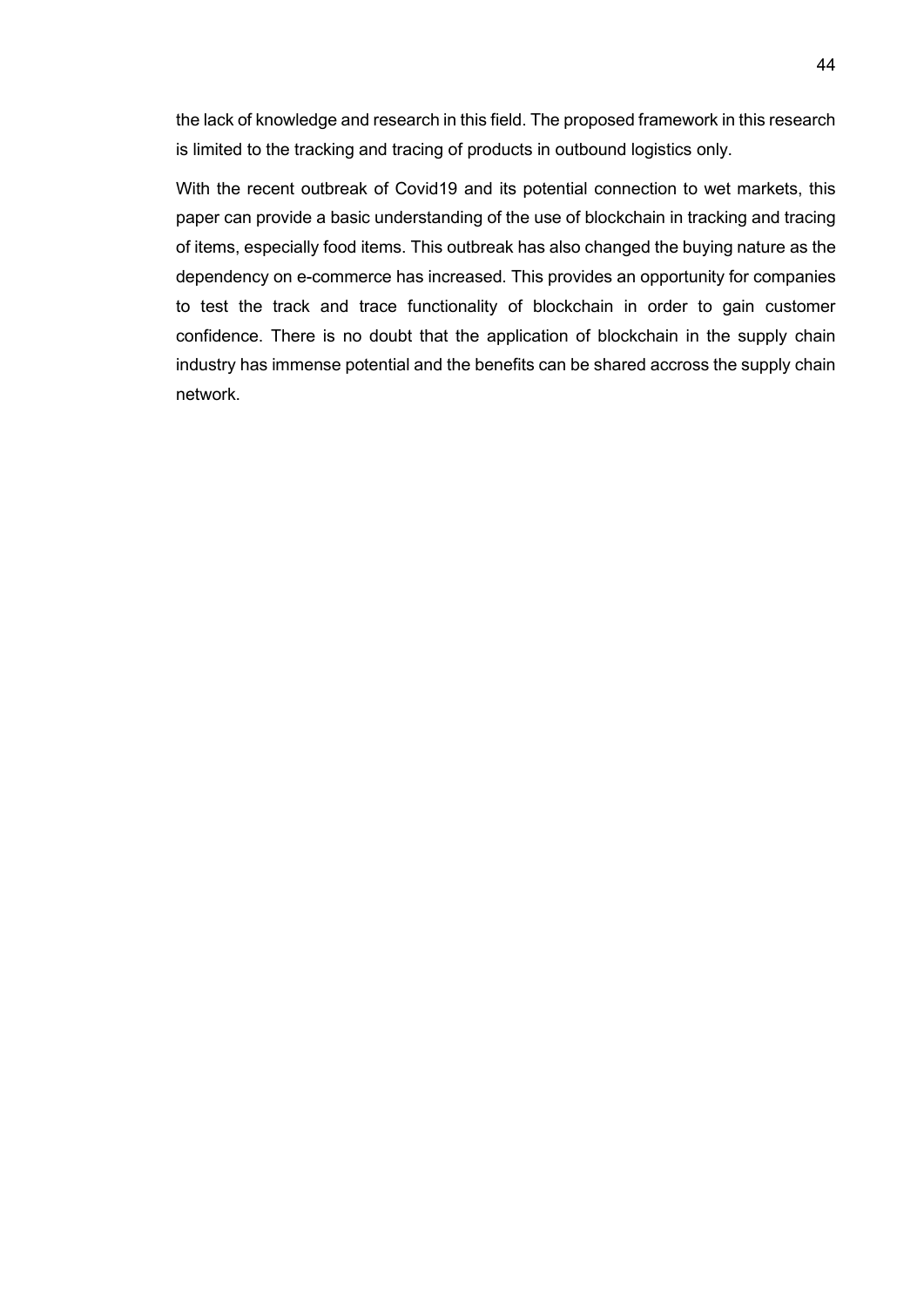the lack of knowledge and research in this field. The proposed framework in this research is limited to the tracking and tracing of products in outbound logistics only.

With the recent outbreak of Covid19 and its potential connection to wet markets, this paper can provide a basic understanding of the use of blockchain in tracking and tracing of items, especially food items. This outbreak has also changed the buying nature as the dependency on e-commerce has increased. This provides an opportunity for companies to test the track and trace functionality of blockchain in order to gain customer confidence. There is no doubt that the application of blockchain in the supply chain industry has immense potential and the benefits can be shared accross the supply chain network.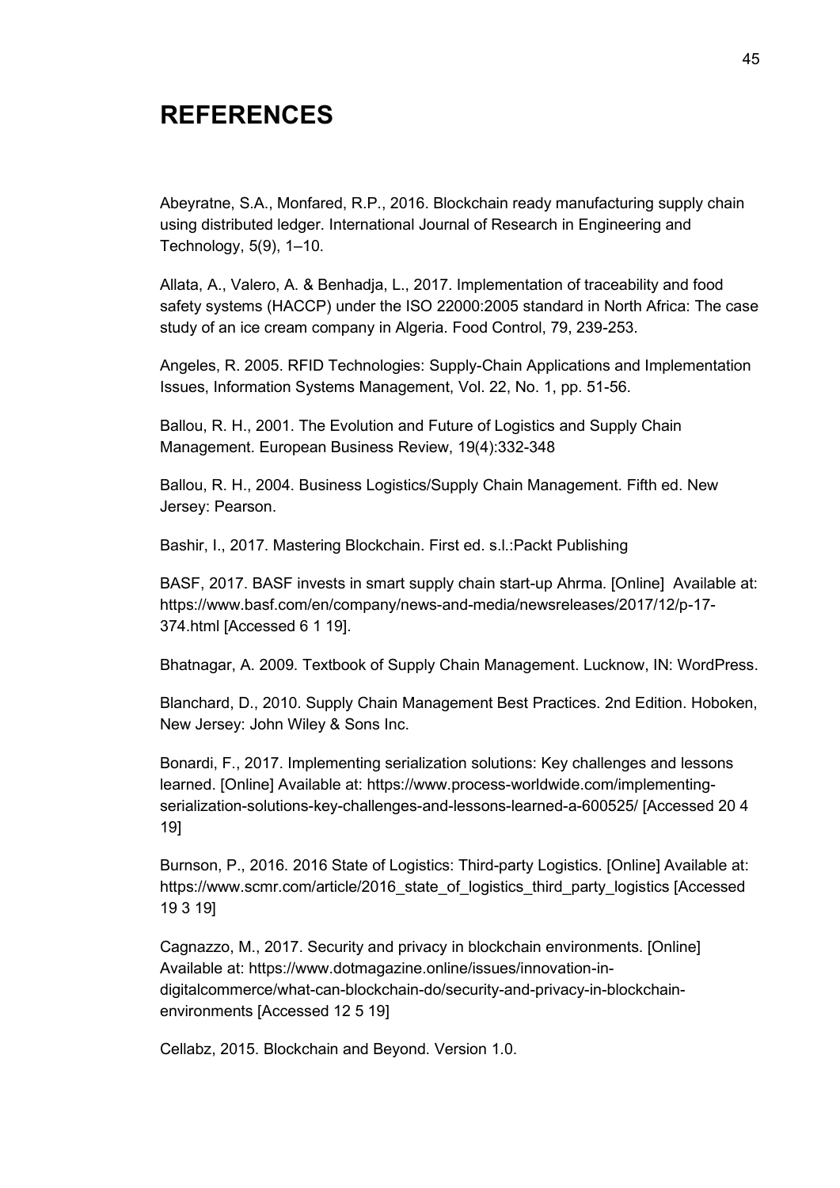# REFERENCES

Abeyratne, S.A., Monfared, R.P., 2016. Blockchain ready manufacturing supply chain using distributed ledger. International Journal of Research in Engineering and Technology, 5(9), 1–10.

Allata, A., Valero, A. & Benhadja, L., 2017. Implementation of traceability and food safety systems (HACCP) under the ISO 22000:2005 standard in North Africa: The case study of an ice cream company in Algeria. Food Control, 79, 239-253.

Angeles, R. 2005. RFID Technologies: Supply-Chain Applications and Implementation Issues, Information Systems Management, Vol. 22, No. 1, pp. 51-56.

Ballou, R. H., 2001. The Evolution and Future of Logistics and Supply Chain Management. European Business Review, 19(4):332-348

Ballou, R. H., 2004. Business Logistics/Supply Chain Management. Fifth ed. New Jersey: Pearson.

Bashir, I., 2017. Mastering Blockchain. First ed. s.l.:Packt Publishing

BASF, 2017. BASF invests in smart supply chain start-up Ahrma. [Online] Available at: https://www.basf.com/en/company/news-and-media/newsreleases/2017/12/p-17-374.html [Accessed 6 1 19].

Bhatnagar, A. 2009. Textbook of Supply Chain Management. Lucknow, IN: WordPress.

Blanchard, D., 2010. Supply Chain Management Best Practices. 2nd Edition. Hoboken, New Jersey: John Wiley & Sons Inc.

Bonardi, F., 2017. Implementing serialization solutions: Key challenges and lessons learned. [Online] Available at: https://www.process-worldwide.com/implementing-serialization-solutions-key-challenges-and-lessons-learned-a-600525/ [Accessed 20 4 19]

Burnson, P., 2016. 2016 State of Logistics: Third-party Logistics. [Online] Available at: https://www.scmr.com/article/2016_state_of_logistics_third_party_logistics [Accessed 19 3 19]

Cagnazzo, M., 2017. Security and privacy in blockchain environments. [Online] Available at: https://www.dotmagazine.online/issues/innovation-in-digitalcommerce/what-can-blockchain-do/security-and-privacy-in-blockchain-environments [Accessed 12 5 19]

Cellabz, 2015. Blockchain and Beyond. Version 1.0.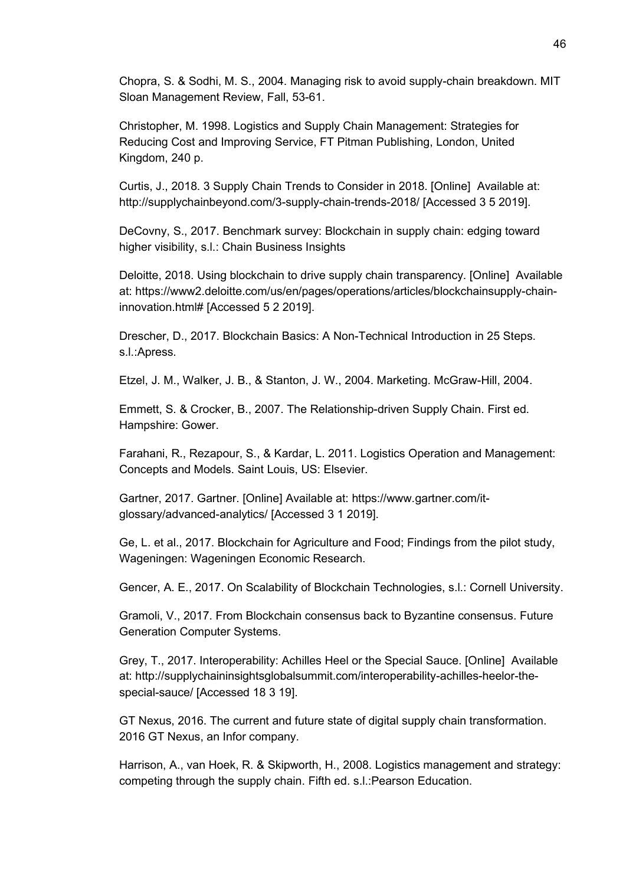Chopra, S. & Sodhi, M. S., 2004. Managing risk to avoid supply-chain breakdown. MIT Sloan Management Review, Fall, 53-61.

Christopher, M. 1998. Logistics and Supply Chain Management: Strategies for Reducing Cost and Improving Service, FT Pitman Publishing, London, United Kingdom, 240 p.

Curtis, J., 2018. 3 Supply Chain Trends to Consider in 2018. [Online] Available at: http://supplychainbeyond.com/3-supply-chain-trends-2018/ [Accessed 3 5 2019].

DeCovny, S., 2017. Benchmark survey: Blockchain in supply chain: edging toward higher visibility, s.l.: Chain Business Insights

Deloitte, 2018. Using blockchain to drive supply chain transparency. [Online] Available at: https://www2.deloitte.com/us/en/pages/operations/articles/blockchainsupply-chain-innovation.html# [Accessed 5 2 2019].

Drescher, D., 2017. Blockchain Basics: A Non-Technical Introduction in 25 Steps. s.l.:Apress.

Etzel, J. M., Walker, J. B., & Stanton, J. W., 2004. Marketing. McGraw-Hill, 2004.

Emmett, S. & Crocker, B., 2007. The Relationship-driven Supply Chain. First ed. Hampshire: Gower.

Farahani, R., Rezapour, S., & Kardar, L. 2011. Logistics Operation and Management: Concepts and Models. Saint Louis, US: Elsevier.

Gartner, 2017. Gartner. [Online] Available at: https://www.gartner.com/it-glossary/advanced-analytics/ [Accessed 3 1 2019].

Ge, L. et al., 2017. Blockchain for Agriculture and Food; Findings from the pilot study, Wageningen: Wageningen Economic Research.

Gencer, A. E., 2017. On Scalability of Blockchain Technologies, s.l.: Cornell University.

Gramoli, V., 2017. From Blockchain consensus back to Byzantine consensus. Future Generation Computer Systems.

Grey, T., 2017. Interoperability: Achilles Heel or the Special Sauce. [Online] Available at: http://supplychaininsightsglobalsummit.com/interoperability-achilles-heelor-the-special-sauce/ [Accessed 18 3 19].

GT Nexus, 2016. The current and future state of digital supply chain transformation. 2016 GT Nexus, an Infor company.

Harrison, A., van Hoek, R. & Skipworth, H., 2008. Logistics management and strategy: competing through the supply chain. Fifth ed. s.l.:Pearson Education.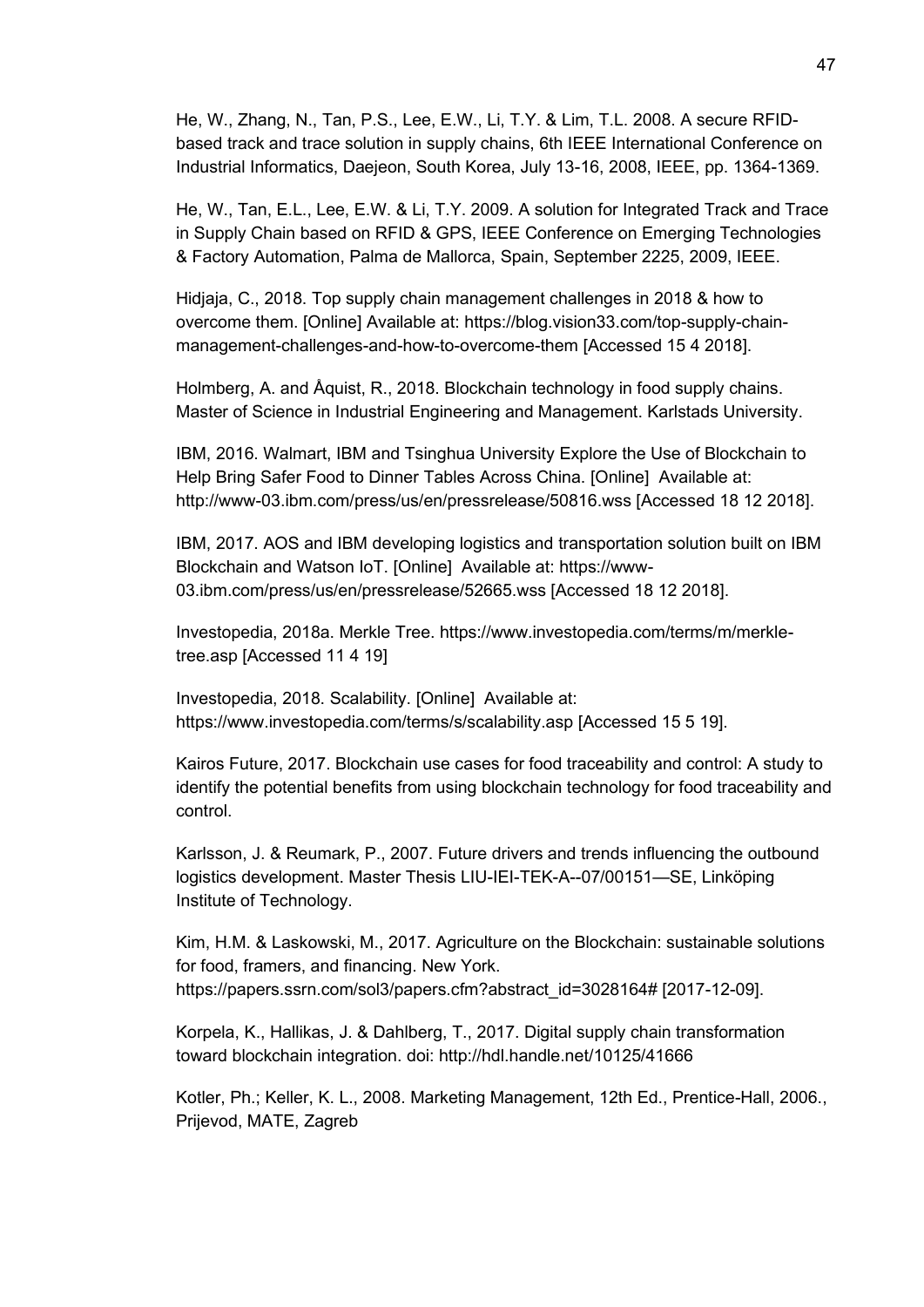He, W., Zhang, N., Tan, P.S., Lee, E.W., Li, T.Y. & Lim, T.L. 2008. A secure RFID-based track and trace solution in supply chains, 6th IEEE International Conference on Industrial Informatics, Daejeon, South Korea, July 13-16, 2008, IEEE, pp. 1364-1369.

He, W., Tan, E.L., Lee, E.W. & Li, T.Y. 2009. A solution for Integrated Track and Trace in Supply Chain based on RFID & GPS, IEEE Conference on Emerging Technologies & Factory Automation, Palma de Mallorca, Spain, September 2225, 2009, IEEE.

Hidjaja, C., 2018. Top supply chain management challenges in 2018 & how to overcome them. [Online] Available at: https://blog.vision33.com/top-supply-chain-management-challenges-and-how-to-overcome-them [Accessed 15 4 2018].

Holmberg, A. and Åquist, R., 2018. Blockchain technology in food supply chains. Master of Science in Industrial Engineering and Management. Karlstads University.

IBM, 2016. Walmart, IBM and Tsinghua University Explore the Use of Blockchain to Help Bring Safer Food to Dinner Tables Across China. [Online] Available at: http://www-03.ibm.com/press/us/en/pressrelease/50816.wss [Accessed 18 12 2018].

IBM, 2017. AOS and IBM developing logistics and transportation solution built on IBM Blockchain and Watson IoT. [Online] Available at: https://www-03.ibm.com/press/us/en/pressrelease/52665.wss [Accessed 18 12 2018].

Investopedia, 2018a. Merkle Tree. https://www.investopedia.com/terms/m/merkle-tree.asp [Accessed 11 4 19]

Investopedia, 2018. Scalability. [Online] Available at: https://www.investopedia.com/terms/s/scalability.asp [Accessed 15 5 19].

Kairos Future, 2017. Blockchain use cases for food traceability and control: A study to identify the potential benefits from using blockchain technology for food traceability and control.

Karlsson, J. & Reumark, P., 2007. Future drivers and trends influencing the outbound logistics development. Master Thesis LIU-IEI-TEK-A--07/00151—SE, Linköping Institute of Technology.

Kim, H.M. & Laskowski, M., 2017. Agriculture on the Blockchain: sustainable solutions for food, framers, and financing. New York. https://papers.ssrn.com/sol3/papers.cfm?abstract_id=3028164# [2017-12-09].

Korpela, K., Hallikas, J. & Dahlberg, T., 2017. Digital supply chain transformation toward blockchain integration. doi: http://hdl.handle.net/10125/41666

Kotler, Ph.; Keller, K. L., 2008. Marketing Management, 12th Ed., Prentice-Hall, 2006., Prijevod, MATE, Zagreb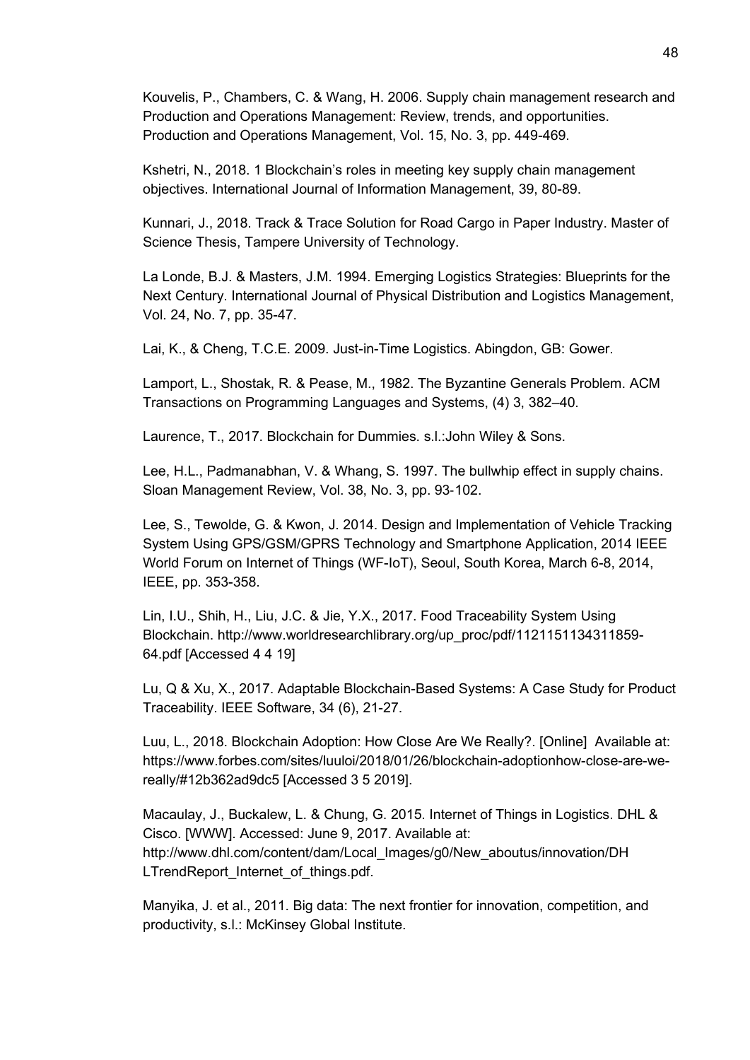Kouvelis, P., Chambers, C. & Wang, H. 2006. Supply chain management research and Production and Operations Management: Review, trends, and opportunities. Production and Operations Management, Vol. 15, No. 3, pp. 449-469.

Kshetri, N., 2018. 1 Blockchain's roles in meeting key supply chain management objectives. International Journal of Information Management, 39, 80-89.

Kunnari, J., 2018. Track & Trace Solution for Road Cargo in Paper Industry. Master of Science Thesis, Tampere University of Technology.

La Londe, B.J. & Masters, J.M. 1994. Emerging Logistics Strategies: Blueprints for the Next Century. International Journal of Physical Distribution and Logistics Management, Vol. 24, No. 7, pp. 35-47.

Lai, K., & Cheng, T.C.E. 2009. Just-in-Time Logistics. Abingdon, GB: Gower.

Lamport, L., Shostak, R. & Pease, M., 1982. The Byzantine Generals Problem. ACM Transactions on Programming Languages and Systems, (4) 3, 382–40.

Laurence, T., 2017. Blockchain for Dummies. s.l.:John Wiley & Sons.

Lee, H.L., Padmanabhan, V. & Whang, S. 1997. The bullwhip effect in supply chains. Sloan Management Review, Vol. 38, No. 3, pp. 93-102.

Lee, S., Tewolde, G. & Kwon, J. 2014. Design and Implementation of Vehicle Tracking System Using GPS/GSM/GPRS Technology and Smartphone Application, 2014 IEEE World Forum on Internet of Things (WF-IoT), Seoul, South Korea, March 6-8, 2014, IEEE, pp. 353-358.

Lin, I.U., Shih, H., Liu, J.C. & Jie, Y.X., 2017. Food Traceability System Using Blockchain. http://www.worldresearchlibrary.org/up_proc/pdf/1121151134311859-64.pdf [Accessed 4 4 19]

Lu, Q & Xu, X., 2017. Adaptable Blockchain-Based Systems: A Case Study for Product Traceability. IEEE Software, 34 (6), 21-27.

Luu, L., 2018. Blockchain Adoption: How Close Are We Really?. [Online] Available at: https://www.forbes.com/sites/luuloi/2018/01/26/blockchain-adoptionhow-close-are-we-really/#12b362ad9dc5 [Accessed 3 5 2019].

Macaulay, J., Buckalew, L. & Chung, G. 2015. Internet of Things in Logistics. DHL & Cisco. [WWW]. Accessed: June 9, 2017. Available at: http://www.dhl.com/content/dam/Local_Images/g0/New_aboutus/innovation/DHLTrendReport_Internet_of_things.pdf.

Manyika, J. et al., 2011. Big data: The next frontier for innovation, competition, and productivity, s.l.: McKinsey Global Institute.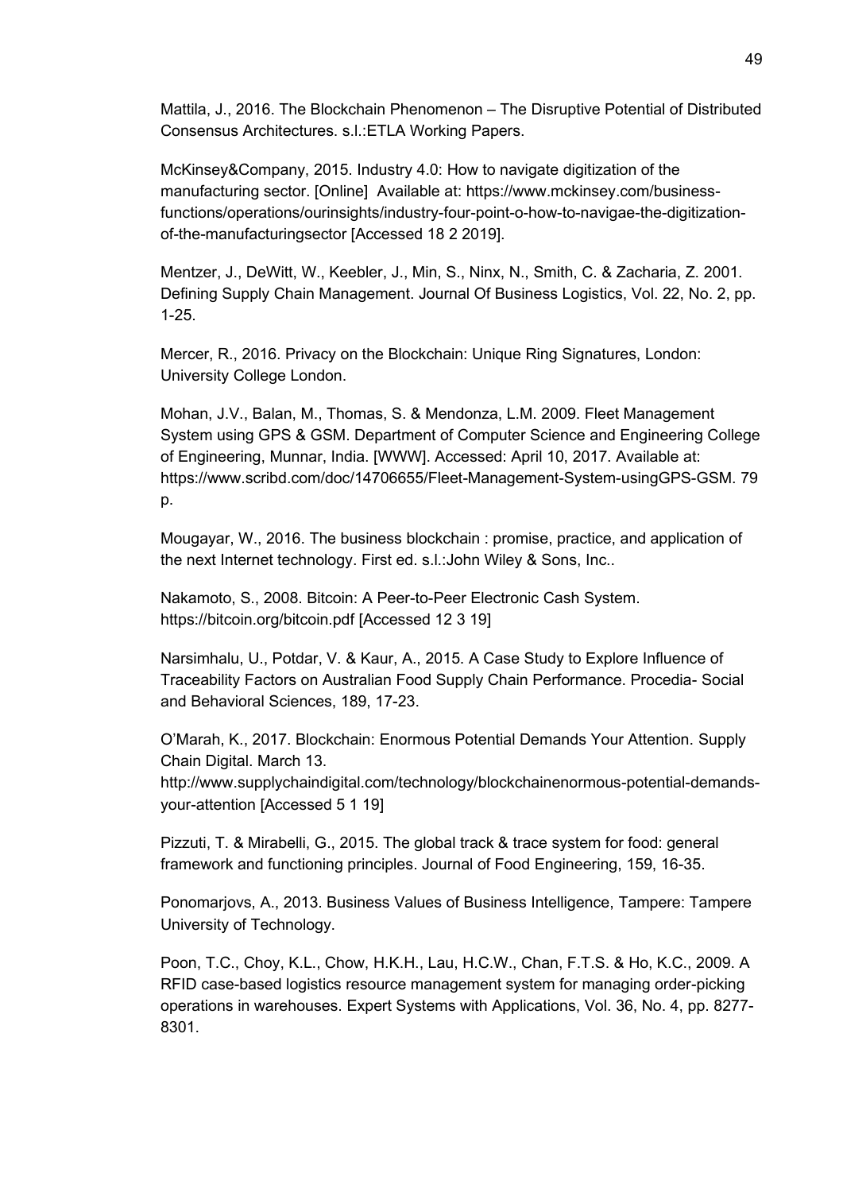Mattila, J., 2016. The Blockchain Phenomenon – The Disruptive Potential of Distributed Consensus Architectures. s.l.:ETLA Working Papers.

McKinsey&Company, 2015. Industry 4.0: How to navigate digitization of the manufacturing sector. [Online] Available at: https://www.mckinsey.com/business-functions/operations/ourinsights/industry-four-point-o-how-to-navigae-the-digitization-of-the-manufacturingsector [Accessed 18 2 2019].

Mentzer, J., DeWitt, W., Keebler, J., Min, S., Ninx, N., Smith, C. & Zacharia, Z. 2001. Defining Supply Chain Management. Journal Of Business Logistics, Vol. 22, No. 2, pp. 1-25.

Mercer, R., 2016. Privacy on the Blockchain: Unique Ring Signatures, London: University College London.

Mohan, J.V., Balan, M., Thomas, S. & Mendonza, L.M. 2009. Fleet Management System using GPS & GSM. Department of Computer Science and Engineering College of Engineering, Munnar, India. [WWW]. Accessed: April 10, 2017. Available at: https://www.scribd.com/doc/14706655/Fleet-Management-System-usingGPS-GSM. 79 p.

Mougayar, W., 2016. The business blockchain : promise, practice, and application of the next Internet technology. First ed. s.l.:John Wiley & Sons, Inc..

Nakamoto, S., 2008. Bitcoin: A Peer-to-Peer Electronic Cash System. https://bitcoin.org/bitcoin.pdf [Accessed 12 3 19]

Narsimhalu, U., Potdar, V. & Kaur, A., 2015. A Case Study to Explore Influence of Traceability Factors on Australian Food Supply Chain Performance. Procedia- Social and Behavioral Sciences, 189, 17-23.

O'Marah, K., 2017. Blockchain: Enormous Potential Demands Your Attention. Supply Chain Digital. March 13. http://www.supplychaindigital.com/technology/blockchainenormous-potential-demands-your-attention [Accessed 5 1 19]

Pizzuti, T. & Mirabelli, G., 2015. The global track & trace system for food: general framework and functioning principles. Journal of Food Engineering, 159, 16-35.

Ponomarjovs, A., 2013. Business Values of Business Intelligence, Tampere: Tampere University of Technology.

Poon, T.C., Choy, K.L., Chow, H.K.H., Lau, H.C.W., Chan, F.T.S. & Ho, K.C., 2009. A RFID case-based logistics resource management system for managing order-picking operations in warehouses. Expert Systems with Applications, Vol. 36, No. 4, pp. 8277-8301.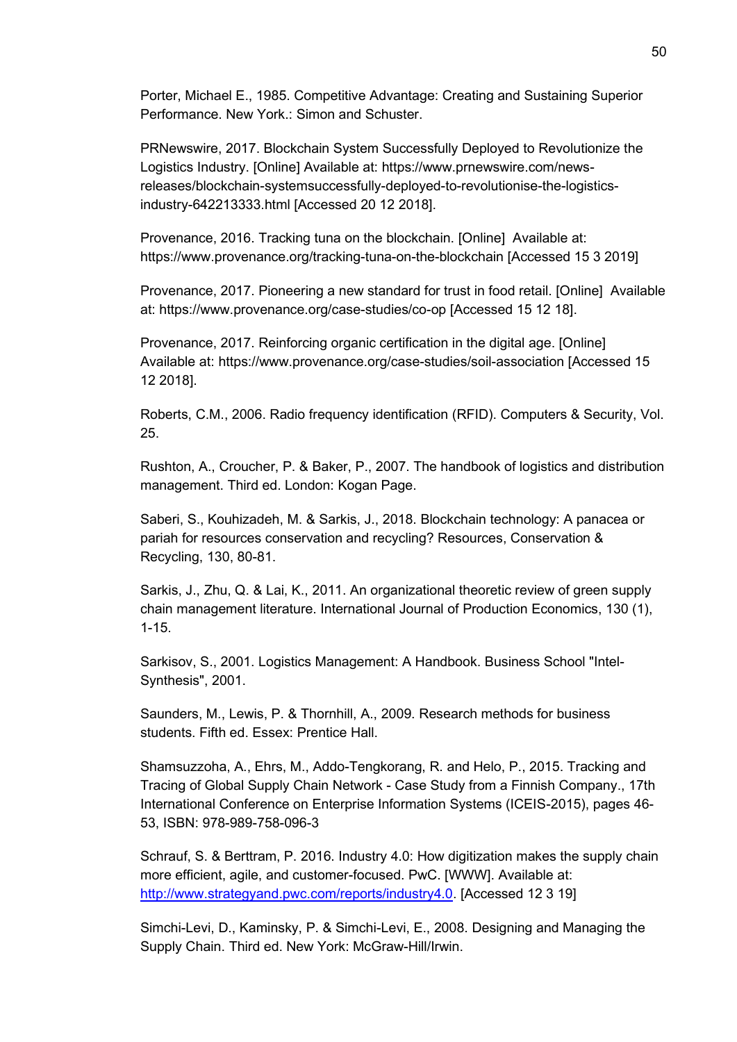Porter, Michael E., 1985. Competitive Advantage: Creating and Sustaining Superior Performance. New York.: Simon and Schuster.

PRNewswire, 2017. Blockchain System Successfully Deployed to Revolutionize the Logistics Industry. [Online] Available at: https://www.prnewswire.com/news-releases/blockchain-systemsuccessfully-deployed-to-revolutionise-the-logistics-industry-642213333.html [Accessed 20 12 2018].

Provenance, 2016. Tracking tuna on the blockchain. [Online] Available at: https://www.provenance.org/tracking-tuna-on-the-blockchain [Accessed 15 3 2019]

Provenance, 2017. Pioneering a new standard for trust in food retail. [Online] Available at: https://www.provenance.org/case-studies/co-op [Accessed 15 12 18].

Provenance, 2017. Reinforcing organic certification in the digital age. [Online] Available at: https://www.provenance.org/case-studies/soil-association [Accessed 15 12 2018].

Roberts, C.M., 2006. Radio frequency identification (RFID). Computers & Security, Vol. 25.

Rushton, A., Croucher, P. & Baker, P., 2007. The handbook of logistics and distribution management. Third ed. London: Kogan Page.

Saberi, S., Kouhizadeh, M. & Sarkis, J., 2018. Blockchain technology: A panacea or pariah for resources conservation and recycling? Resources, Conservation & Recycling, 130, 80-81.

Sarkis, J., Zhu, Q. & Lai, K., 2011. An organizational theoretic review of green supply chain management literature. International Journal of Production Economics, 130 (1), 1-15.

Sarkisov, S., 2001. Logistics Management: A Handbook. Business School "Intel-Synthesis", 2001.

Saunders, M., Lewis, P. & Thornhill, A., 2009. Research methods for business students. Fifth ed. Essex: Prentice Hall.

Shamsuzzoha, A., Ehrs, M., Addo-Tengkorang, R. and Helo, P., 2015. Tracking and Tracing of Global Supply Chain Network - Case Study from a Finnish Company., 17th International Conference on Enterprise Information Systems (ICEIS-2015), pages 46-53, ISBN: 978-989-758-096-3

Schrauf, S. & Berttram, P. 2016. Industry 4.0: How digitization makes the supply chain more efficient, agile, and customer-focused. PwC. [WWW]. Available at: http://www.strategyand.pwc.com/reports/industry4.0. [Accessed 12 3 19]

Simchi-Levi, D., Kaminsky, P. & Simchi-Levi, E., 2008. Designing and Managing the Supply Chain. Third ed. New York: McGraw-Hill/Irwin.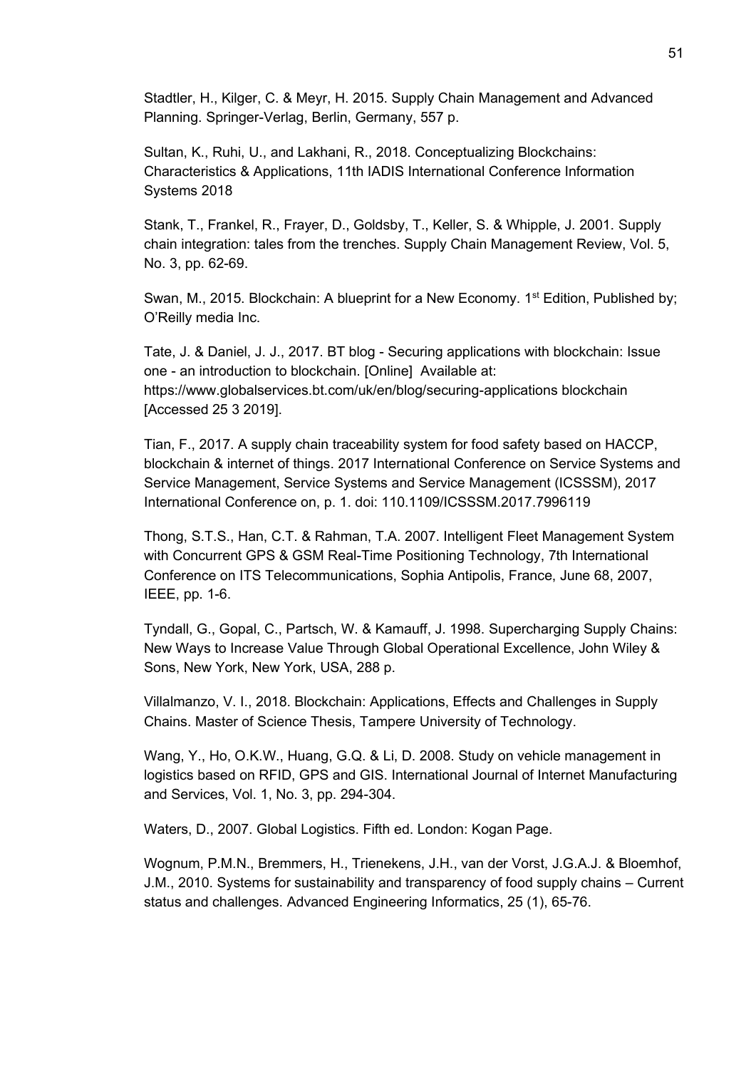Stadtler, H., Kilger, C. & Meyr, H. 2015. Supply Chain Management and Advanced Planning. Springer-Verlag, Berlin, Germany, 557 p.

Sultan, K., Ruhi, U., and Lakhani, R., 2018. Conceptualizing Blockchains: Characteristics & Applications, 11th IADIS International Conference Information Systems 2018

Stank, T., Frankel, R., Frayer, D., Goldsby, T., Keller, S. & Whipple, J. 2001. Supply chain integration: tales from the trenches. Supply Chain Management Review, Vol. 5, No. 3, pp. 62-69.

Swan, M., 2015. Blockchain: A blueprint for a New Economy. 1st Edition, Published by; O'Reilly media Inc.

Tate, J. & Daniel, J. J., 2017. BT blog - Securing applications with blockchain: Issue one - an introduction to blockchain. [Online] Available at: https://www.globalservices.bt.com/uk/en/blog/securing-applications blockchain [Accessed 25 3 2019].

Tian, F., 2017. A supply chain traceability system for food safety based on HACCP, blockchain & internet of things. 2017 International Conference on Service Systems and Service Management, Service Systems and Service Management (ICSSSM), 2017 International Conference on, p. 1. doi: 110.1109/ICSSSM.2017.7996119

Thong, S.T.S., Han, C.T. & Rahman, T.A. 2007. Intelligent Fleet Management System with Concurrent GPS & GSM Real-Time Positioning Technology, 7th International Conference on ITS Telecommunications, Sophia Antipolis, France, June 68, 2007, IEEE, pp. 1-6.

Tyndall, G., Gopal, C., Partsch, W. & Kamauff, J. 1998. Supercharging Supply Chains: New Ways to Increase Value Through Global Operational Excellence, John Wiley & Sons, New York, New York, USA, 288 p.

Villalmanzo, V. I., 2018. Blockchain: Applications, Effects and Challenges in Supply Chains. Master of Science Thesis, Tampere University of Technology.

Wang, Y., Ho, O.K.W., Huang, G.Q. & Li, D. 2008. Study on vehicle management in logistics based on RFID, GPS and GIS. International Journal of Internet Manufacturing and Services, Vol. 1, No. 3, pp. 294-304.

Waters, D., 2007. Global Logistics. Fifth ed. London: Kogan Page.

Wognum, P.M.N., Bremmers, H., Trienekens, J.H., van der Vorst, J.G.A.J. & Bloemhof, J.M., 2010. Systems for sustainability and transparency of food supply chains – Current status and challenges. Advanced Engineering Informatics, 25 (1), 65-76.